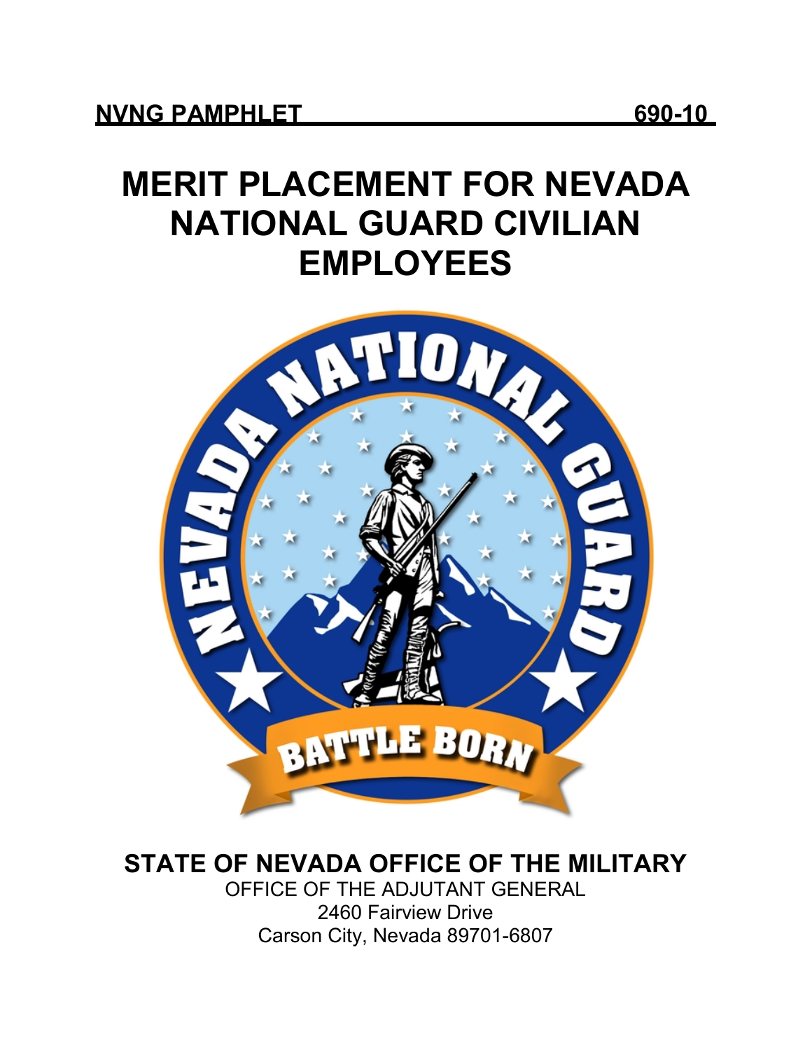**NVNG PAMPHLET 690-10**

# MERIT PLACEMENT FOR NEVADA NATIONAL GUARD CIVILIAN EMPLOYEES

## STATE OF NEVADA OFFICE OF THE MILITARY

OFFICE OF THE ADJUTANT GENERAL
2460 Fairview Drive
Carson City, Nevada 89701-6807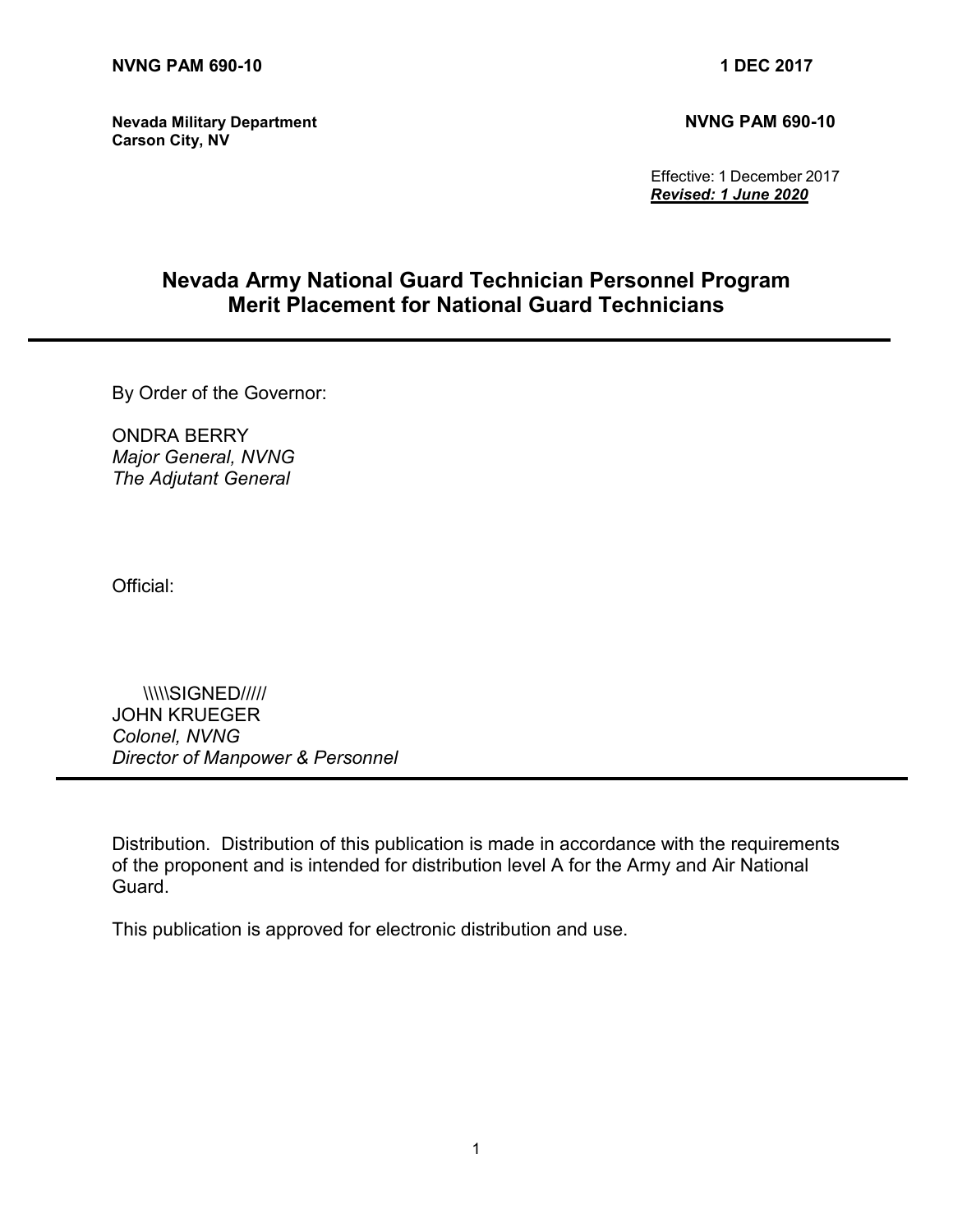**Nevada Military Department**
**Carson City, NV**

**NVNG PAM 690-10**

Effective: 1 December 2017
***Revised: 1 June 2020***

# Nevada Army National Guard Technician Personnel Program
# Merit Placement for National Guard Technicians

---

By Order of the Governor:

ONDRA BERRY
*Major General, NVNG*
*The Adjutant General*

Official:

\\\\\SIGNED/////
JOHN KRUEGER
*Colonel, NVNG*
*Director of Manpower & Personnel*

---

Distribution. Distribution of this publication is made in accordance with the requirements of the proponent and is intended for distribution level A for the Army and Air National Guard.

This publication is approved for electronic distribution and use.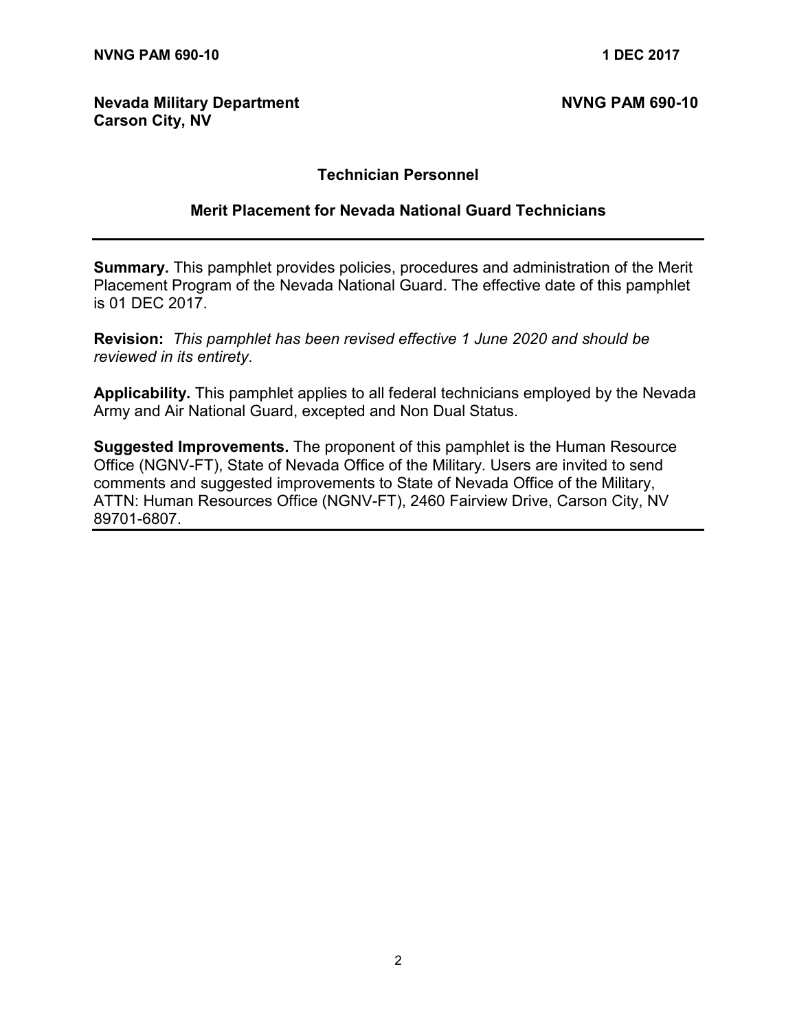**Nevada Military Department**
**Carson City, NV**

**NVNG PAM 690-10**

## Technician Personnel

## Merit Placement for Nevada National Guard Technicians

---

**Summary.** This pamphlet provides policies, procedures and administration of the Merit Placement Program of the Nevada National Guard. The effective date of this pamphlet is 01 DEC 2017.

**Revision:** *This pamphlet has been revised effective 1 June 2020 and should be reviewed in its entirety*.

**Applicability.** This pamphlet applies to all federal technicians employed by the Nevada Army and Air National Guard, excepted and Non Dual Status.

**Suggested Improvements.** The proponent of this pamphlet is the Human Resource Office (NGNV-FT), State of Nevada Office of the Military. Users are invited to send comments and suggested improvements to State of Nevada Office of the Military, ATTN: Human Resources Office (NGNV-FT), 2460 Fairview Drive, Carson City, NV 89701-6807.

---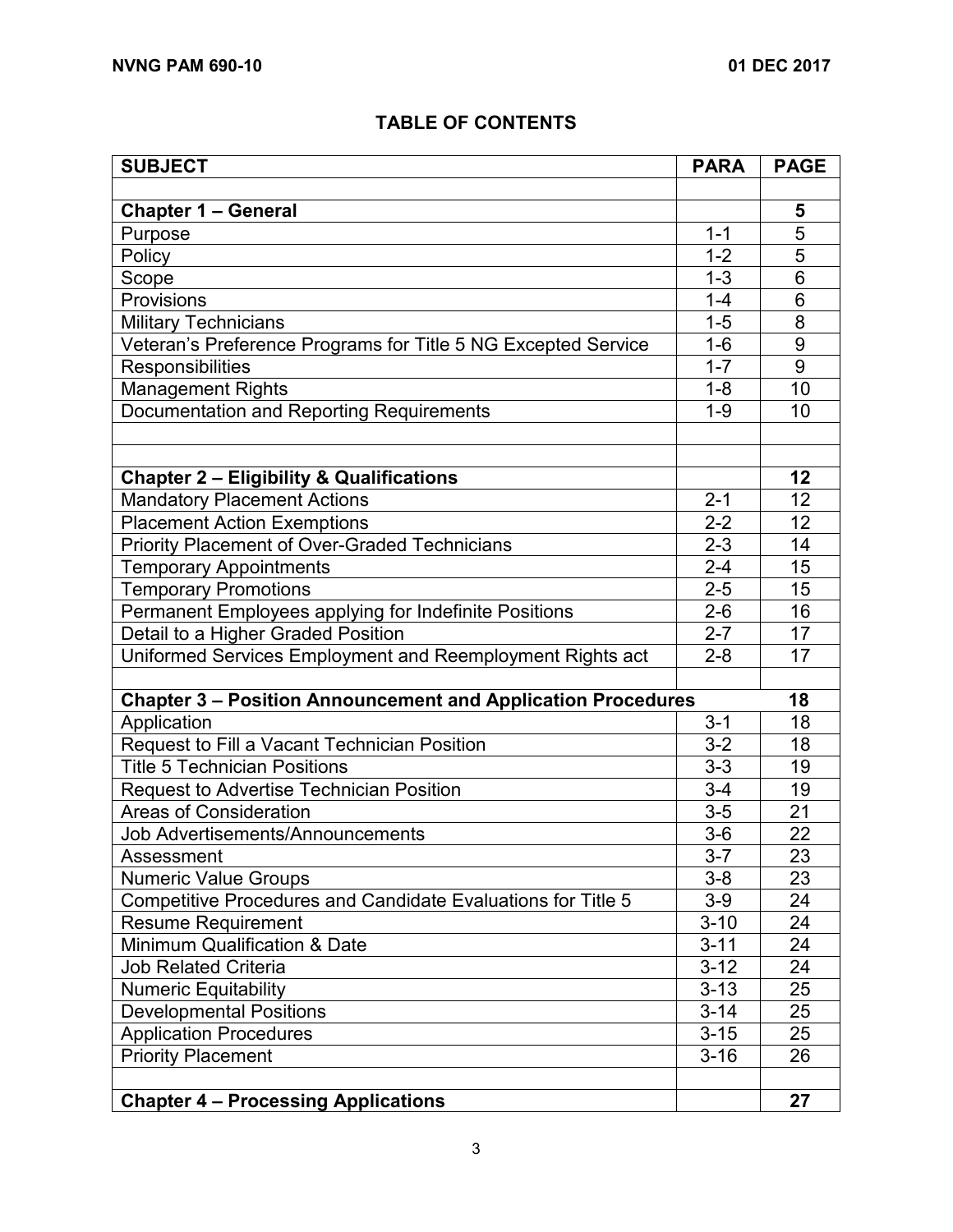## TABLE OF CONTENTS

| SUBJECT | PARA | PAGE |
|---|---|---|
| | | |
| **Chapter 1 – General** | | **5** |
| Purpose | 1-1 | 5 |
| Policy | 1-2 | 5 |
| Scope | 1-3 | 6 |
| Provisions | 1-4 | 6 |
| Military Technicians | 1-5 | 8 |
| Veteran's Preference Programs for Title 5 NG Excepted Service | 1-6 | 9 |
| Responsibilities | 1-7 | 9 |
| Management Rights | 1-8 | 10 |
| Documentation and Reporting Requirements | 1-9 | 10 |
| | | |
| | | |
| **Chapter 2 – Eligibility & Qualifications** | | **12** |
| Mandatory Placement Actions | 2-1 | 12 |
| Placement Action Exemptions | 2-2 | 12 |
| Priority Placement of Over-Graded Technicians | 2-3 | 14 |
| Temporary Appointments | 2-4 | 15 |
| Temporary Promotions | 2-5 | 15 |
| Permanent Employees applying for Indefinite Positions | 2-6 | 16 |
| Detail to a Higher Graded Position | 2-7 | 17 |
| Uniformed Services Employment and Reemployment Rights act | 2-8 | 17 |
| | | |
| **Chapter 3 – Position Announcement and Application Procedures** | | **18** |
| Application | 3-1 | 18 |
| Request to Fill a Vacant Technician Position | 3-2 | 18 |
| Title 5 Technician Positions | 3-3 | 19 |
| Request to Advertise Technician Position | 3-4 | 19 |
| Areas of Consideration | 3-5 | 21 |
| Job Advertisements/Announcements | 3-6 | 22 |
| Assessment | 3-7 | 23 |
| Numeric Value Groups | 3-8 | 23 |
| Competitive Procedures and Candidate Evaluations for Title 5 | 3-9 | 24 |
| Resume Requirement | 3-10 | 24 |
| Minimum Qualification & Date | 3-11 | 24 |
| Job Related Criteria | 3-12 | 24 |
| Numeric Equitability | 3-13 | 25 |
| Developmental Positions | 3-14 | 25 |
| Application Procedures | 3-15 | 25 |
| Priority Placement | 3-16 | 26 |
| | | |
| **Chapter 4 – Processing Applications** | | **27** |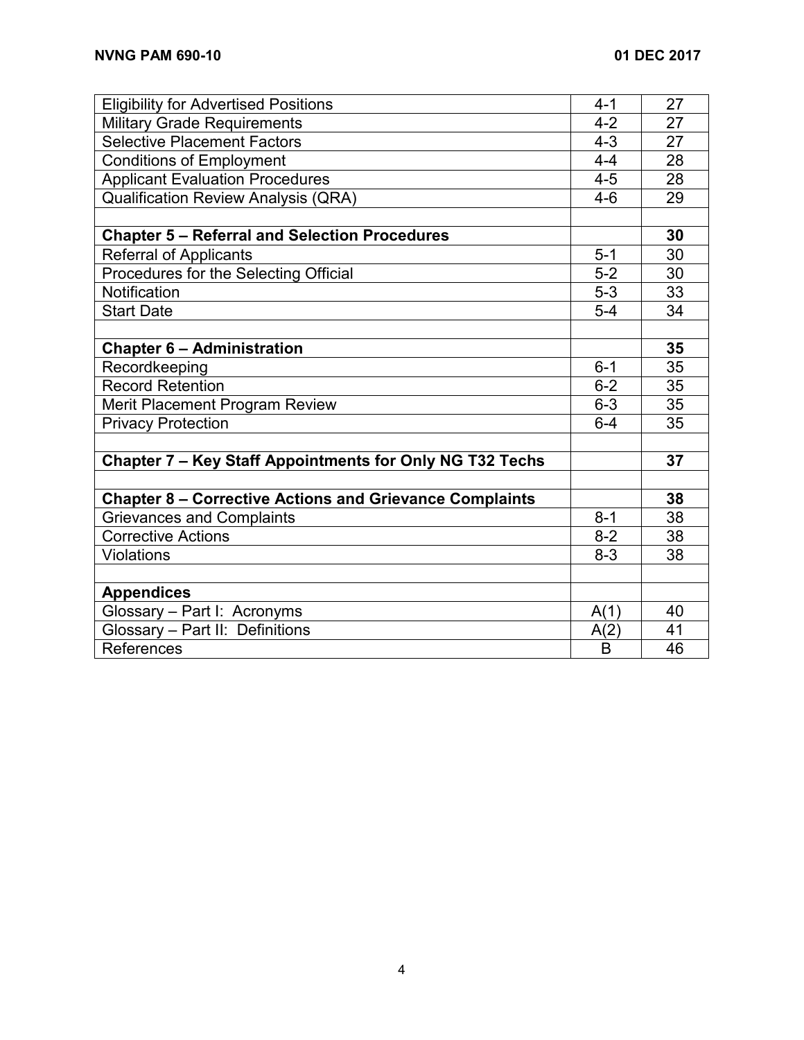| | | |
|---|---|---|
| Eligibility for Advertised Positions | 4-1 | 27 |
| Military Grade Requirements | 4-2 | 27 |
| Selective Placement Factors | 4-3 | 27 |
| Conditions of Employment | 4-4 | 28 |
| Applicant Evaluation Procedures | 4-5 | 28 |
| Qualification Review Analysis (QRA) | 4-6 | 29 |
| | | |
| **Chapter 5 – Referral and Selection Procedures** | | **30** |
| Referral of Applicants | 5-1 | 30 |
| Procedures for the Selecting Official | 5-2 | 30 |
| Notification | 5-3 | 33 |
| Start Date | 5-4 | 34 |
| | | |
| **Chapter 6 – Administration** | | **35** |
| Recordkeeping | 6-1 | 35 |
| Record Retention | 6-2 | 35 |
| Merit Placement Program Review | 6-3 | 35 |
| Privacy Protection | 6-4 | 35 |
| | | |
| **Chapter 7 – Key Staff Appointments for Only NG T32 Techs** | | **37** |
| | | |
| **Chapter 8 – Corrective Actions and Grievance Complaints** | | **38** |
| Grievances and Complaints | 8-1 | 38 |
| Corrective Actions | 8-2 | 38 |
| Violations | 8-3 | 38 |
| | | |
| **Appendices** | | |
| Glossary – Part I: Acronyms | A(1) | 40 |
| Glossary – Part II: Definitions | A(2) | 41 |
| References | B | 46 |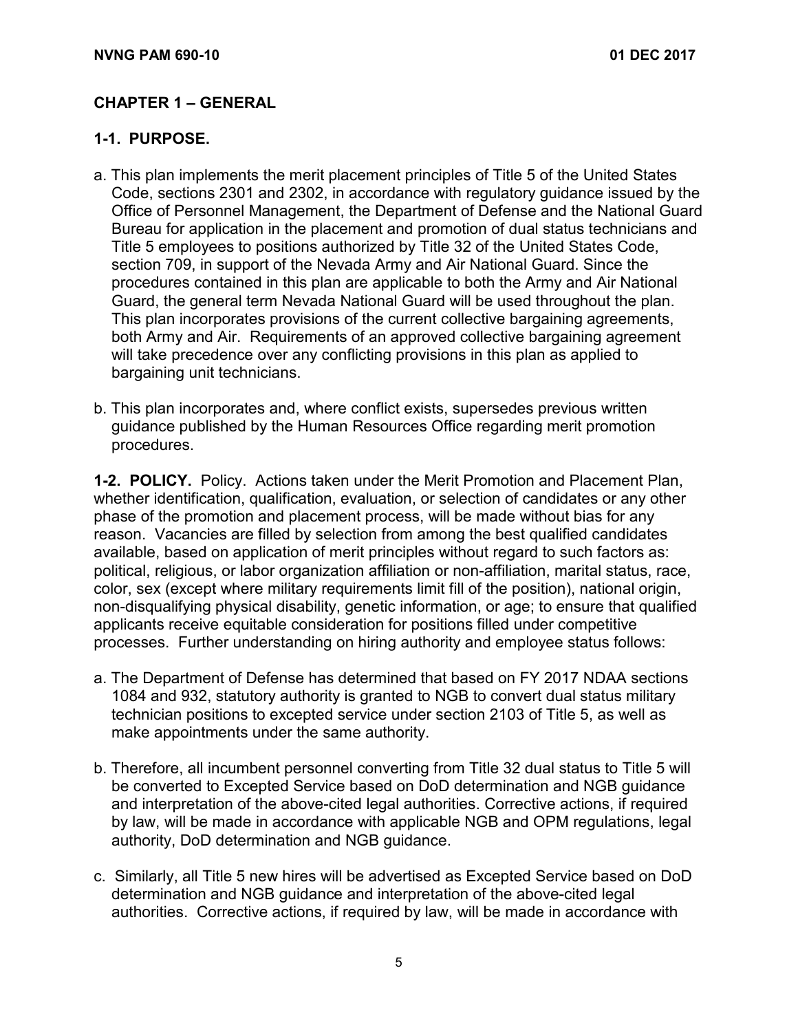## CHAPTER 1 – GENERAL

### 1-1. PURPOSE.

a. This plan implements the merit placement principles of Title 5 of the United States Code, sections 2301 and 2302, in accordance with regulatory guidance issued by the Office of Personnel Management, the Department of Defense and the National Guard Bureau for application in the placement and promotion of dual status technicians and Title 5 employees to positions authorized by Title 32 of the United States Code, section 709, in support of the Nevada Army and Air National Guard. Since the procedures contained in this plan are applicable to both the Army and Air National Guard, the general term Nevada National Guard will be used throughout the plan. This plan incorporates provisions of the current collective bargaining agreements, both Army and Air. Requirements of an approved collective bargaining agreement will take precedence over any conflicting provisions in this plan as applied to bargaining unit technicians.

b. This plan incorporates and, where conflict exists, supersedes previous written guidance published by the Human Resources Office regarding merit promotion procedures.

**1-2. POLICY.** Policy. Actions taken under the Merit Promotion and Placement Plan, whether identification, qualification, evaluation, or selection of candidates or any other phase of the promotion and placement process, will be made without bias for any reason. Vacancies are filled by selection from among the best qualified candidates available, based on application of merit principles without regard to such factors as: political, religious, or labor organization affiliation or non-affiliation, marital status, race, color, sex (except where military requirements limit fill of the position), national origin, non-disqualifying physical disability, genetic information, or age; to ensure that qualified applicants receive equitable consideration for positions filled under competitive processes. Further understanding on hiring authority and employee status follows:

a. The Department of Defense has determined that based on FY 2017 NDAA sections 1084 and 932, statutory authority is granted to NGB to convert dual status military technician positions to excepted service under section 2103 of Title 5, as well as make appointments under the same authority.

b. Therefore, all incumbent personnel converting from Title 32 dual status to Title 5 will be converted to Excepted Service based on DoD determination and NGB guidance and interpretation of the above-cited legal authorities. Corrective actions, if required by law, will be made in accordance with applicable NGB and OPM regulations, legal authority, DoD determination and NGB guidance.

c. Similarly, all Title 5 new hires will be advertised as Excepted Service based on DoD determination and NGB guidance and interpretation of the above-cited legal authorities. Corrective actions, if required by law, will be made in accordance with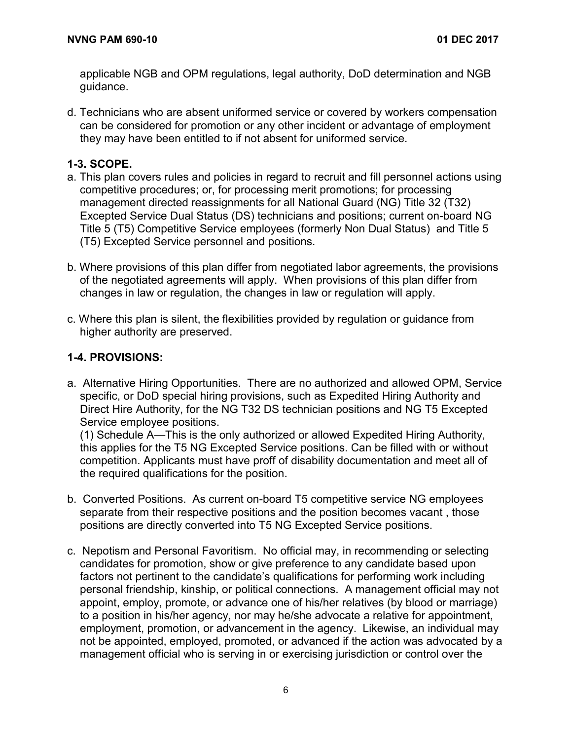applicable NGB and OPM regulations, legal authority, DoD determination and NGB guidance.

d. Technicians who are absent uniformed service or covered by workers compensation can be considered for promotion or any other incident or advantage of employment they may have been entitled to if not absent for uniformed service.

**1-3. SCOPE.**

a. This plan covers rules and policies in regard to recruit and fill personnel actions using competitive procedures; or, for processing merit promotions; for processing management directed reassignments for all National Guard (NG) Title 32 (T32) Excepted Service Dual Status (DS) technicians and positions; current on-board NG Title 5 (T5) Competitive Service employees (formerly Non Dual Status) and Title 5 (T5) Excepted Service personnel and positions.

b. Where provisions of this plan differ from negotiated labor agreements, the provisions of the negotiated agreements will apply. When provisions of this plan differ from changes in law or regulation, the changes in law or regulation will apply.

c. Where this plan is silent, the flexibilities provided by regulation or guidance from higher authority are preserved.

**1-4. PROVISIONS:**

a. Alternative Hiring Opportunities. There are no authorized and allowed OPM, Service specific, or DoD special hiring provisions, such as Expedited Hiring Authority and Direct Hire Authority, for the NG T32 DS technician positions and NG T5 Excepted Service employee positions.
(1) Schedule A—This is the only authorized or allowed Expedited Hiring Authority, this applies for the T5 NG Excepted Service positions. Can be filled with or without competition. Applicants must have proff of disability documentation and meet all of the required qualifications for the position.

b. Converted Positions. As current on-board T5 competitive service NG employees separate from their respective positions and the position becomes vacant , those positions are directly converted into T5 NG Excepted Service positions.

c. Nepotism and Personal Favoritism. No official may, in recommending or selecting candidates for promotion, show or give preference to any candidate based upon factors not pertinent to the candidate's qualifications for performing work including personal friendship, kinship, or political connections. A management official may not appoint, employ, promote, or advance one of his/her relatives (by blood or marriage) to a position in his/her agency, nor may he/she advocate a relative for appointment, employment, promotion, or advancement in the agency. Likewise, an individual may not be appointed, employed, promoted, or advanced if the action was advocated by a management official who is serving in or exercising jurisdiction or control over the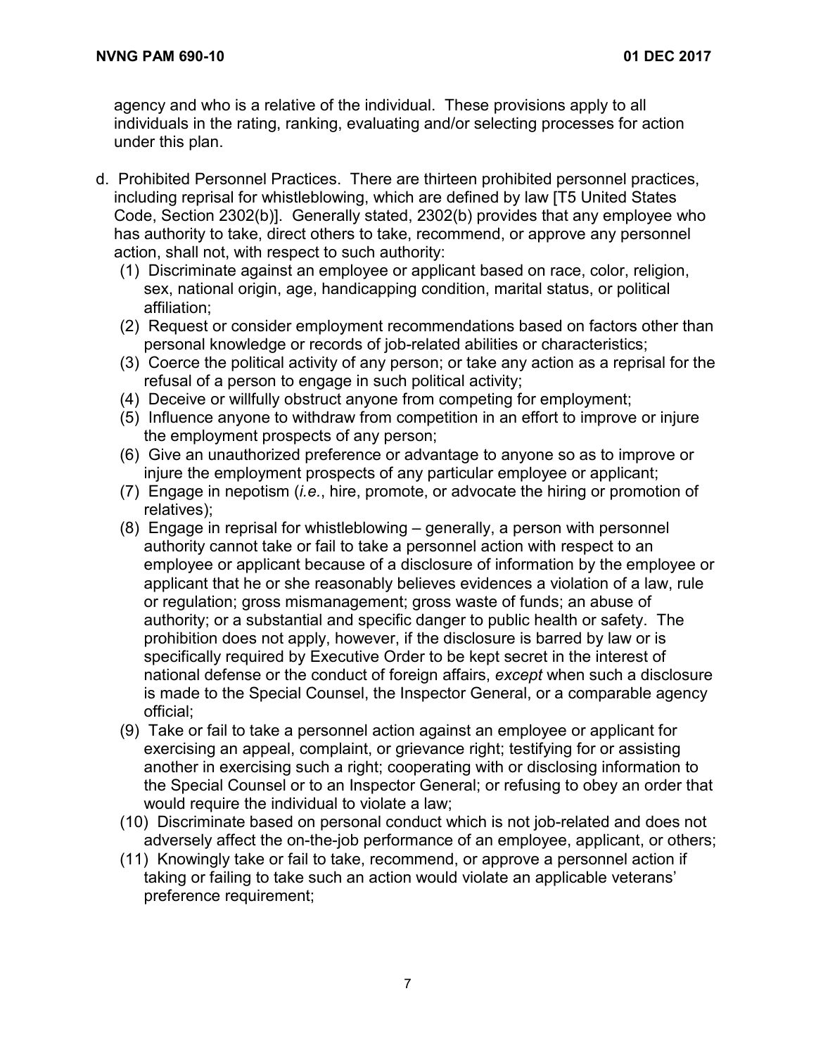agency and who is a relative of the individual. These provisions apply to all individuals in the rating, ranking, evaluating and/or selecting processes for action under this plan.

d. Prohibited Personnel Practices. There are thirteen prohibited personnel practices, including reprisal for whistleblowing, which are defined by law [T5 United States Code, Section 2302(b)]. Generally stated, 2302(b) provides that any employee who has authority to take, direct others to take, recommend, or approve any personnel action, shall not, with respect to such authority:

   (1) Discriminate against an employee or applicant based on race, color, religion, sex, national origin, age, handicapping condition, marital status, or political affiliation;

   (2) Request or consider employment recommendations based on factors other than personal knowledge or records of job-related abilities or characteristics;

   (3) Coerce the political activity of any person; or take any action as a reprisal for the refusal of a person to engage in such political activity;

   (4) Deceive or willfully obstruct anyone from competing for employment;

   (5) Influence anyone to withdraw from competition in an effort to improve or injure the employment prospects of any person;

   (6) Give an unauthorized preference or advantage to anyone so as to improve or injure the employment prospects of any particular employee or applicant;

   (7) Engage in nepotism (*i.e.*, hire, promote, or advocate the hiring or promotion of relatives);

   (8) Engage in reprisal for whistleblowing – generally, a person with personnel authority cannot take or fail to take a personnel action with respect to an employee or applicant because of a disclosure of information by the employee or applicant that he or she reasonably believes evidences a violation of a law, rule or regulation; gross mismanagement; gross waste of funds; an abuse of authority; or a substantial and specific danger to public health or safety. The prohibition does not apply, however, if the disclosure is barred by law or is specifically required by Executive Order to be kept secret in the interest of national defense or the conduct of foreign affairs, *except* when such a disclosure is made to the Special Counsel, the Inspector General, or a comparable agency official;

   (9) Take or fail to take a personnel action against an employee or applicant for exercising an appeal, complaint, or grievance right; testifying for or assisting another in exercising such a right; cooperating with or disclosing information to the Special Counsel or to an Inspector General; or refusing to obey an order that would require the individual to violate a law;

   (10) Discriminate based on personal conduct which is not job-related and does not adversely affect the on-the-job performance of an employee, applicant, or others;

   (11) Knowingly take or fail to take, recommend, or approve a personnel action if taking or failing to take such an action would violate an applicable veterans' preference requirement;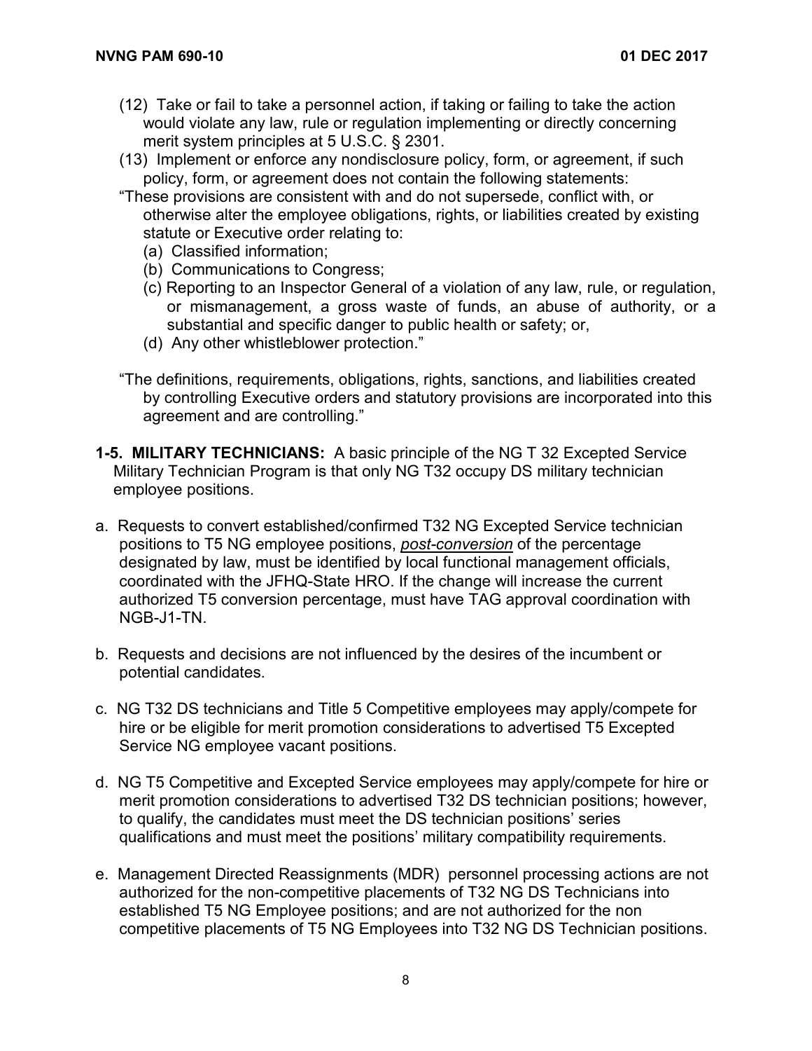(12) Take or fail to take a personnel action, if taking or failing to take the action would violate any law, rule or regulation implementing or directly concerning merit system principles at 5 U.S.C. § 2301.

(13) Implement or enforce any nondisclosure policy, form, or agreement, if such policy, form, or agreement does not contain the following statements:

"These provisions are consistent with and do not supersede, conflict with, or otherwise alter the employee obligations, rights, or liabilities created by existing statute or Executive order relating to:

(a) Classified information;

(b) Communications to Congress;

(c) Reporting to an Inspector General of a violation of any law, rule, or regulation, or mismanagement, a gross waste of funds, an abuse of authority, or a substantial and specific danger to public health or safety; or,

(d) Any other whistleblower protection."

"The definitions, requirements, obligations, rights, sanctions, and liabilities created by controlling Executive orders and statutory provisions are incorporated into this agreement and are controlling."

**1-5. MILITARY TECHNICIANS:** A basic principle of the NG T 32 Excepted Service Military Technician Program is that only NG T32 occupy DS military technician employee positions.

a. Requests to convert established/confirmed T32 NG Excepted Service technician positions to T5 NG employee positions, *post-conversion* of the percentage designated by law, must be identified by local functional management officials, coordinated with the JFHQ-State HRO. If the change will increase the current authorized T5 conversion percentage, must have TAG approval coordination with NGB-J1-TN.

b. Requests and decisions are not influenced by the desires of the incumbent or potential candidates.

c. NG T32 DS technicians and Title 5 Competitive employees may apply/compete for hire or be eligible for merit promotion considerations to advertised T5 Excepted Service NG employee vacant positions.

d. NG T5 Competitive and Excepted Service employees may apply/compete for hire or merit promotion considerations to advertised T32 DS technician positions; however, to qualify, the candidates must meet the DS technician positions' series qualifications and must meet the positions' military compatibility requirements.

e. Management Directed Reassignments (MDR) personnel processing actions are not authorized for the non-competitive placements of T32 NG DS Technicians into established T5 NG Employee positions; and are not authorized for the non competitive placements of T5 NG Employees into T32 NG DS Technician positions.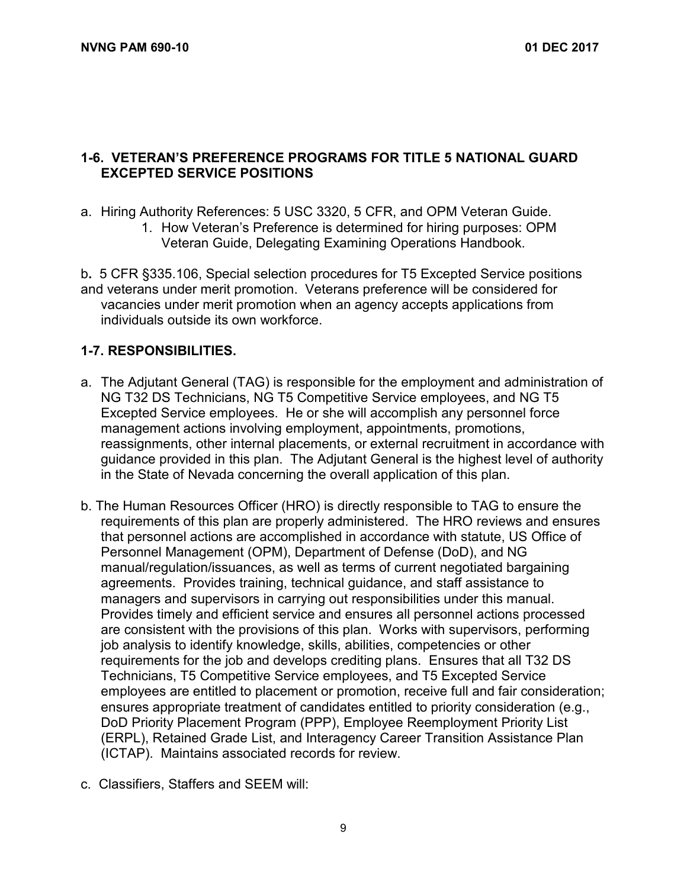## 1-6. VETERAN'S PREFERENCE PROGRAMS FOR TITLE 5 NATIONAL GUARD EXCEPTED SERVICE POSITIONS

a. Hiring Authority References: 5 USC 3320, 5 CFR, and OPM Veteran Guide.

   1. How Veteran's Preference is determined for hiring purposes: OPM Veteran Guide, Delegating Examining Operations Handbook.

b. 5 CFR §335.106, Special selection procedures for T5 Excepted Service positions and veterans under merit promotion. Veterans preference will be considered for vacancies under merit promotion when an agency accepts applications from individuals outside its own workforce.

## 1-7. RESPONSIBILITIES.

a. The Adjutant General (TAG) is responsible for the employment and administration of NG T32 DS Technicians, NG T5 Competitive Service employees, and NG T5 Excepted Service employees. He or she will accomplish any personnel force management actions involving employment, appointments, promotions, reassignments, other internal placements, or external recruitment in accordance with guidance provided in this plan. The Adjutant General is the highest level of authority in the State of Nevada concerning the overall application of this plan.

b. The Human Resources Officer (HRO) is directly responsible to TAG to ensure the requirements of this plan are properly administered. The HRO reviews and ensures that personnel actions are accomplished in accordance with statute, US Office of Personnel Management (OPM), Department of Defense (DoD), and NG manual/regulation/issuances, as well as terms of current negotiated bargaining agreements. Provides training, technical guidance, and staff assistance to managers and supervisors in carrying out responsibilities under this manual. Provides timely and efficient service and ensures all personnel actions processed are consistent with the provisions of this plan. Works with supervisors, performing job analysis to identify knowledge, skills, abilities, competencies or other requirements for the job and develops crediting plans. Ensures that all T32 DS Technicians, T5 Competitive Service employees, and T5 Excepted Service employees are entitled to placement or promotion, receive full and fair consideration; ensures appropriate treatment of candidates entitled to priority consideration (e.g., DoD Priority Placement Program (PPP), Employee Reemployment Priority List (ERPL), Retained Grade List, and Interagency Career Transition Assistance Plan (ICTAP). Maintains associated records for review.

c. Classifiers, Staffers and SEEM will: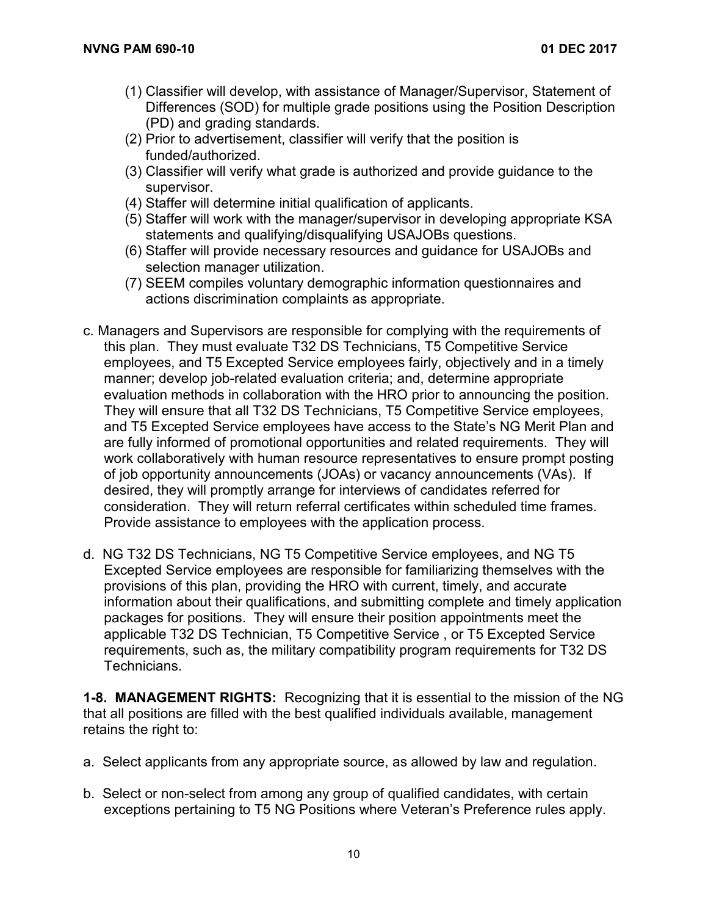(1) Classifier will develop, with assistance of Manager/Supervisor, Statement of Differences (SOD) for multiple grade positions using the Position Description (PD) and grading standards.
(2) Prior to advertisement, classifier will verify that the position is funded/authorized.
(3) Classifier will verify what grade is authorized and provide guidance to the supervisor.
(4) Staffer will determine initial qualification of applicants.
(5) Staffer will work with the manager/supervisor in developing appropriate KSA statements and qualifying/disqualifying USAJOBs questions.
(6) Staffer will provide necessary resources and guidance for USAJOBs and selection manager utilization.
(7) SEEM compiles voluntary demographic information questionnaires and actions discrimination complaints as appropriate.

c. Managers and Supervisors are responsible for complying with the requirements of this plan. They must evaluate T32 DS Technicians, T5 Competitive Service employees, and T5 Excepted Service employees fairly, objectively and in a timely manner; develop job-related evaluation criteria; and, determine appropriate evaluation methods in collaboration with the HRO prior to announcing the position. They will ensure that all T32 DS Technicians, T5 Competitive Service employees, and T5 Excepted Service employees have access to the State's NG Merit Plan and are fully informed of promotional opportunities and related requirements. They will work collaboratively with human resource representatives to ensure prompt posting of job opportunity announcements (JOAs) or vacancy announcements (VAs). If desired, they will promptly arrange for interviews of candidates referred for consideration. They will return referral certificates within scheduled time frames. Provide assistance to employees with the application process.

d. NG T32 DS Technicians, NG T5 Competitive Service employees, and NG T5 Excepted Service employees are responsible for familiarizing themselves with the provisions of this plan, providing the HRO with current, timely, and accurate information about their qualifications, and submitting complete and timely application packages for positions. They will ensure their position appointments meet the applicable T32 DS Technician, T5 Competitive Service , or T5 Excepted Service requirements, such as, the military compatibility program requirements for T32 DS Technicians.

**1-8. MANAGEMENT RIGHTS:** Recognizing that it is essential to the mission of the NG that all positions are filled with the best qualified individuals available, management retains the right to:

a. Select applicants from any appropriate source, as allowed by law and regulation.

b. Select or non-select from among any group of qualified candidates, with certain exceptions pertaining to T5 NG Positions where Veteran's Preference rules apply.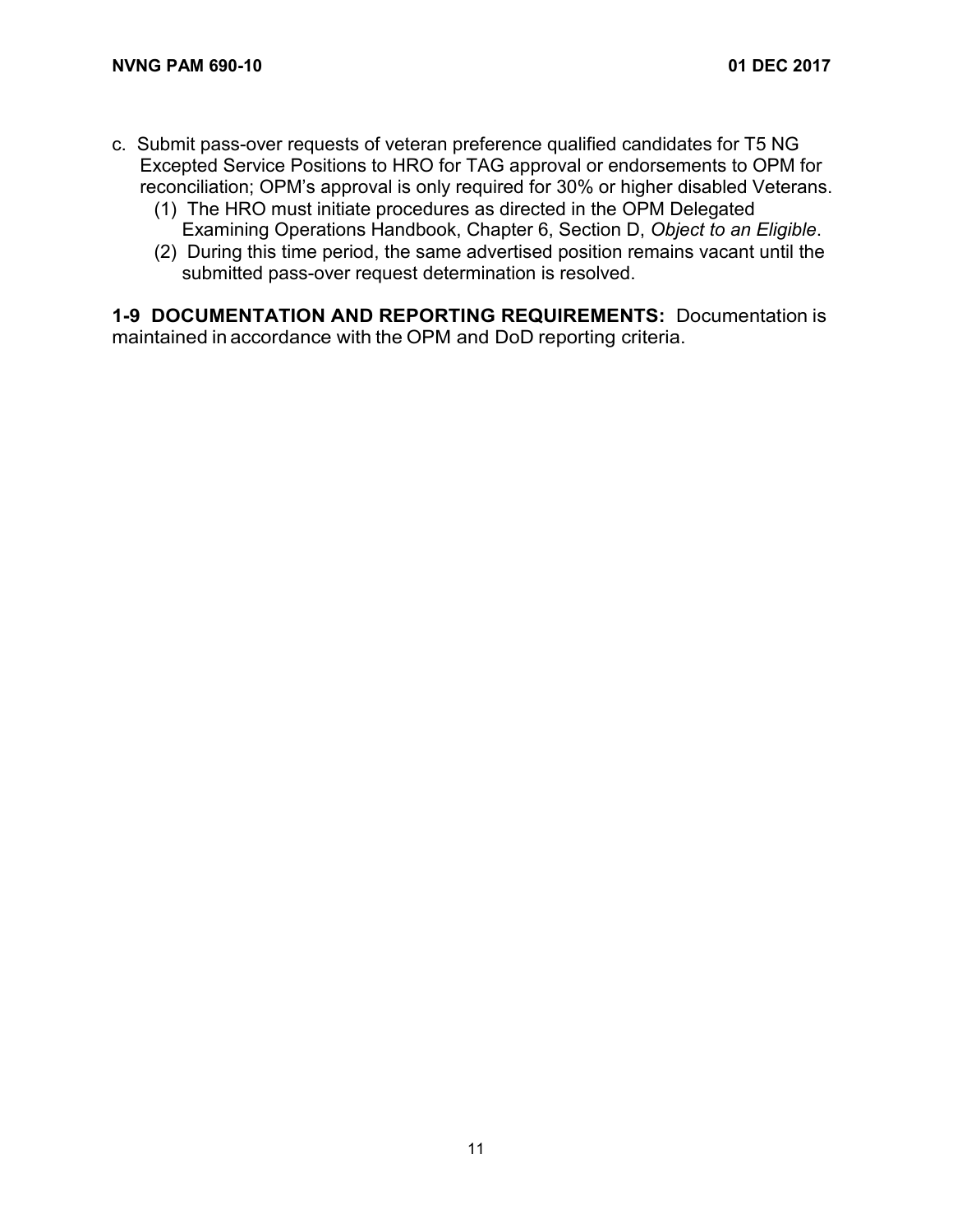c. Submit pass-over requests of veteran preference qualified candidates for T5 NG Excepted Service Positions to HRO for TAG approval or endorsements to OPM for reconciliation; OPM's approval is only required for 30% or higher disabled Veterans.

   (1) The HRO must initiate procedures as directed in the OPM Delegated Examining Operations Handbook, Chapter 6, Section D, *Object to an Eligible*.

   (2) During this time period, the same advertised position remains vacant until the submitted pass-over request determination is resolved.

**1-9 DOCUMENTATION AND REPORTING REQUIREMENTS:** Documentation is maintained in accordance with the OPM and DoD reporting criteria.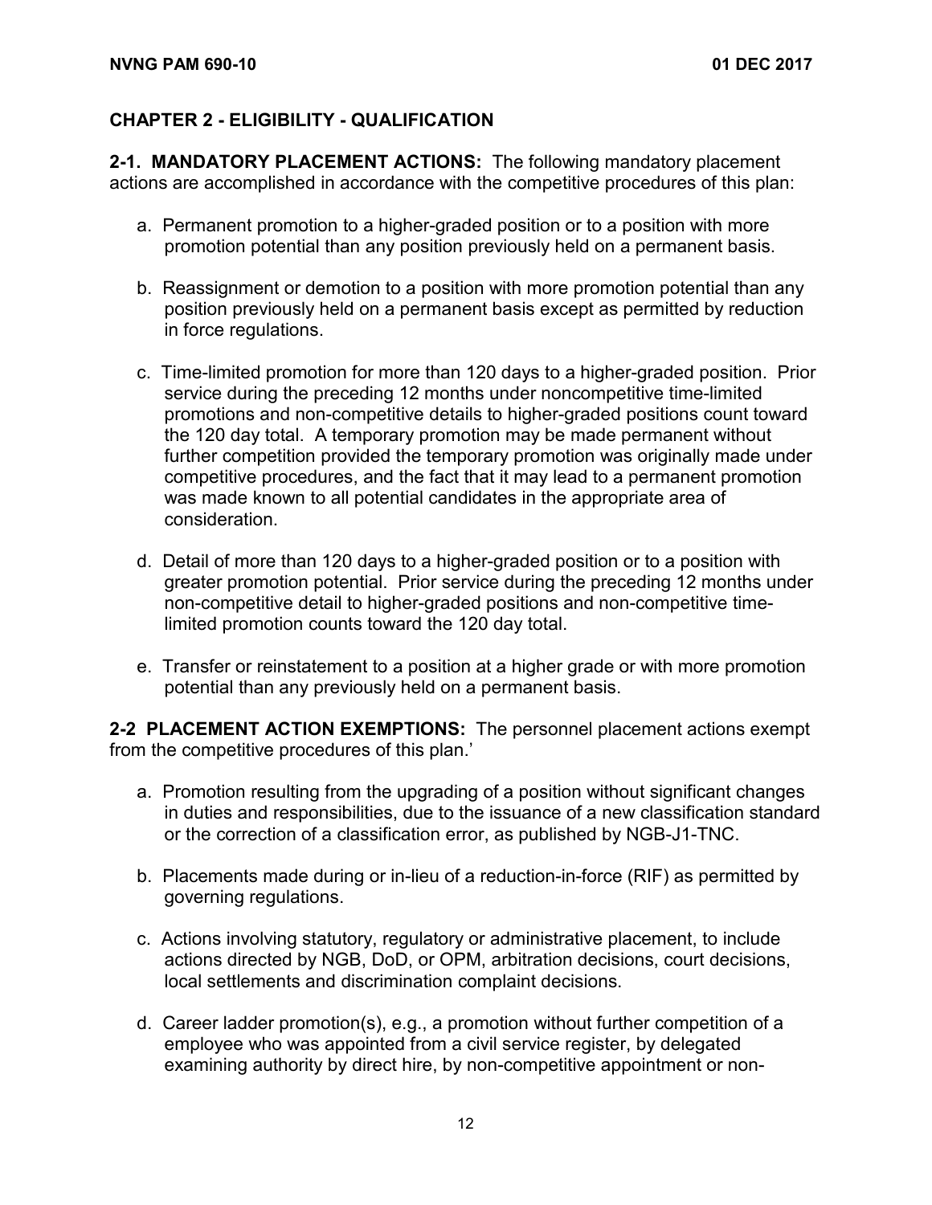## CHAPTER 2 - ELIGIBILITY - QUALIFICATION

**2-1. MANDATORY PLACEMENT ACTIONS:** The following mandatory placement actions are accomplished in accordance with the competitive procedures of this plan:

a. Permanent promotion to a higher-graded position or to a position with more promotion potential than any position previously held on a permanent basis.

b. Reassignment or demotion to a position with more promotion potential than any position previously held on a permanent basis except as permitted by reduction in force regulations.

c. Time-limited promotion for more than 120 days to a higher-graded position. Prior service during the preceding 12 months under noncompetitive time-limited promotions and non-competitive details to higher-graded positions count toward the 120 day total. A temporary promotion may be made permanent without further competition provided the temporary promotion was originally made under competitive procedures, and the fact that it may lead to a permanent promotion was made known to all potential candidates in the appropriate area of consideration.

d. Detail of more than 120 days to a higher-graded position or to a position with greater promotion potential. Prior service during the preceding 12 months under non-competitive detail to higher-graded positions and non-competitive time-limited promotion counts toward the 120 day total.

e. Transfer or reinstatement to a position at a higher grade or with more promotion potential than any previously held on a permanent basis.

**2-2 PLACEMENT ACTION EXEMPTIONS:** The personnel placement actions exempt from the competitive procedures of this plan.'

a. Promotion resulting from the upgrading of a position without significant changes in duties and responsibilities, due to the issuance of a new classification standard or the correction of a classification error, as published by NGB-J1-TNC.

b. Placements made during or in-lieu of a reduction-in-force (RIF) as permitted by governing regulations.

c. Actions involving statutory, regulatory or administrative placement, to include actions directed by NGB, DoD, or OPM, arbitration decisions, court decisions, local settlements and discrimination complaint decisions.

d. Career ladder promotion(s), e.g., a promotion without further competition of a employee who was appointed from a civil service register, by delegated examining authority by direct hire, by non-competitive appointment or non-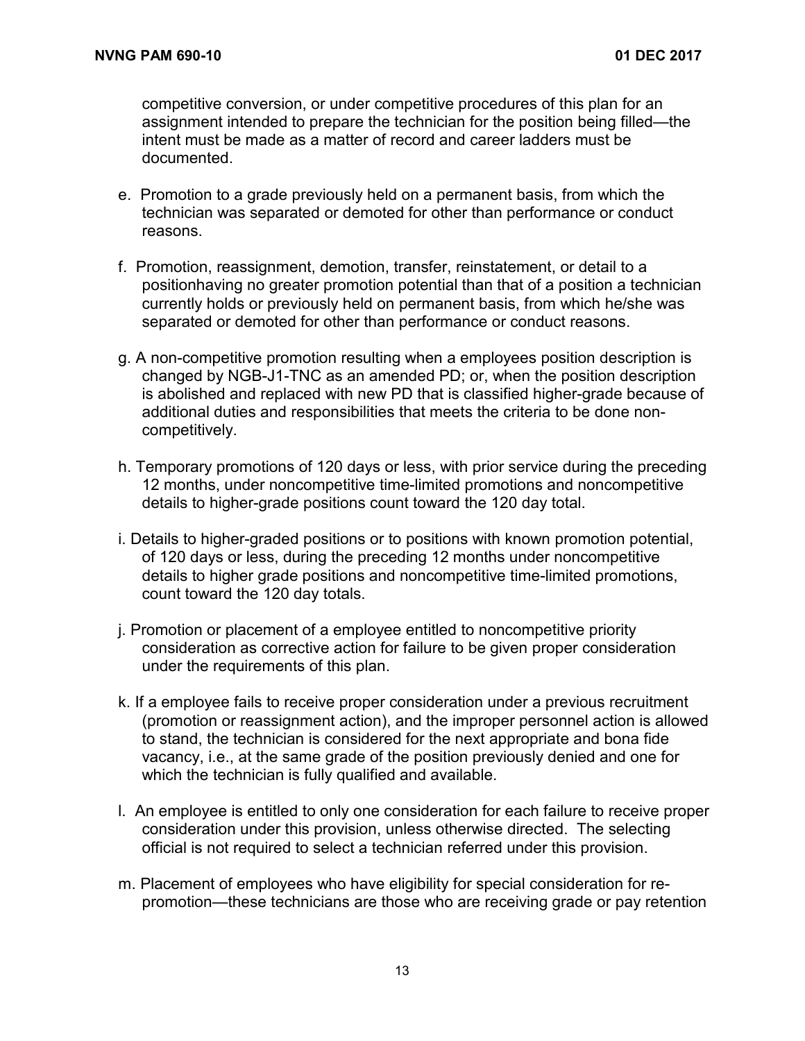competitive conversion, or under competitive procedures of this plan for an assignment intended to prepare the technician for the position being filled—the intent must be made as a matter of record and career ladders must be documented.

e. Promotion to a grade previously held on a permanent basis, from which the technician was separated or demoted for other than performance or conduct reasons.

f. Promotion, reassignment, demotion, transfer, reinstatement, or detail to a positionhaving no greater promotion potential than that of a position a technician currently holds or previously held on permanent basis, from which he/she was separated or demoted for other than performance or conduct reasons.

g. A non-competitive promotion resulting when a employees position description is changed by NGB-J1-TNC as an amended PD; or, when the position description is abolished and replaced with new PD that is classified higher-grade because of additional duties and responsibilities that meets the criteria to be done non-competitively.

h. Temporary promotions of 120 days or less, with prior service during the preceding 12 months, under noncompetitive time-limited promotions and noncompetitive details to higher-grade positions count toward the 120 day total.

i. Details to higher-graded positions or to positions with known promotion potential, of 120 days or less, during the preceding 12 months under noncompetitive details to higher grade positions and noncompetitive time-limited promotions, count toward the 120 day totals.

j. Promotion or placement of a employee entitled to noncompetitive priority consideration as corrective action for failure to be given proper consideration under the requirements of this plan.

k. If a employee fails to receive proper consideration under a previous recruitment (promotion or reassignment action), and the improper personnel action is allowed to stand, the technician is considered for the next appropriate and bona fide vacancy, i.e., at the same grade of the position previously denied and one for which the technician is fully qualified and available.

l. An employee is entitled to only one consideration for each failure to receive proper consideration under this provision, unless otherwise directed. The selecting official is not required to select a technician referred under this provision.

m. Placement of employees who have eligibility for special consideration for re-promotion—these technicians are those who are receiving grade or pay retention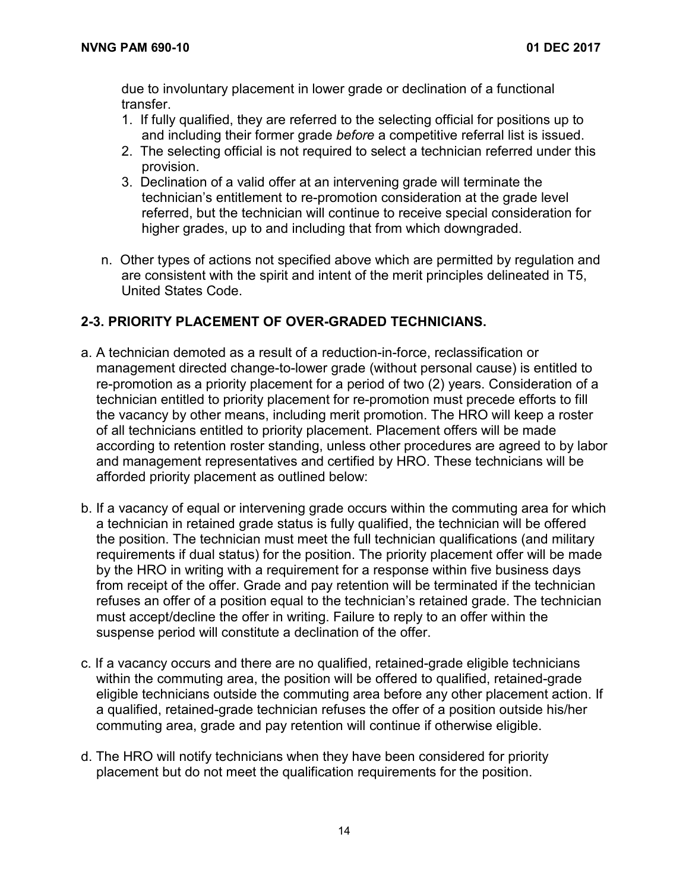due to involuntary placement in lower grade or declination of a functional transfer.

1. If fully qualified, they are referred to the selecting official for positions up to and including their former grade *before* a competitive referral list is issued.
2. The selecting official is not required to select a technician referred under this provision.
3. Declination of a valid offer at an intervening grade will terminate the technician's entitlement to re-promotion consideration at the grade level referred, but the technician will continue to receive special consideration for higher grades, up to and including that from which downgraded.

n. Other types of actions not specified above which are permitted by regulation and are consistent with the spirit and intent of the merit principles delineated in T5, United States Code.

## 2-3. PRIORITY PLACEMENT OF OVER-GRADED TECHNICIANS.

a. A technician demoted as a result of a reduction-in-force, reclassification or management directed change-to-lower grade (without personal cause) is entitled to re-promotion as a priority placement for a period of two (2) years. Consideration of a technician entitled to priority placement for re-promotion must precede efforts to fill the vacancy by other means, including merit promotion. The HRO will keep a roster of all technicians entitled to priority placement. Placement offers will be made according to retention roster standing, unless other procedures are agreed to by labor and management representatives and certified by HRO. These technicians will be afforded priority placement as outlined below:

b. If a vacancy of equal or intervening grade occurs within the commuting area for which a technician in retained grade status is fully qualified, the technician will be offered the position. The technician must meet the full technician qualifications (and military requirements if dual status) for the position. The priority placement offer will be made by the HRO in writing with a requirement for a response within five business days from receipt of the offer. Grade and pay retention will be terminated if the technician refuses an offer of a position equal to the technician's retained grade. The technician must accept/decline the offer in writing. Failure to reply to an offer within the suspense period will constitute a declination of the offer.

c. If a vacancy occurs and there are no qualified, retained-grade eligible technicians within the commuting area, the position will be offered to qualified, retained-grade eligible technicians outside the commuting area before any other placement action. If a qualified, retained-grade technician refuses the offer of a position outside his/her commuting area, grade and pay retention will continue if otherwise eligible.

d. The HRO will notify technicians when they have been considered for priority placement but do not meet the qualification requirements for the position.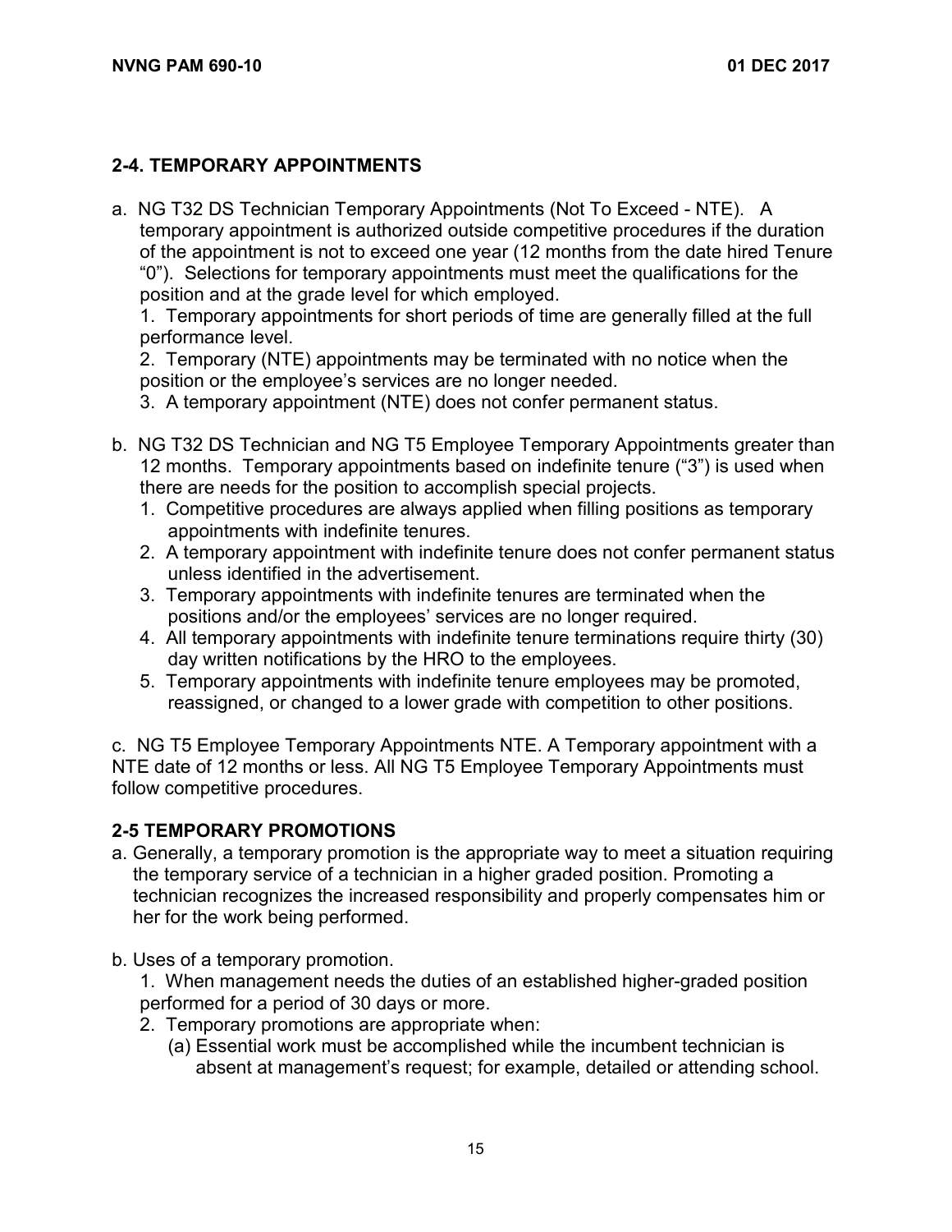## 2-4. TEMPORARY APPOINTMENTS

a. NG T32 DS Technician Temporary Appointments (Not To Exceed - NTE). A temporary appointment is authorized outside competitive procedures if the duration of the appointment is not to exceed one year (12 months from the date hired Tenure "0"). Selections for temporary appointments must meet the qualifications for the position and at the grade level for which employed.

1. Temporary appointments for short periods of time are generally filled at the full performance level.
2. Temporary (NTE) appointments may be terminated with no notice when the position or the employee's services are no longer needed.
3. A temporary appointment (NTE) does not confer permanent status.

b. NG T32 DS Technician and NG T5 Employee Temporary Appointments greater than 12 months. Temporary appointments based on indefinite tenure ("3") is used when there are needs for the position to accomplish special projects.

1. Competitive procedures are always applied when filling positions as temporary appointments with indefinite tenures.
2. A temporary appointment with indefinite tenure does not confer permanent status unless identified in the advertisement.
3. Temporary appointments with indefinite tenures are terminated when the positions and/or the employees' services are no longer required.
4. All temporary appointments with indefinite tenure terminations require thirty (30) day written notifications by the HRO to the employees.
5. Temporary appointments with indefinite tenure employees may be promoted, reassigned, or changed to a lower grade with competition to other positions.

c. NG T5 Employee Temporary Appointments NTE. A Temporary appointment with a NTE date of 12 months or less. All NG T5 Employee Temporary Appointments must follow competitive procedures.

## 2-5 TEMPORARY PROMOTIONS

a. Generally, a temporary promotion is the appropriate way to meet a situation requiring the temporary service of a technician in a higher graded position. Promoting a technician recognizes the increased responsibility and properly compensates him or her for the work being performed.

b. Uses of a temporary promotion.

1. When management needs the duties of an established higher-graded position performed for a period of 30 days or more.
2. Temporary promotions are appropriate when:
   (a) Essential work must be accomplished while the incumbent technician is absent at management's request; for example, detailed or attending school.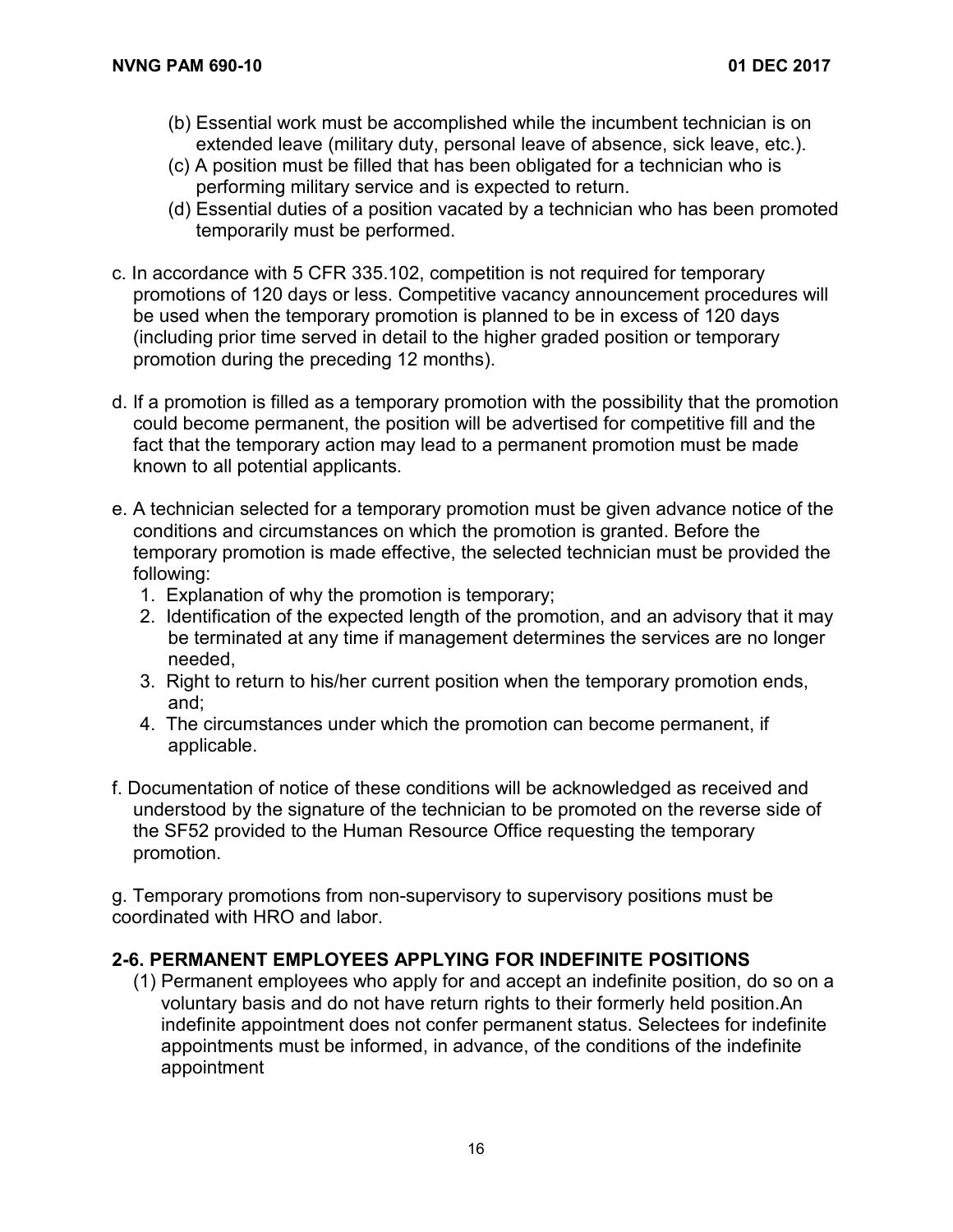(b) Essential work must be accomplished while the incumbent technician is on extended leave (military duty, personal leave of absence, sick leave, etc.).

(c) A position must be filled that has been obligated for a technician who is performing military service and is expected to return.

(d) Essential duties of a position vacated by a technician who has been promoted temporarily must be performed.

c. In accordance with 5 CFR 335.102, competition is not required for temporary promotions of 120 days or less. Competitive vacancy announcement procedures will be used when the temporary promotion is planned to be in excess of 120 days (including prior time served in detail to the higher graded position or temporary promotion during the preceding 12 months).

d. If a promotion is filled as a temporary promotion with the possibility that the promotion could become permanent, the position will be advertised for competitive fill and the fact that the temporary action may lead to a permanent promotion must be made known to all potential applicants.

e. A technician selected for a temporary promotion must be given advance notice of the conditions and circumstances on which the promotion is granted. Before the temporary promotion is made effective, the selected technician must be provided the following:

1. Explanation of why the promotion is temporary;
2. Identification of the expected length of the promotion, and an advisory that it may be terminated at any time if management determines the services are no longer needed,
3. Right to return to his/her current position when the temporary promotion ends, and;
4. The circumstances under which the promotion can become permanent, if applicable.

f. Documentation of notice of these conditions will be acknowledged as received and understood by the signature of the technician to be promoted on the reverse side of the SF52 provided to the Human Resource Office requesting the temporary promotion.

g. Temporary promotions from non-supervisory to supervisory positions must be coordinated with HRO and labor.

## 2-6. PERMANENT EMPLOYEES APPLYING FOR INDEFINITE POSITIONS

(1) Permanent employees who apply for and accept an indefinite position, do so on a voluntary basis and do not have return rights to their formerly held position.An indefinite appointment does not confer permanent status. Selectees for indefinite appointments must be informed, in advance, of the conditions of the indefinite appointment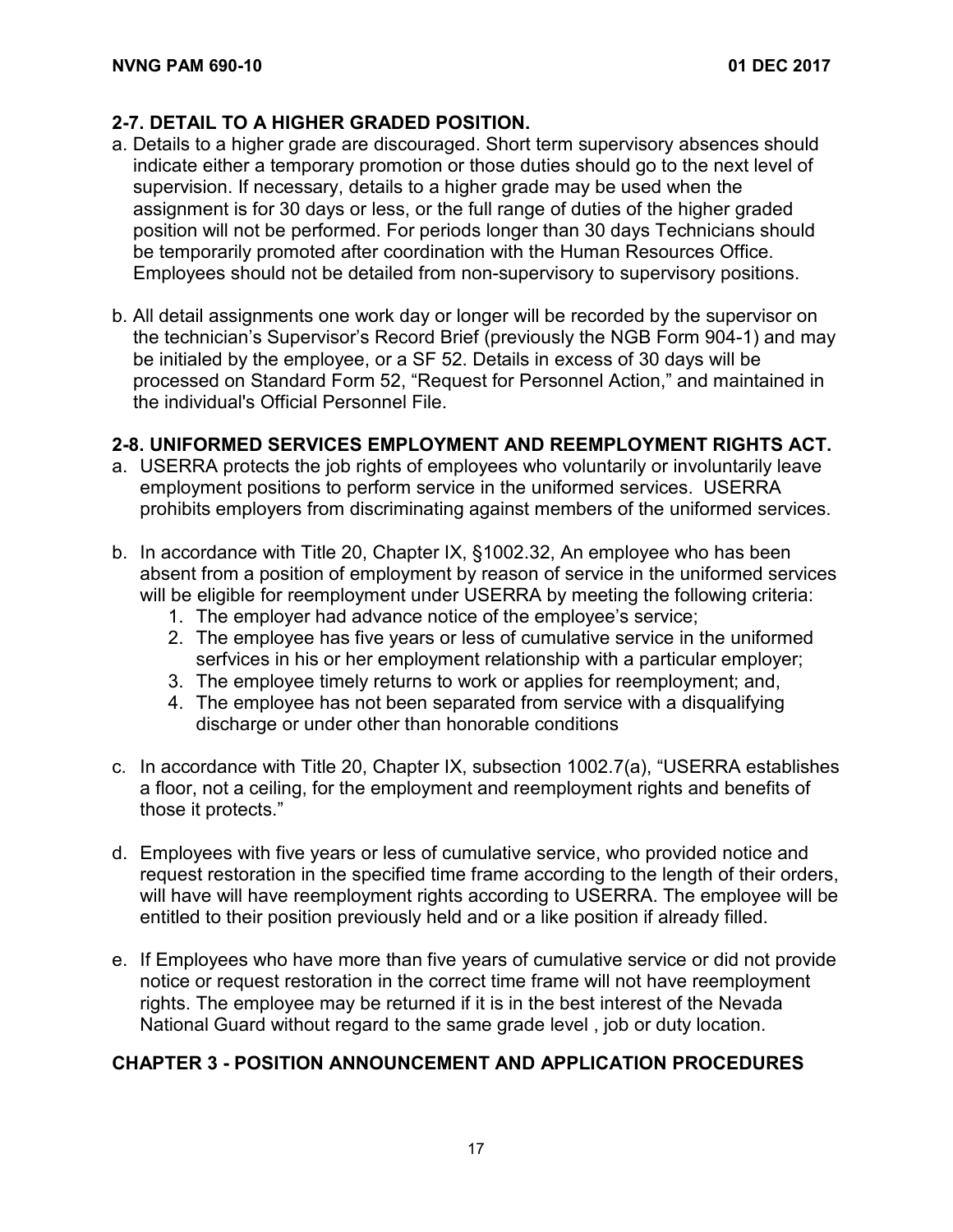## 2-7. DETAIL TO A HIGHER GRADED POSITION.

a. Details to a higher grade are discouraged. Short term supervisory absences should indicate either a temporary promotion or those duties should go to the next level of supervision. If necessary, details to a higher grade may be used when the assignment is for 30 days or less, or the full range of duties of the higher graded position will not be performed. For periods longer than 30 days Technicians should be temporarily promoted after coordination with the Human Resources Office. Employees should not be detailed from non-supervisory to supervisory positions.

b. All detail assignments one work day or longer will be recorded by the supervisor on the technician's Supervisor's Record Brief (previously the NGB Form 904-1) and may be initialed by the employee, or a SF 52. Details in excess of 30 days will be processed on Standard Form 52, "Request for Personnel Action," and maintained in the individual's Official Personnel File.

## 2-8. UNIFORMED SERVICES EMPLOYMENT AND REEMPLOYMENT RIGHTS ACT.

a. USERRA protects the job rights of employees who voluntarily or involuntarily leave employment positions to perform service in the uniformed services. USERRA prohibits employers from discriminating against members of the uniformed services.

b. In accordance with Title 20, Chapter IX, §1002.32, An employee who has been absent from a position of employment by reason of service in the uniformed services will be eligible for reemployment under USERRA by meeting the following criteria:
   1. The employer had advance notice of the employee's service;
   2. The employee has five years or less of cumulative service in the uniformed serfvices in his or her employment relationship with a particular employer;
   3. The employee timely returns to work or applies for reemployment; and,
   4. The employee has not been separated from service with a disqualifying discharge or under other than honorable conditions

c. In accordance with Title 20, Chapter IX, subsection 1002.7(a), "USERRA establishes a floor, not a ceiling, for the employment and reemployment rights and benefits of those it protects."

d. Employees with five years or less of cumulative service, who provided notice and request restoration in the specified time frame according to the length of their orders, will have will have reemployment rights according to USERRA. The employee will be entitled to their position previously held and or a like position if already filled.

e. If Employees who have more than five years of cumulative service or did not provide notice or request restoration in the correct time frame will not have reemployment rights. The employee may be returned if it is in the best interest of the Nevada National Guard without regard to the same grade level , job or duty location.

# CHAPTER 3 - POSITION ANNOUNCEMENT AND APPLICATION PROCEDURES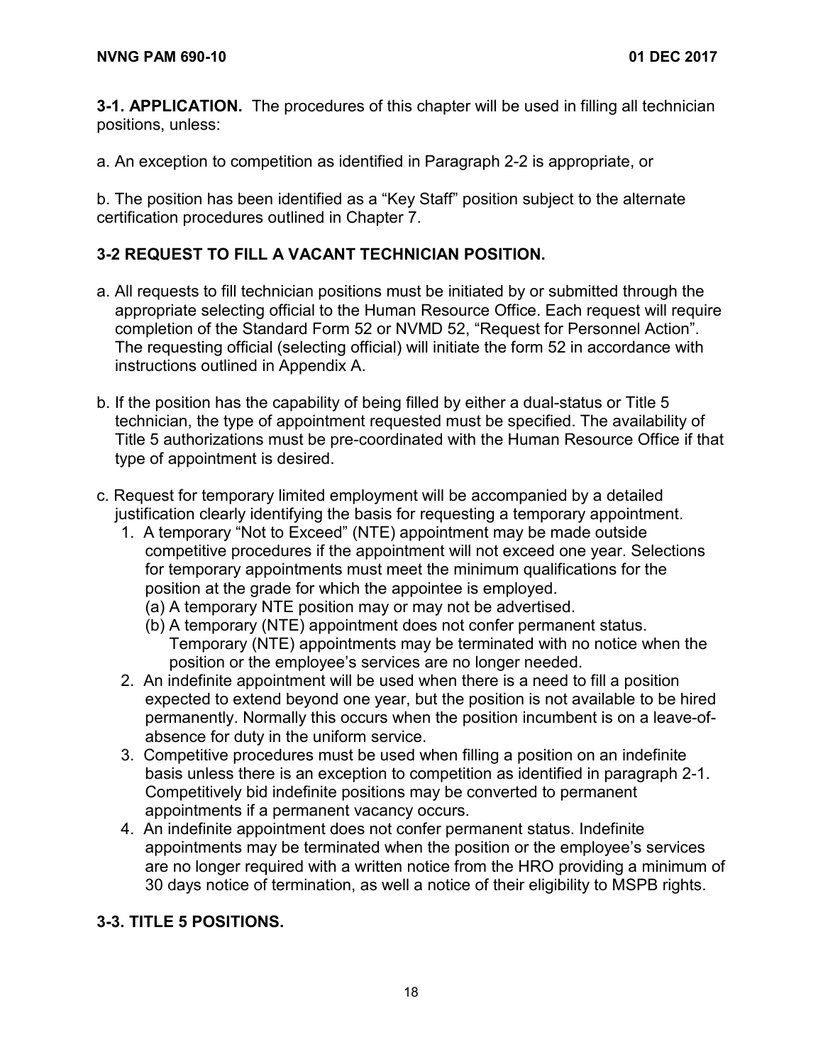**3-1. APPLICATION.** The procedures of this chapter will be used in filling all technician positions, unless:

a. An exception to competition as identified in Paragraph 2-2 is appropriate, or

b. The position has been identified as a "Key Staff" position subject to the alternate certification procedures outlined in Chapter 7.

## 3-2 REQUEST TO FILL A VACANT TECHNICIAN POSITION.

a. All requests to fill technician positions must be initiated by or submitted through the appropriate selecting official to the Human Resource Office. Each request will require completion of the Standard Form 52 or NVMD 52, "Request for Personnel Action". The requesting official (selecting official) will initiate the form 52 in accordance with instructions outlined in Appendix A.

b. If the position has the capability of being filled by either a dual-status or Title 5 technician, the type of appointment requested must be specified. The availability of Title 5 authorizations must be pre-coordinated with the Human Resource Office if that type of appointment is desired.

c. Request for temporary limited employment will be accompanied by a detailed justification clearly identifying the basis for requesting a temporary appointment.

1. A temporary "Not to Exceed" (NTE) appointment may be made outside competitive procedures if the appointment will not exceed one year. Selections for temporary appointments must meet the minimum qualifications for the position at the grade for which the appointee is employed.
   - (a) A temporary NTE position may or may not be advertised.
   - (b) A temporary (NTE) appointment does not confer permanent status. Temporary (NTE) appointments may be terminated with no notice when the position or the employee's services are no longer needed.
2. An indefinite appointment will be used when there is a need to fill a position expected to extend beyond one year, but the position is not available to be hired permanently. Normally this occurs when the position incumbent is on a leave-of-absence for duty in the uniform service.
3. Competitive procedures must be used when filling a position on an indefinite basis unless there is an exception to competition as identified in paragraph 2-1. Competitively bid indefinite positions may be converted to permanent appointments if a permanent vacancy occurs.
4. An indefinite appointment does not confer permanent status. Indefinite appointments may be terminated when the position or the employee's services are no longer required with a written notice from the HRO providing a minimum of 30 days notice of termination, as well a notice of their eligibility to MSPB rights.

## 3-3. TITLE 5 POSITIONS.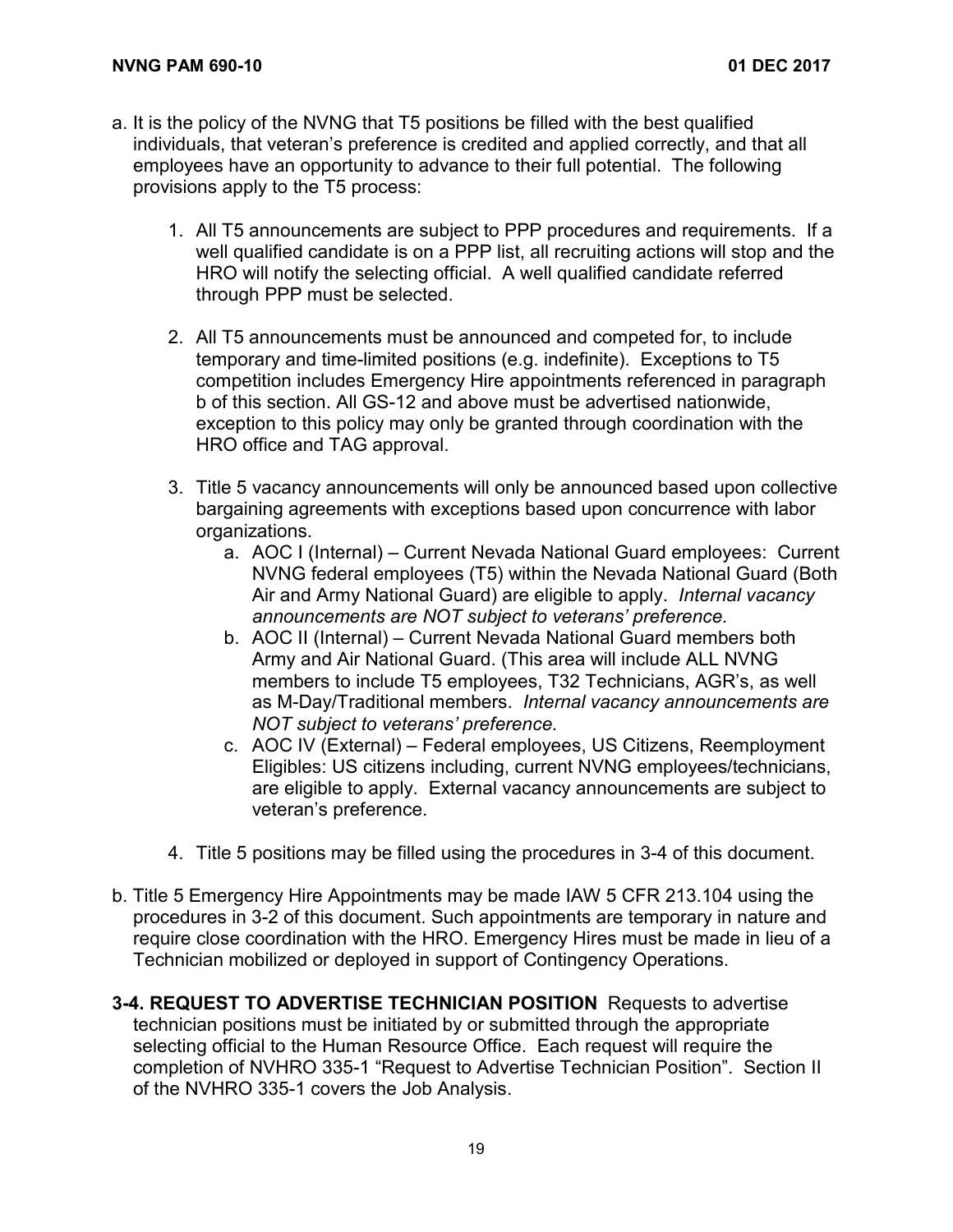a. It is the policy of the NVNG that T5 positions be filled with the best qualified individuals, that veteran's preference is credited and applied correctly, and that all employees have an opportunity to advance to their full potential. The following provisions apply to the T5 process:

   1. All T5 announcements are subject to PPP procedures and requirements. If a well qualified candidate is on a PPP list, all recruiting actions will stop and the HRO will notify the selecting official. A well qualified candidate referred through PPP must be selected.

   2. All T5 announcements must be announced and competed for, to include temporary and time-limited positions (e.g. indefinite). Exceptions to T5 competition includes Emergency Hire appointments referenced in paragraph b of this section. All GS-12 and above must be advertised nationwide, exception to this policy may only be granted through coordination with the HRO office and TAG approval.

   3. Title 5 vacancy announcements will only be announced based upon collective bargaining agreements with exceptions based upon concurrence with labor organizations.
      a. AOC I (Internal) – Current Nevada National Guard employees: Current NVNG federal employees (T5) within the Nevada National Guard (Both Air and Army National Guard) are eligible to apply. *Internal vacancy announcements are NOT subject to veterans' preference.*
      b. AOC II (Internal) – Current Nevada National Guard members both Army and Air National Guard. (This area will include ALL NVNG members to include T5 employees, T32 Technicians, AGR's, as well as M-Day/Traditional members. *Internal vacancy announcements are NOT subject to veterans' preference.*
      c. AOC IV (External) – Federal employees, US Citizens, Reemployment Eligibles: US citizens including, current NVNG employees/technicians, are eligible to apply. External vacancy announcements are subject to veteran's preference.

   4. Title 5 positions may be filled using the procedures in 3-4 of this document.

b. Title 5 Emergency Hire Appointments may be made IAW 5 CFR 213.104 using the procedures in 3-2 of this document. Such appointments are temporary in nature and require close coordination with the HRO. Emergency Hires must be made in lieu of a Technician mobilized or deployed in support of Contingency Operations.

**3-4. REQUEST TO ADVERTISE TECHNICIAN POSITION** Requests to advertise technician positions must be initiated by or submitted through the appropriate selecting official to the Human Resource Office. Each request will require the completion of NVHRO 335-1 "Request to Advertise Technician Position". Section II of the NVHRO 335-1 covers the Job Analysis.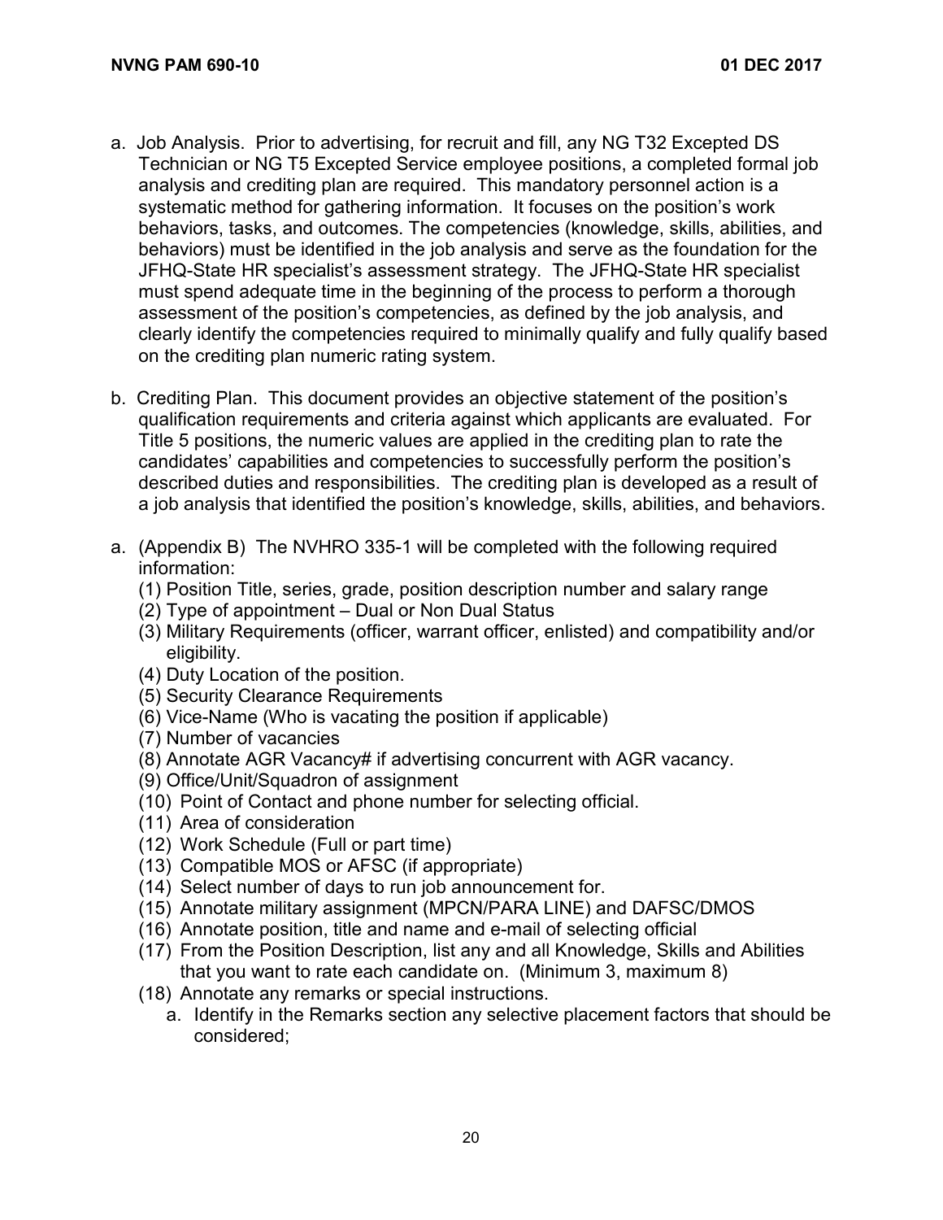a. Job Analysis. Prior to advertising, for recruit and fill, any NG T32 Excepted DS Technician or NG T5 Excepted Service employee positions, a completed formal job analysis and crediting plan are required. This mandatory personnel action is a systematic method for gathering information. It focuses on the position's work behaviors, tasks, and outcomes. The competencies (knowledge, skills, abilities, and behaviors) must be identified in the job analysis and serve as the foundation for the JFHQ-State HR specialist's assessment strategy. The JFHQ-State HR specialist must spend adequate time in the beginning of the process to perform a thorough assessment of the position's competencies, as defined by the job analysis, and clearly identify the competencies required to minimally qualify and fully qualify based on the crediting plan numeric rating system.

b. Crediting Plan. This document provides an objective statement of the position's qualification requirements and criteria against which applicants are evaluated. For Title 5 positions, the numeric values are applied in the crediting plan to rate the candidates' capabilities and competencies to successfully perform the position's described duties and responsibilities. The crediting plan is developed as a result of a job analysis that identified the position's knowledge, skills, abilities, and behaviors.

a. (Appendix B) The NVHRO 335-1 will be completed with the following required information:
   (1) Position Title, series, grade, position description number and salary range
   (2) Type of appointment – Dual or Non Dual Status
   (3) Military Requirements (officer, warrant officer, enlisted) and compatibility and/or eligibility.
   (4) Duty Location of the position.
   (5) Security Clearance Requirements
   (6) Vice-Name (Who is vacating the position if applicable)
   (7) Number of vacancies
   (8) Annotate AGR Vacancy# if advertising concurrent with AGR vacancy.
   (9) Office/Unit/Squadron of assignment
   (10) Point of Contact and phone number for selecting official.
   (11) Area of consideration
   (12) Work Schedule (Full or part time)
   (13) Compatible MOS or AFSC (if appropriate)
   (14) Select number of days to run job announcement for.
   (15) Annotate military assignment (MPCN/PARA LINE) and DAFSC/DMOS
   (16) Annotate position, title and name and e-mail of selecting official
   (17) From the Position Description, list any and all Knowledge, Skills and Abilities that you want to rate each candidate on. (Minimum 3, maximum 8)
   (18) Annotate any remarks or special instructions.
      a. Identify in the Remarks section any selective placement factors that should be considered;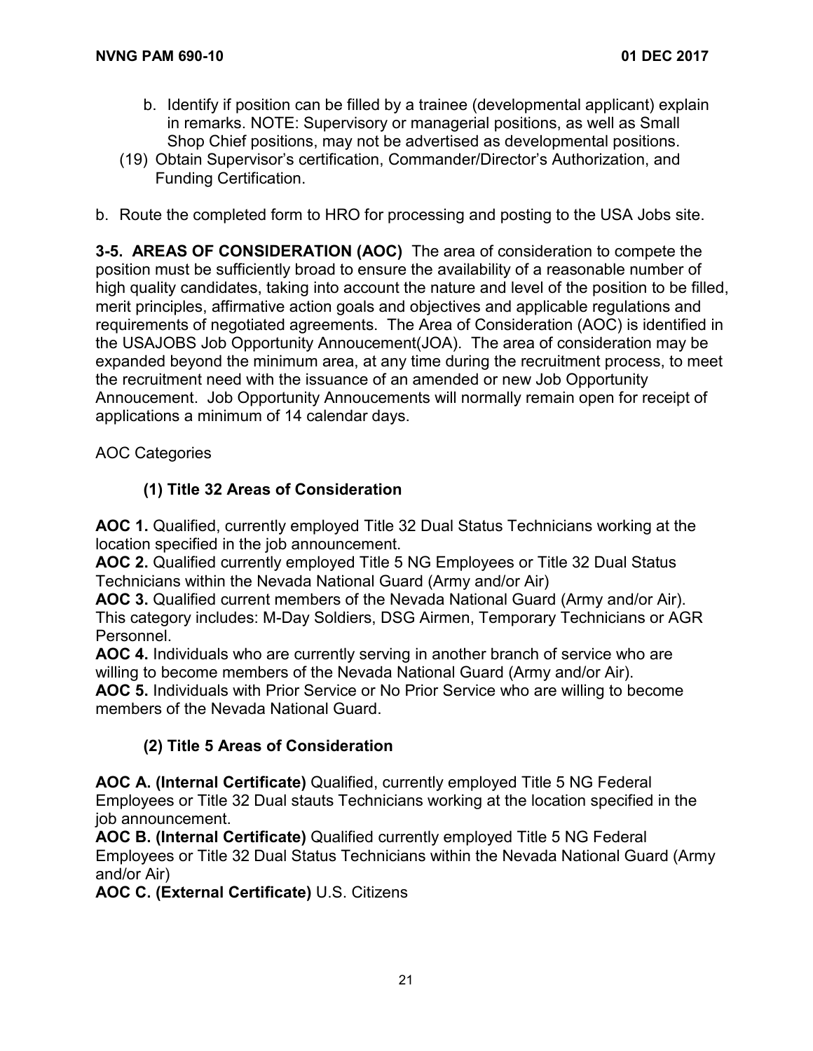b. Identify if position can be filled by a trainee (developmental applicant) explain in remarks. NOTE: Supervisory or managerial positions, as well as Small Shop Chief positions, may not be advertised as developmental positions.

(19) Obtain Supervisor's certification, Commander/Director's Authorization, and Funding Certification.

b. Route the completed form to HRO for processing and posting to the USA Jobs site.

**3-5. AREAS OF CONSIDERATION (AOC)** The area of consideration to compete the position must be sufficiently broad to ensure the availability of a reasonable number of high quality candidates, taking into account the nature and level of the position to be filled, merit principles, affirmative action goals and objectives and applicable regulations and requirements of negotiated agreements. The Area of Consideration (AOC) is identified in the USAJOBS Job Opportunity Annoucement(JOA). The area of consideration may be expanded beyond the minimum area, at any time during the recruitment process, to meet the recruitment need with the issuance of an amended or new Job Opportunity Annoucement. Job Opportunity Annoucements will normally remain open for receipt of applications a minimum of 14 calendar days.

AOC Categories

**(1) Title 32 Areas of Consideration**

**AOC 1.** Qualified, currently employed Title 32 Dual Status Technicians working at the location specified in the job announcement.
**AOC 2.** Qualified currently employed Title 5 NG Employees or Title 32 Dual Status Technicians within the Nevada National Guard (Army and/or Air)
**AOC 3.** Qualified current members of the Nevada National Guard (Army and/or Air). This category includes: M-Day Soldiers, DSG Airmen, Temporary Technicians or AGR Personnel.
**AOC 4.** Individuals who are currently serving in another branch of service who are willing to become members of the Nevada National Guard (Army and/or Air).
**AOC 5.** Individuals with Prior Service or No Prior Service who are willing to become members of the Nevada National Guard.

**(2) Title 5 Areas of Consideration**

**AOC A. (Internal Certificate)** Qualified, currently employed Title 5 NG Federal Employees or Title 32 Dual stauts Technicians working at the location specified in the job announcement.
**AOC B. (Internal Certificate)** Qualified currently employed Title 5 NG Federal Employees or Title 32 Dual Status Technicians within the Nevada National Guard (Army and/or Air)
**AOC C. (External Certificate)** U.S. Citizens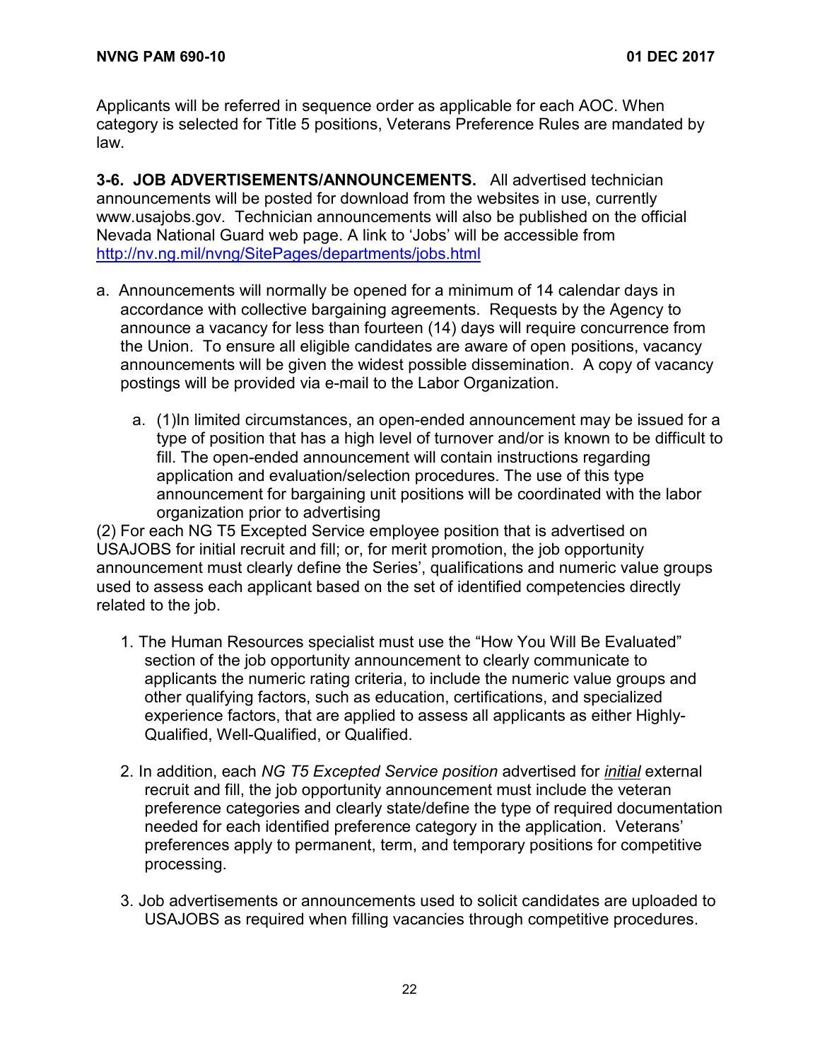Applicants will be referred in sequence order as applicable for each AOC. When category is selected for Title 5 positions, Veterans Preference Rules are mandated by law.

**3-6. JOB ADVERTISEMENTS/ANNOUNCEMENTS.** All advertised technician announcements will be posted for download from the websites in use, currently www.usajobs.gov. Technician announcements will also be published on the official Nevada National Guard web page. A link to 'Jobs' will be accessible from http://nv.ng.mil/nvng/SitePages/departments/jobs.html

a. Announcements will normally be opened for a minimum of 14 calendar days in accordance with collective bargaining agreements. Requests by the Agency to announce a vacancy for less than fourteen (14) days will require concurrence from the Union. To ensure all eligible candidates are aware of open positions, vacancy announcements will be given the widest possible dissemination. A copy of vacancy postings will be provided via e-mail to the Labor Organization.

   a. (1)In limited circumstances, an open-ended announcement may be issued for a type of position that has a high level of turnover and/or is known to be difficult to fill. The open-ended announcement will contain instructions regarding application and evaluation/selection procedures. The use of this type announcement for bargaining unit positions will be coordinated with the labor organization prior to advertising

(2) For each NG T5 Excepted Service employee position that is advertised on USAJOBS for initial recruit and fill; or, for merit promotion, the job opportunity announcement must clearly define the Series', qualifications and numeric value groups used to assess each applicant based on the set of identified competencies directly related to the job.

1. The Human Resources specialist must use the "How You Will Be Evaluated" section of the job opportunity announcement to clearly communicate to applicants the numeric rating criteria, to include the numeric value groups and other qualifying factors, such as education, certifications, and specialized experience factors, that are applied to assess all applicants as either Highly-Qualified, Well-Qualified, or Qualified.

2. In addition, each *NG T5 Excepted Service position* advertised for *initial* external recruit and fill, the job opportunity announcement must include the veteran preference categories and clearly state/define the type of required documentation needed for each identified preference category in the application. Veterans' preferences apply to permanent, term, and temporary positions for competitive processing.

3. Job advertisements or announcements used to solicit candidates are uploaded to USAJOBS as required when filling vacancies through competitive procedures.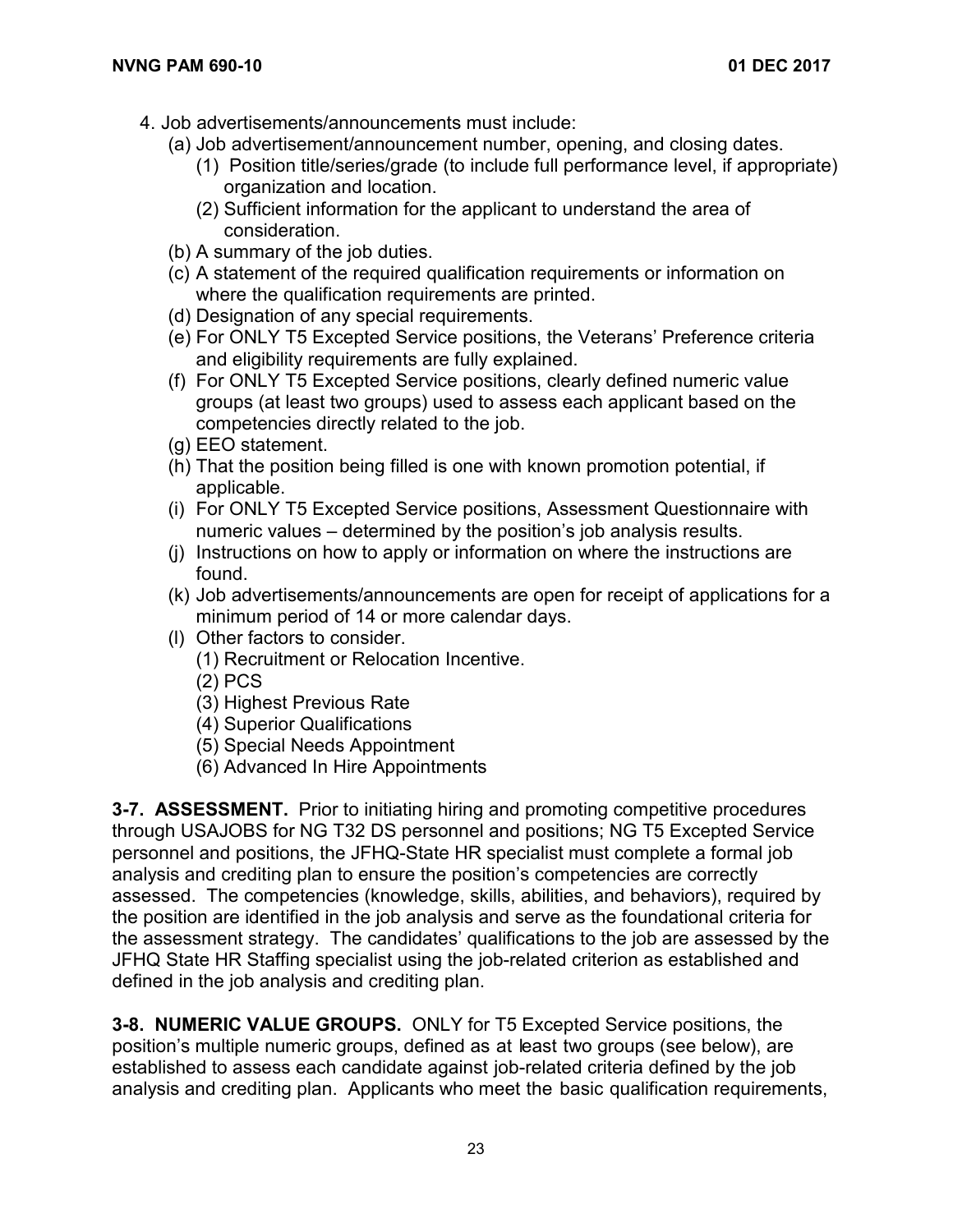4. Job advertisements/announcements must include:
   - (a) Job advertisement/announcement number, opening, and closing dates.
     - (1) Position title/series/grade (to include full performance level, if appropriate) organization and location.
     - (2) Sufficient information for the applicant to understand the area of consideration.
   - (b) A summary of the job duties.
   - (c) A statement of the required qualification requirements or information on where the qualification requirements are printed.
   - (d) Designation of any special requirements.
   - (e) For ONLY T5 Excepted Service positions, the Veterans' Preference criteria and eligibility requirements are fully explained.
   - (f) For ONLY T5 Excepted Service positions, clearly defined numeric value groups (at least two groups) used to assess each applicant based on the competencies directly related to the job.
   - (g) EEO statement.
   - (h) That the position being filled is one with known promotion potential, if applicable.
   - (i) For ONLY T5 Excepted Service positions, Assessment Questionnaire with numeric values – determined by the position's job analysis results.
   - (j) Instructions on how to apply or information on where the instructions are found.
   - (k) Job advertisements/announcements are open for receipt of applications for a minimum period of 14 or more calendar days.
   - (l) Other factors to consider.
     - (1) Recruitment or Relocation Incentive.
     - (2) PCS
     - (3) Highest Previous Rate
     - (4) Superior Qualifications
     - (5) Special Needs Appointment
     - (6) Advanced In Hire Appointments

**3-7. ASSESSMENT.** Prior to initiating hiring and promoting competitive procedures through USAJOBS for NG T32 DS personnel and positions; NG T5 Excepted Service personnel and positions, the JFHQ-State HR specialist must complete a formal job analysis and crediting plan to ensure the position's competencies are correctly assessed. The competencies (knowledge, skills, abilities, and behaviors), required by the position are identified in the job analysis and serve as the foundational criteria for the assessment strategy. The candidates' qualifications to the job are assessed by the JFHQ State HR Staffing specialist using the job-related criterion as established and defined in the job analysis and crediting plan.

**3-8. NUMERIC VALUE GROUPS.** ONLY for T5 Excepted Service positions, the position's multiple numeric groups, defined as at least two groups (see below), are established to assess each candidate against job-related criteria defined by the job analysis and crediting plan. Applicants who meet the basic qualification requirements,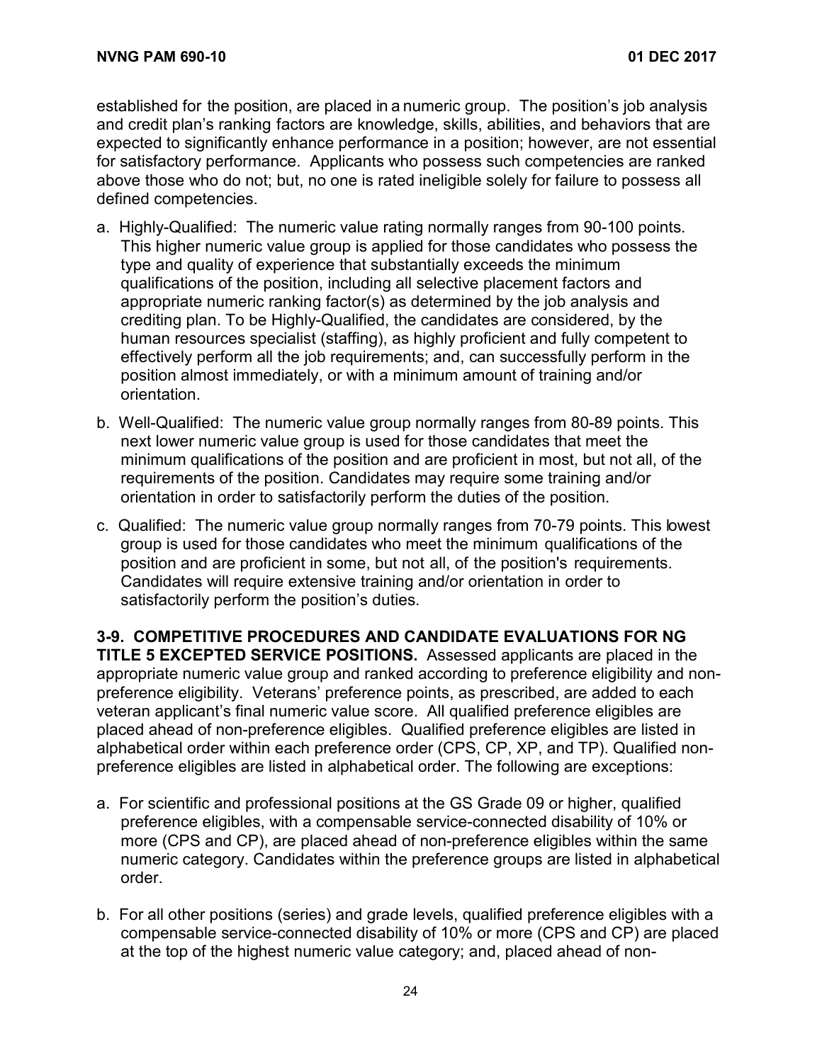established for the position, are placed in a numeric group. The position's job analysis and credit plan's ranking factors are knowledge, skills, abilities, and behaviors that are expected to significantly enhance performance in a position; however, are not essential for satisfactory performance. Applicants who possess such competencies are ranked above those who do not; but, no one is rated ineligible solely for failure to possess all defined competencies.

a. Highly-Qualified: The numeric value rating normally ranges from 90-100 points. This higher numeric value group is applied for those candidates who possess the type and quality of experience that substantially exceeds the minimum qualifications of the position, including all selective placement factors and appropriate numeric ranking factor(s) as determined by the job analysis and crediting plan. To be Highly-Qualified, the candidates are considered, by the human resources specialist (staffing), as highly proficient and fully competent to effectively perform all the job requirements; and, can successfully perform in the position almost immediately, or with a minimum amount of training and/or orientation.

b. Well-Qualified: The numeric value group normally ranges from 80-89 points. This next lower numeric value group is used for those candidates that meet the minimum qualifications of the position and are proficient in most, but not all, of the requirements of the position. Candidates may require some training and/or orientation in order to satisfactorily perform the duties of the position.

c. Qualified: The numeric value group normally ranges from 70-79 points. This lowest group is used for those candidates who meet the minimum qualifications of the position and are proficient in some, but not all, of the position's requirements. Candidates will require extensive training and/or orientation in order to satisfactorily perform the position's duties.

**3-9. COMPETITIVE PROCEDURES AND CANDIDATE EVALUATIONS FOR NG TITLE 5 EXCEPTED SERVICE POSITIONS.** Assessed applicants are placed in the appropriate numeric value group and ranked according to preference eligibility and non-preference eligibility. Veterans' preference points, as prescribed, are added to each veteran applicant's final numeric value score. All qualified preference eligibles are placed ahead of non-preference eligibles. Qualified preference eligibles are listed in alphabetical order within each preference order (CPS, CP, XP, and TP). Qualified non-preference eligibles are listed in alphabetical order. The following are exceptions:

a. For scientific and professional positions at the GS Grade 09 or higher, qualified preference eligibles, with a compensable service-connected disability of 10% or more (CPS and CP), are placed ahead of non-preference eligibles within the same numeric category. Candidates within the preference groups are listed in alphabetical order.

b. For all other positions (series) and grade levels, qualified preference eligibles with a compensable service-connected disability of 10% or more (CPS and CP) are placed at the top of the highest numeric value category; and, placed ahead of non-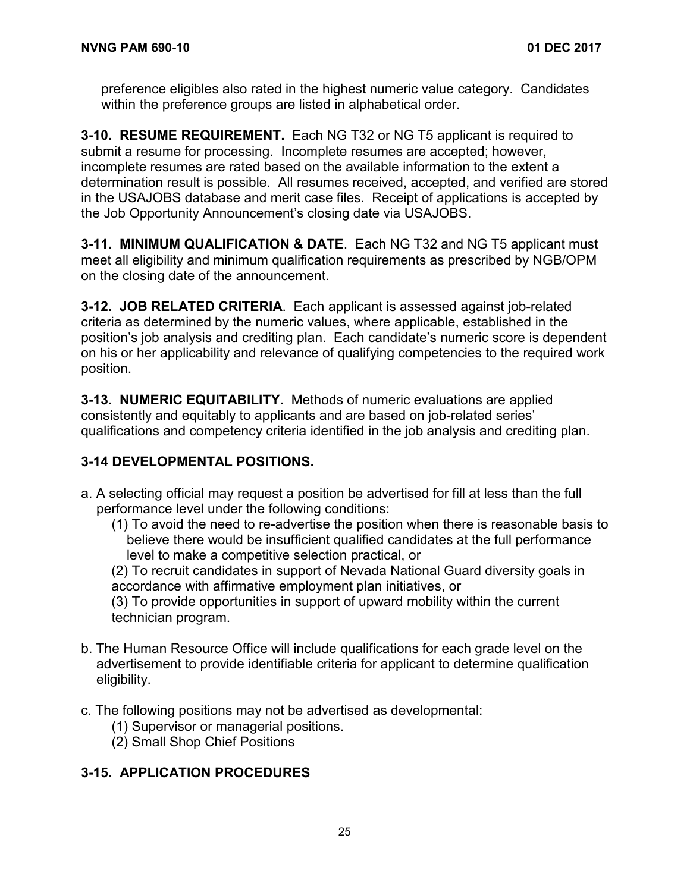preference eligibles also rated in the highest numeric value category. Candidates within the preference groups are listed in alphabetical order.

**3-10. RESUME REQUIREMENT.** Each NG T32 or NG T5 applicant is required to submit a resume for processing. Incomplete resumes are accepted; however, incomplete resumes are rated based on the available information to the extent a determination result is possible. All resumes received, accepted, and verified are stored in the USAJOBS database and merit case files. Receipt of applications is accepted by the Job Opportunity Announcement's closing date via USAJOBS.

**3-11. MINIMUM QUALIFICATION & DATE**. Each NG T32 and NG T5 applicant must meet all eligibility and minimum qualification requirements as prescribed by NGB/OPM on the closing date of the announcement.

**3-12. JOB RELATED CRITERIA**. Each applicant is assessed against job-related criteria as determined by the numeric values, where applicable, established in the position's job analysis and crediting plan. Each candidate's numeric score is dependent on his or her applicability and relevance of qualifying competencies to the required work position.

**3-13. NUMERIC EQUITABILITY.** Methods of numeric evaluations are applied consistently and equitably to applicants and are based on job-related series' qualifications and competency criteria identified in the job analysis and crediting plan.

**3-14 DEVELOPMENTAL POSITIONS.**

a. A selecting official may request a position be advertised for fill at less than the full performance level under the following conditions:
   (1) To avoid the need to re-advertise the position when there is reasonable basis to believe there would be insufficient qualified candidates at the full performance level to make a competitive selection practical, or
   (2) To recruit candidates in support of Nevada National Guard diversity goals in accordance with affirmative employment plan initiatives, or
   (3) To provide opportunities in support of upward mobility within the current technician program.

b. The Human Resource Office will include qualifications for each grade level on the advertisement to provide identifiable criteria for applicant to determine qualification eligibility.

c. The following positions may not be advertised as developmental:
   (1) Supervisor or managerial positions.
   (2) Small Shop Chief Positions

**3-15. APPLICATION PROCEDURES**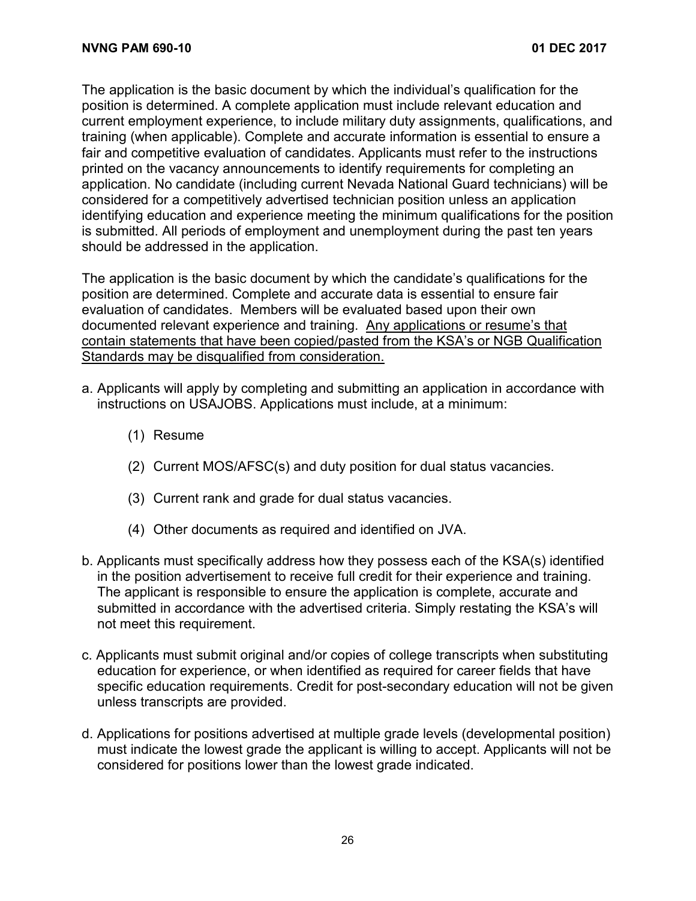The application is the basic document by which the individual's qualification for the position is determined. A complete application must include relevant education and current employment experience, to include military duty assignments, qualifications, and training (when applicable). Complete and accurate information is essential to ensure a fair and competitive evaluation of candidates. Applicants must refer to the instructions printed on the vacancy announcements to identify requirements for completing an application. No candidate (including current Nevada National Guard technicians) will be considered for a competitively advertised technician position unless an application identifying education and experience meeting the minimum qualifications for the position is submitted. All periods of employment and unemployment during the past ten years should be addressed in the application.

The application is the basic document by which the candidate's qualifications for the position are determined. Complete and accurate data is essential to ensure fair evaluation of candidates. Members will be evaluated based upon their own documented relevant experience and training. <u>Any applications or resume's that contain statements that have been copied/pasted from the KSA's or NGB Qualification Standards may be disqualified from consideration.</u>

a. Applicants will apply by completing and submitting an application in accordance with instructions on USAJOBS. Applications must include, at a minimum:

   (1) Resume

   (2) Current MOS/AFSC(s) and duty position for dual status vacancies.

   (3) Current rank and grade for dual status vacancies.

   (4) Other documents as required and identified on JVA.

b. Applicants must specifically address how they possess each of the KSA(s) identified in the position advertisement to receive full credit for their experience and training. The applicant is responsible to ensure the application is complete, accurate and submitted in accordance with the advertised criteria. Simply restating the KSA's will not meet this requirement.

c. Applicants must submit original and/or copies of college transcripts when substituting education for experience, or when identified as required for career fields that have specific education requirements. Credit for post-secondary education will not be given unless transcripts are provided.

d. Applications for positions advertised at multiple grade levels (developmental position) must indicate the lowest grade the applicant is willing to accept. Applicants will not be considered for positions lower than the lowest grade indicated.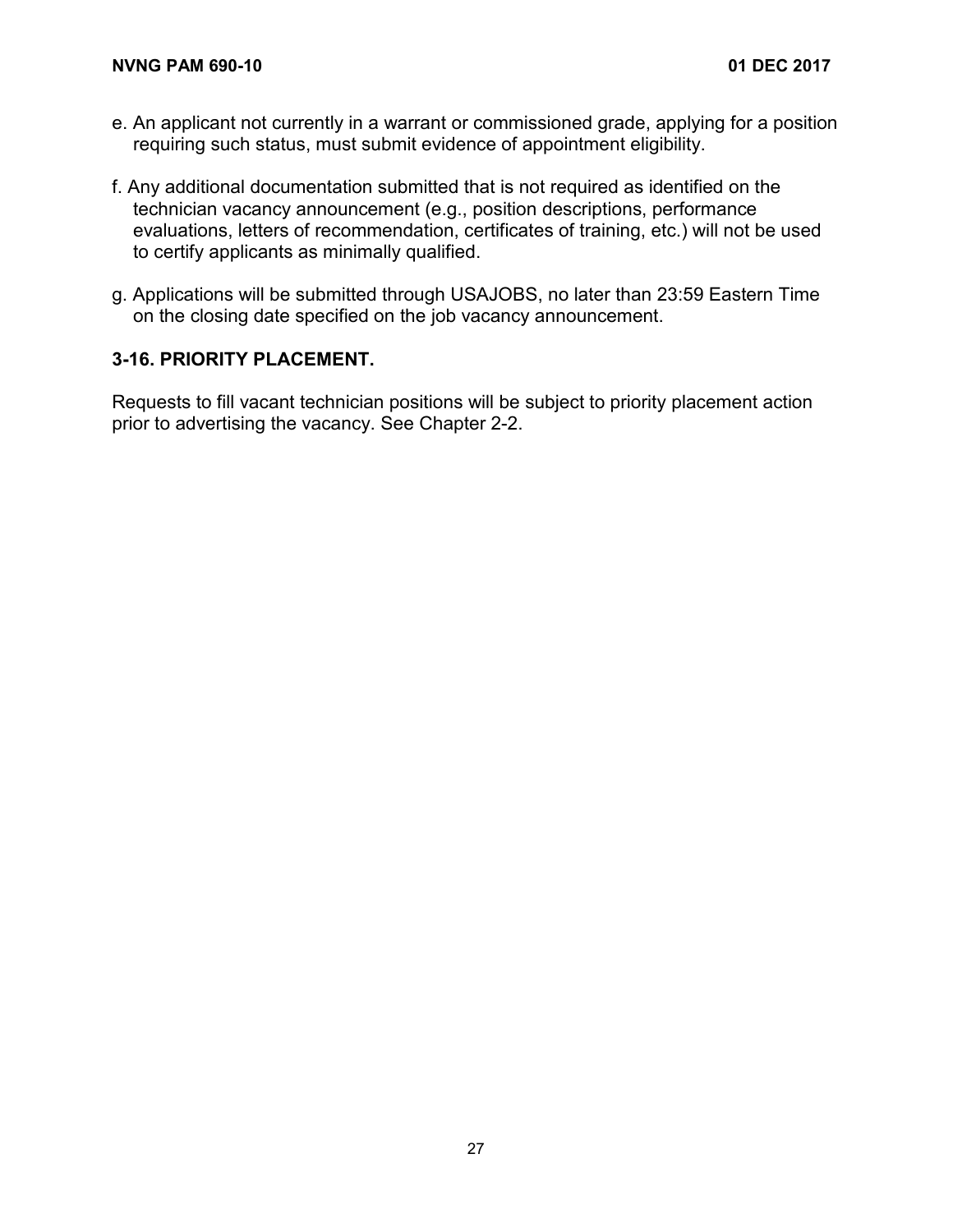e. An applicant not currently in a warrant or commissioned grade, applying for a position requiring such status, must submit evidence of appointment eligibility.

f. Any additional documentation submitted that is not required as identified on the technician vacancy announcement (e.g., position descriptions, performance evaluations, letters of recommendation, certificates of training, etc.) will not be used to certify applicants as minimally qualified.

g. Applications will be submitted through USAJOBS, no later than 23:59 Eastern Time on the closing date specified on the job vacancy announcement.

### 3-16. PRIORITY PLACEMENT.

Requests to fill vacant technician positions will be subject to priority placement action prior to advertising the vacancy. See Chapter 2-2.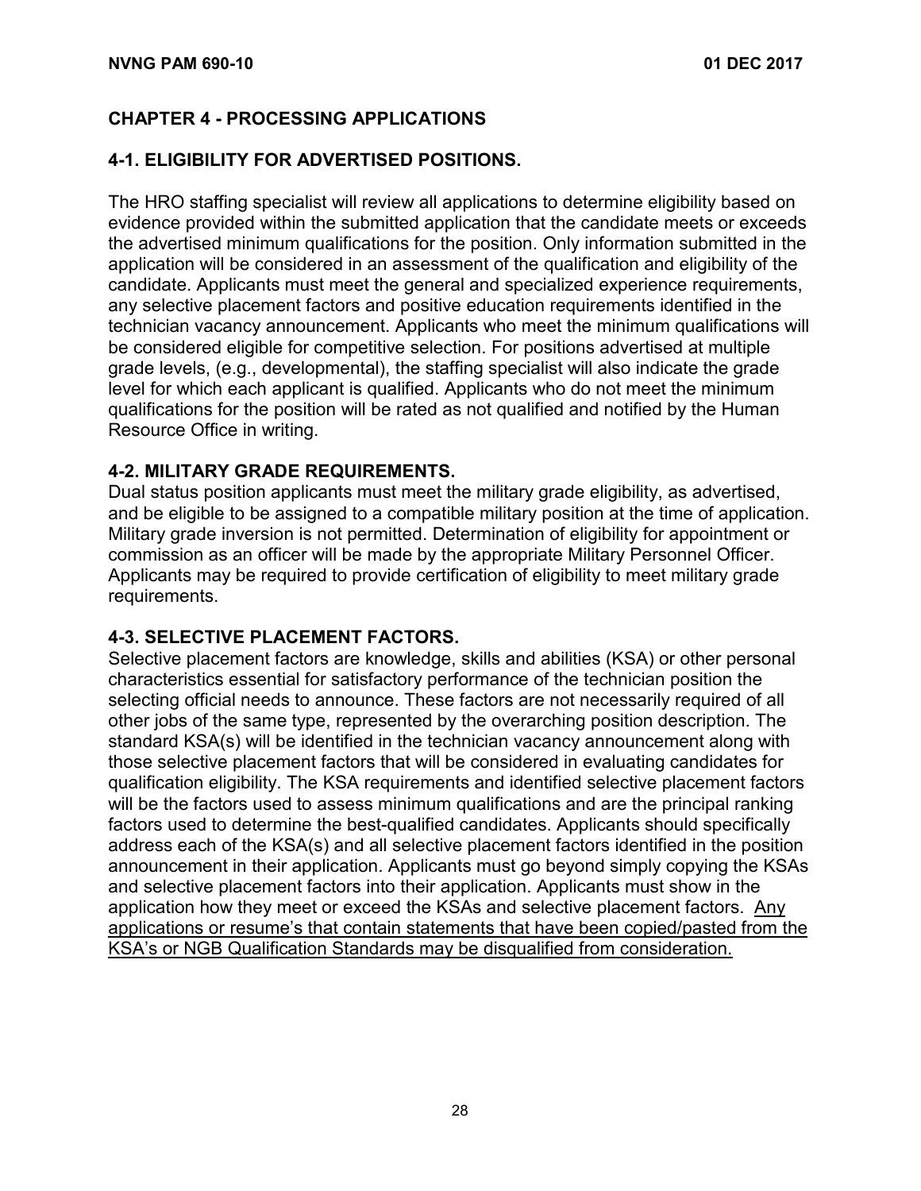## CHAPTER 4 - PROCESSING APPLICATIONS

### 4-1. ELIGIBILITY FOR ADVERTISED POSITIONS.

The HRO staffing specialist will review all applications to determine eligibility based on evidence provided within the submitted application that the candidate meets or exceeds the advertised minimum qualifications for the position. Only information submitted in the application will be considered in an assessment of the qualification and eligibility of the candidate. Applicants must meet the general and specialized experience requirements, any selective placement factors and positive education requirements identified in the technician vacancy announcement. Applicants who meet the minimum qualifications will be considered eligible for competitive selection. For positions advertised at multiple grade levels, (e.g., developmental), the staffing specialist will also indicate the grade level for which each applicant is qualified. Applicants who do not meet the minimum qualifications for the position will be rated as not qualified and notified by the Human Resource Office in writing.

### 4-2. MILITARY GRADE REQUIREMENTS.

Dual status position applicants must meet the military grade eligibility, as advertised, and be eligible to be assigned to a compatible military position at the time of application. Military grade inversion is not permitted. Determination of eligibility for appointment or commission as an officer will be made by the appropriate Military Personnel Officer. Applicants may be required to provide certification of eligibility to meet military grade requirements.

### 4-3. SELECTIVE PLACEMENT FACTORS.

Selective placement factors are knowledge, skills and abilities (KSA) or other personal characteristics essential for satisfactory performance of the technician position the selecting official needs to announce. These factors are not necessarily required of all other jobs of the same type, represented by the overarching position description. The standard KSA(s) will be identified in the technician vacancy announcement along with those selective placement factors that will be considered in evaluating candidates for qualification eligibility. The KSA requirements and identified selective placement factors will be the factors used to assess minimum qualifications and are the principal ranking factors used to determine the best-qualified candidates. Applicants should specifically address each of the KSA(s) and all selective placement factors identified in the position announcement in their application. Applicants must go beyond simply copying the KSAs and selective placement factors into their application. Applicants must show in the application how they meet or exceed the KSAs and selective placement factors. <u>Any applications or resume's that contain statements that have been copied/pasted from the KSA's or NGB Qualification Standards may be disqualified from consideration.</u>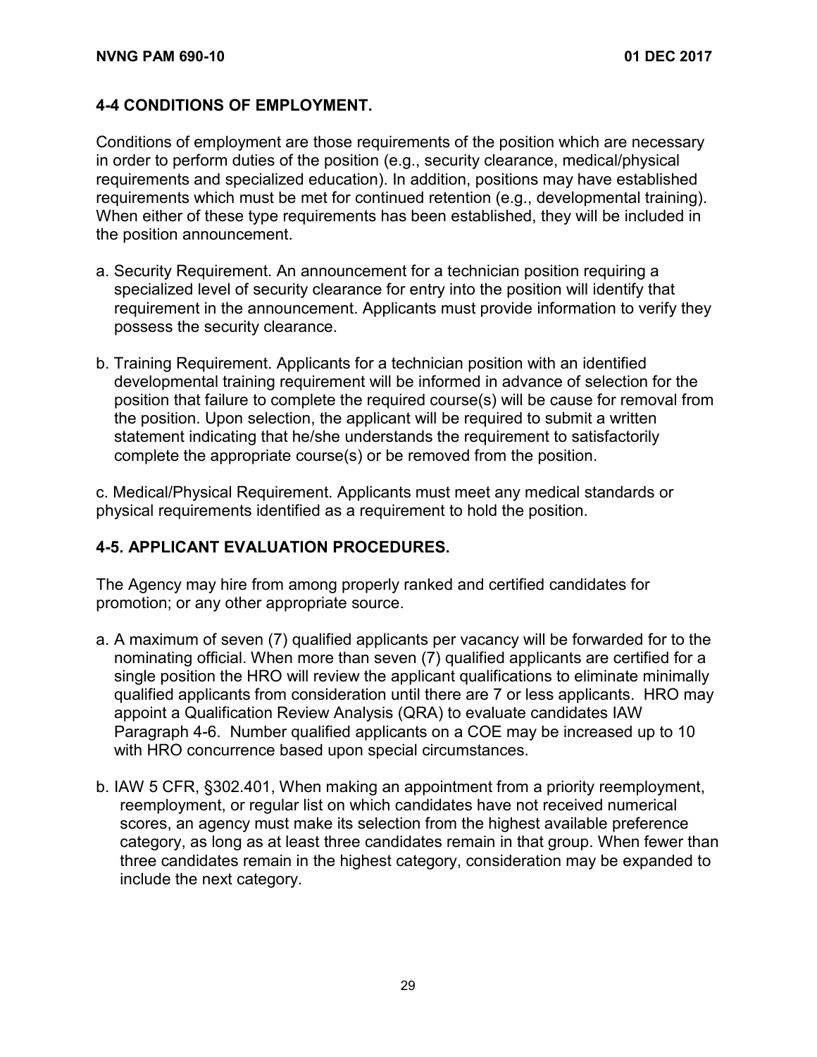## 4-4 CONDITIONS OF EMPLOYMENT.

Conditions of employment are those requirements of the position which are necessary in order to perform duties of the position (e.g., security clearance, medical/physical requirements and specialized education). In addition, positions may have established requirements which must be met for continued retention (e.g., developmental training). When either of these type requirements has been established, they will be included in the position announcement.

a. Security Requirement. An announcement for a technician position requiring a specialized level of security clearance for entry into the position will identify that requirement in the announcement. Applicants must provide information to verify they possess the security clearance.

b. Training Requirement. Applicants for a technician position with an identified developmental training requirement will be informed in advance of selection for the position that failure to complete the required course(s) will be cause for removal from the position. Upon selection, the applicant will be required to submit a written statement indicating that he/she understands the requirement to satisfactorily complete the appropriate course(s) or be removed from the position.

c. Medical/Physical Requirement. Applicants must meet any medical standards or physical requirements identified as a requirement to hold the position.

## 4-5. APPLICANT EVALUATION PROCEDURES.

The Agency may hire from among properly ranked and certified candidates for promotion; or any other appropriate source.

a. A maximum of seven (7) qualified applicants per vacancy will be forwarded for to the nominating official. When more than seven (7) qualified applicants are certified for a single position the HRO will review the applicant qualifications to eliminate minimally qualified applicants from consideration until there are 7 or less applicants. HRO may appoint a Qualification Review Analysis (QRA) to evaluate candidates IAW Paragraph 4-6. Number qualified applicants on a COE may be increased up to 10 with HRO concurrence based upon special circumstances.

b. IAW 5 CFR, §302.401, When making an appointment from a priority reemployment, reemployment, or regular list on which candidates have not received numerical scores, an agency must make its selection from the highest available preference category, as long as at least three candidates remain in that group. When fewer than three candidates remain in the highest category, consideration may be expanded to include the next category.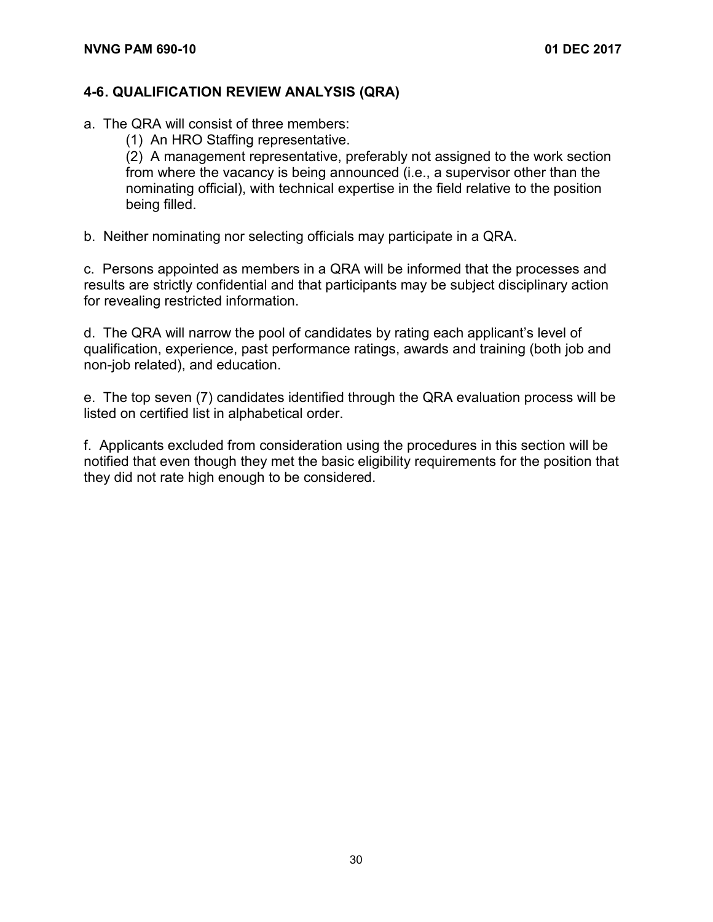## 4-6. QUALIFICATION REVIEW ANALYSIS (QRA)

a. The QRA will consist of three members:

(1) An HRO Staffing representative.

(2) A management representative, preferably not assigned to the work section from where the vacancy is being announced (i.e., a supervisor other than the nominating official), with technical expertise in the field relative to the position being filled.

b. Neither nominating nor selecting officials may participate in a QRA.

c. Persons appointed as members in a QRA will be informed that the processes and results are strictly confidential and that participants may be subject disciplinary action for revealing restricted information.

d. The QRA will narrow the pool of candidates by rating each applicant's level of qualification, experience, past performance ratings, awards and training (both job and non-job related), and education.

e. The top seven (7) candidates identified through the QRA evaluation process will be listed on certified list in alphabetical order.

f. Applicants excluded from consideration using the procedures in this section will be notified that even though they met the basic eligibility requirements for the position that they did not rate high enough to be considered.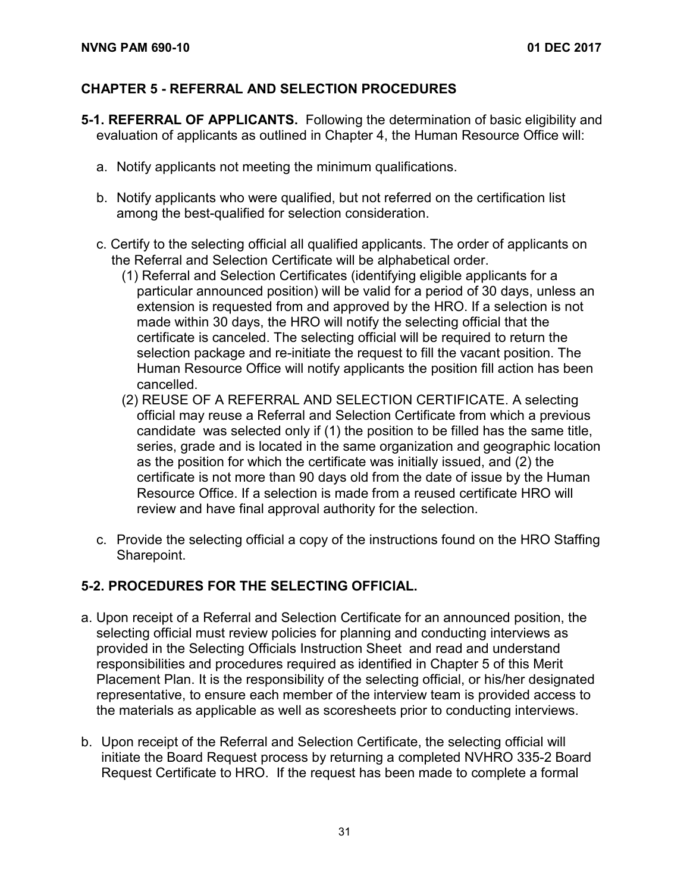## CHAPTER 5 - REFERRAL AND SELECTION PROCEDURES

**5-1. REFERRAL OF APPLICANTS.** Following the determination of basic eligibility and evaluation of applicants as outlined in Chapter 4, the Human Resource Office will:

a. Notify applicants not meeting the minimum qualifications.

b. Notify applicants who were qualified, but not referred on the certification list among the best-qualified for selection consideration.

c. Certify to the selecting official all qualified applicants. The order of applicants on the Referral and Selection Certificate will be alphabetical order.

(1) Referral and Selection Certificates (identifying eligible applicants for a particular announced position) will be valid for a period of 30 days, unless an extension is requested from and approved by the HRO. If a selection is not made within 30 days, the HRO will notify the selecting official that the certificate is canceled. The selecting official will be required to return the selection package and re-initiate the request to fill the vacant position. The Human Resource Office will notify applicants the position fill action has been cancelled.

(2) REUSE OF A REFERRAL AND SELECTION CERTIFICATE. A selecting official may reuse a Referral and Selection Certificate from which a previous candidate was selected only if (1) the position to be filled has the same title, series, grade and is located in the same organization and geographic location as the position for which the certificate was initially issued, and (2) the certificate is not more than 90 days old from the date of issue by the Human Resource Office. If a selection is made from a reused certificate HRO will review and have final approval authority for the selection.

c. Provide the selecting official a copy of the instructions found on the HRO Staffing Sharepoint.

**5-2. PROCEDURES FOR THE SELECTING OFFICIAL.**

a. Upon receipt of a Referral and Selection Certificate for an announced position, the selecting official must review policies for planning and conducting interviews as provided in the Selecting Officials Instruction Sheet and read and understand responsibilities and procedures required as identified in Chapter 5 of this Merit Placement Plan. It is the responsibility of the selecting official, or his/her designated representative, to ensure each member of the interview team is provided access to the materials as applicable as well as scoresheets prior to conducting interviews.

b. Upon receipt of the Referral and Selection Certificate, the selecting official will initiate the Board Request process by returning a completed NVHRO 335-2 Board Request Certificate to HRO. If the request has been made to complete a formal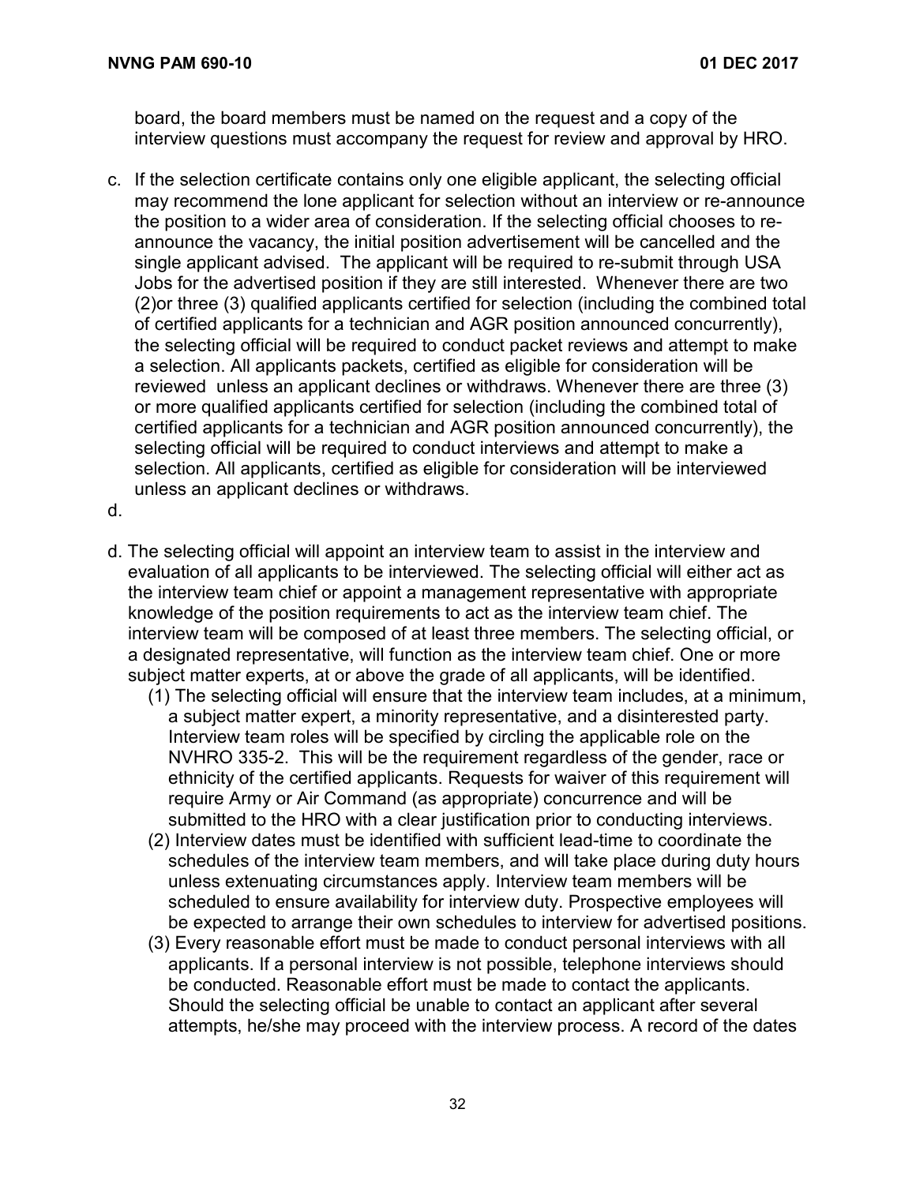board, the board members must be named on the request and a copy of the interview questions must accompany the request for review and approval by HRO.

c. If the selection certificate contains only one eligible applicant, the selecting official may recommend the lone applicant for selection without an interview or re-announce the position to a wider area of consideration. If the selecting official chooses to re-announce the vacancy, the initial position advertisement will be cancelled and the single applicant advised. The applicant will be required to re-submit through USA Jobs for the advertised position if they are still interested. Whenever there are two (2)or three (3) qualified applicants certified for selection (including the combined total of certified applicants for a technician and AGR position announced concurrently), the selecting official will be required to conduct packet reviews and attempt to make a selection. All applicants packets, certified as eligible for consideration will be reviewed unless an applicant declines or withdraws. Whenever there are three (3) or more qualified applicants certified for selection (including the combined total of certified applicants for a technician and AGR position announced concurrently), the selecting official will be required to conduct interviews and attempt to make a selection. All applicants, certified as eligible for consideration will be interviewed unless an applicant declines or withdraws.

d.

d. The selecting official will appoint an interview team to assist in the interview and evaluation of all applicants to be interviewed. The selecting official will either act as the interview team chief or appoint a management representative with appropriate knowledge of the position requirements to act as the interview team chief. The interview team will be composed of at least three members. The selecting official, or a designated representative, will function as the interview team chief. One or more subject matter experts, at or above the grade of all applicants, will be identified.

   (1) The selecting official will ensure that the interview team includes, at a minimum, a subject matter expert, a minority representative, and a disinterested party. Interview team roles will be specified by circling the applicable role on the NVHRO 335-2. This will be the requirement regardless of the gender, race or ethnicity of the certified applicants. Requests for waiver of this requirement will require Army or Air Command (as appropriate) concurrence and will be submitted to the HRO with a clear justification prior to conducting interviews.

   (2) Interview dates must be identified with sufficient lead-time to coordinate the schedules of the interview team members, and will take place during duty hours unless extenuating circumstances apply. Interview team members will be scheduled to ensure availability for interview duty. Prospective employees will be expected to arrange their own schedules to interview for advertised positions.

   (3) Every reasonable effort must be made to conduct personal interviews with all applicants. If a personal interview is not possible, telephone interviews should be conducted. Reasonable effort must be made to contact the applicants. Should the selecting official be unable to contact an applicant after several attempts, he/she may proceed with the interview process. A record of the dates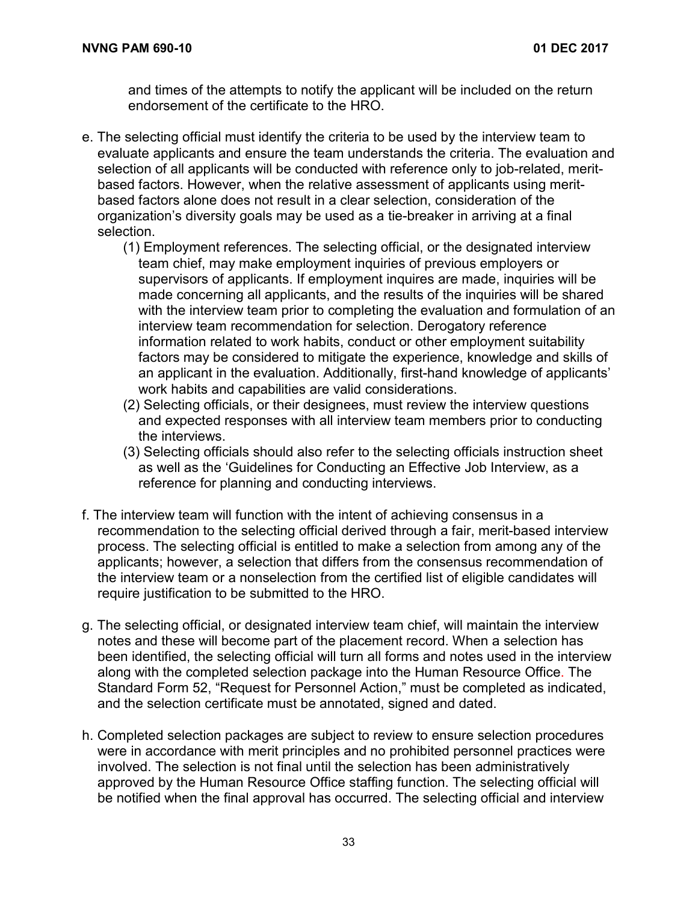and times of the attempts to notify the applicant will be included on the return endorsement of the certificate to the HRO.

e. The selecting official must identify the criteria to be used by the interview team to evaluate applicants and ensure the team understands the criteria. The evaluation and selection of all applicants will be conducted with reference only to job-related, merit-based factors. However, when the relative assessment of applicants using merit-based factors alone does not result in a clear selection, consideration of the organization's diversity goals may be used as a tie-breaker in arriving at a final selection.
   (1) Employment references. The selecting official, or the designated interview team chief, may make employment inquiries of previous employers or supervisors of applicants. If employment inquires are made, inquiries will be made concerning all applicants, and the results of the inquiries will be shared with the interview team prior to completing the evaluation and formulation of an interview team recommendation for selection. Derogatory reference information related to work habits, conduct or other employment suitability factors may be considered to mitigate the experience, knowledge and skills of an applicant in the evaluation. Additionally, first-hand knowledge of applicants' work habits and capabilities are valid considerations.
   (2) Selecting officials, or their designees, must review the interview questions and expected responses with all interview team members prior to conducting the interviews.
   (3) Selecting officials should also refer to the selecting officials instruction sheet as well as the 'Guidelines for Conducting an Effective Job Interview, as a reference for planning and conducting interviews.

f. The interview team will function with the intent of achieving consensus in a recommendation to the selecting official derived through a fair, merit-based interview process. The selecting official is entitled to make a selection from among any of the applicants; however, a selection that differs from the consensus recommendation of the interview team or a nonselection from the certified list of eligible candidates will require justification to be submitted to the HRO.

g. The selecting official, or designated interview team chief, will maintain the interview notes and these will become part of the placement record. When a selection has been identified, the selecting official will turn all forms and notes used in the interview along with the completed selection package into the Human Resource Office. The Standard Form 52, "Request for Personnel Action," must be completed as indicated, and the selection certificate must be annotated, signed and dated.

h. Completed selection packages are subject to review to ensure selection procedures were in accordance with merit principles and no prohibited personnel practices were involved. The selection is not final until the selection has been administratively approved by the Human Resource Office staffing function. The selecting official will be notified when the final approval has occurred. The selecting official and interview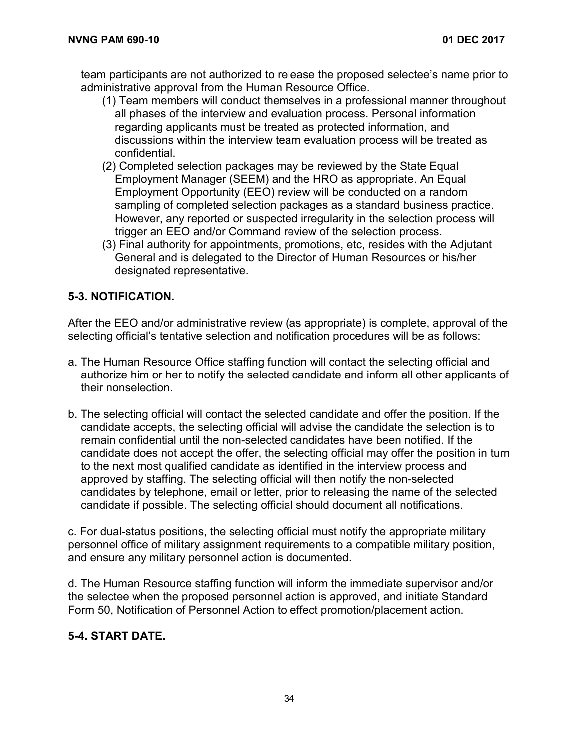team participants are not authorized to release the proposed selectee's name prior to administrative approval from the Human Resource Office.

(1) Team members will conduct themselves in a professional manner throughout all phases of the interview and evaluation process. Personal information regarding applicants must be treated as protected information, and discussions within the interview team evaluation process will be treated as confidential.

(2) Completed selection packages may be reviewed by the State Equal Employment Manager (SEEM) and the HRO as appropriate. An Equal Employment Opportunity (EEO) review will be conducted on a random sampling of completed selection packages as a standard business practice. However, any reported or suspected irregularity in the selection process will trigger an EEO and/or Command review of the selection process.

(3) Final authority for appointments, promotions, etc, resides with the Adjutant General and is delegated to the Director of Human Resources or his/her designated representative.

## 5-3. NOTIFICATION.

After the EEO and/or administrative review (as appropriate) is complete, approval of the selecting official's tentative selection and notification procedures will be as follows:

a. The Human Resource Office staffing function will contact the selecting official and authorize him or her to notify the selected candidate and inform all other applicants of their nonselection.

b. The selecting official will contact the selected candidate and offer the position. If the candidate accepts, the selecting official will advise the candidate the selection is to remain confidential until the non-selected candidates have been notified. If the candidate does not accept the offer, the selecting official may offer the position in turn to the next most qualified candidate as identified in the interview process and approved by staffing. The selecting official will then notify the non-selected candidates by telephone, email or letter, prior to releasing the name of the selected candidate if possible. The selecting official should document all notifications.

c. For dual-status positions, the selecting official must notify the appropriate military personnel office of military assignment requirements to a compatible military position, and ensure any military personnel action is documented.

d. The Human Resource staffing function will inform the immediate supervisor and/or the selectee when the proposed personnel action is approved, and initiate Standard Form 50, Notification of Personnel Action to effect promotion/placement action.

## 5-4. START DATE.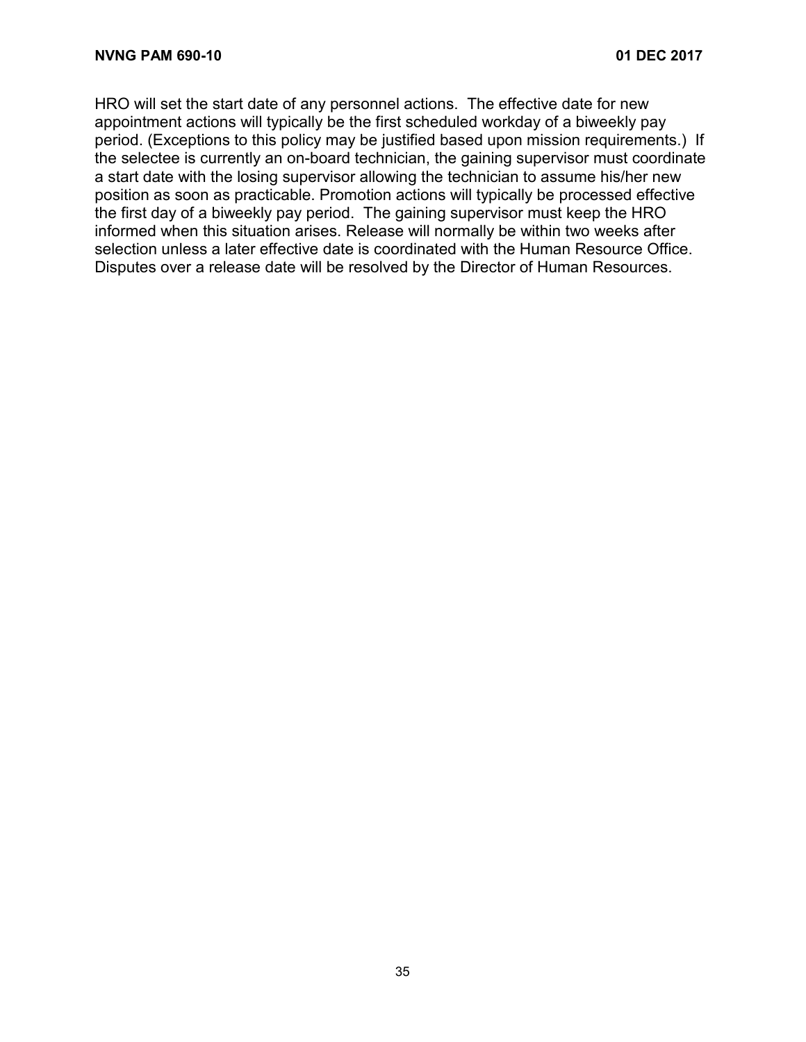HRO will set the start date of any personnel actions. The effective date for new appointment actions will typically be the first scheduled workday of a biweekly pay period. (Exceptions to this policy may be justified based upon mission requirements.) If the selectee is currently an on-board technician, the gaining supervisor must coordinate a start date with the losing supervisor allowing the technician to assume his/her new position as soon as practicable. Promotion actions will typically be processed effective the first day of a biweekly pay period. The gaining supervisor must keep the HRO informed when this situation arises. Release will normally be within two weeks after selection unless a later effective date is coordinated with the Human Resource Office. Disputes over a release date will be resolved by the Director of Human Resources.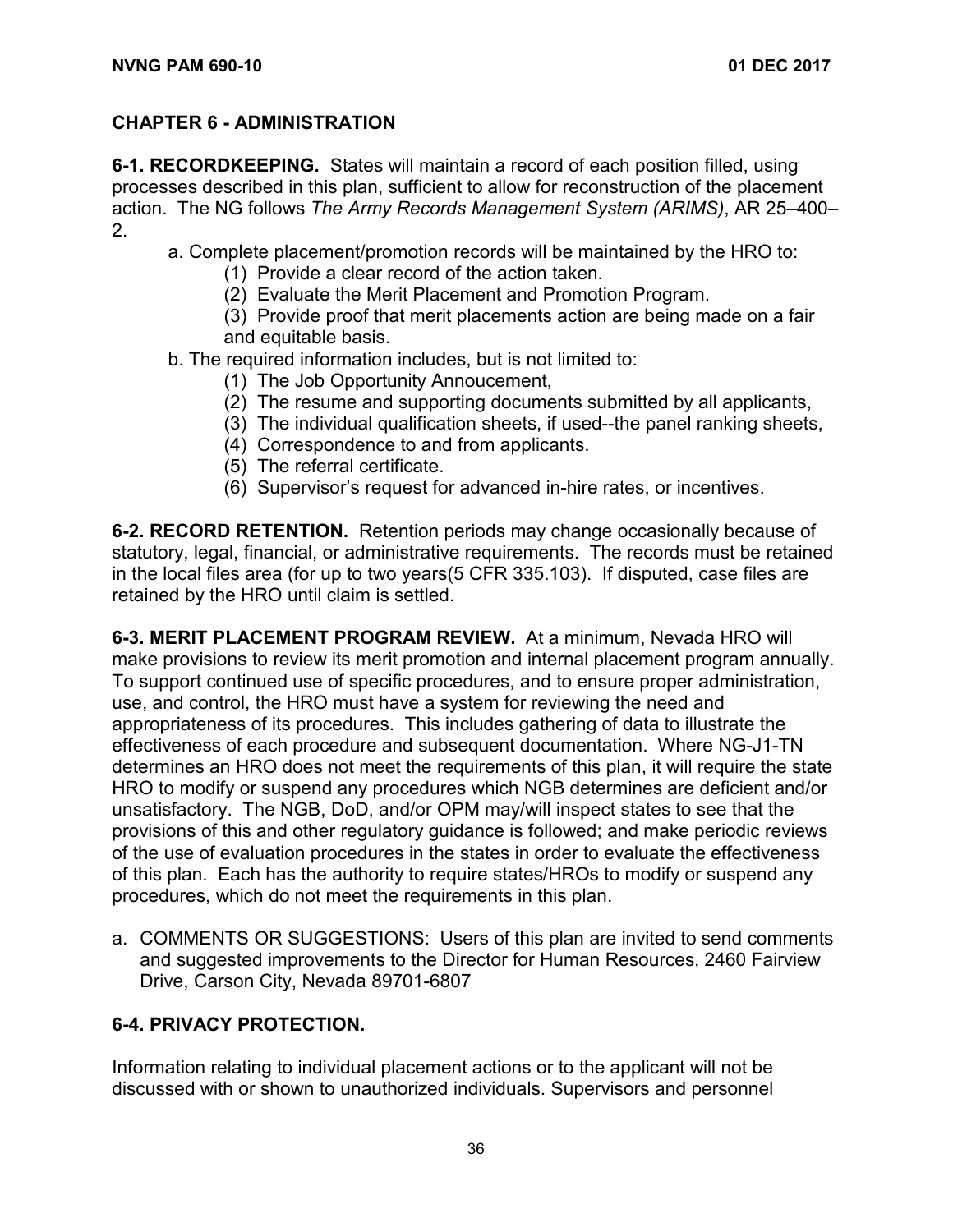## CHAPTER 6 - ADMINISTRATION

**6-1. RECORDKEEPING.** States will maintain a record of each position filled, using processes described in this plan, sufficient to allow for reconstruction of the placement action. The NG follows *The Army Records Management System (ARIMS)*, AR 25–400–2.

a. Complete placement/promotion records will be maintained by the HRO to:

(1) Provide a clear record of the action taken.

(2) Evaluate the Merit Placement and Promotion Program.

(3) Provide proof that merit placements action are being made on a fair and equitable basis.

b. The required information includes, but is not limited to:

(1) The Job Opportunity Annoucement,

(2) The resume and supporting documents submitted by all applicants,

(3) The individual qualification sheets, if used--the panel ranking sheets,

(4) Correspondence to and from applicants.

(5) The referral certificate.

(6) Supervisor's request for advanced in-hire rates, or incentives.

**6-2. RECORD RETENTION.** Retention periods may change occasionally because of statutory, legal, financial, or administrative requirements. The records must be retained in the local files area (for up to two years(5 CFR 335.103). If disputed, case files are retained by the HRO until claim is settled.

**6-3. MERIT PLACEMENT PROGRAM REVIEW.** At a minimum, Nevada HRO will make provisions to review its merit promotion and internal placement program annually. To support continued use of specific procedures, and to ensure proper administration, use, and control, the HRO must have a system for reviewing the need and appropriateness of its procedures. This includes gathering of data to illustrate the effectiveness of each procedure and subsequent documentation. Where NG-J1-TN determines an HRO does not meet the requirements of this plan, it will require the state HRO to modify or suspend any procedures which NGB determines are deficient and/or unsatisfactory. The NGB, DoD, and/or OPM may/will inspect states to see that the provisions of this and other regulatory guidance is followed; and make periodic reviews of the use of evaluation procedures in the states in order to evaluate the effectiveness of this plan. Each has the authority to require states/HROs to modify or suspend any procedures, which do not meet the requirements in this plan.

a. COMMENTS OR SUGGESTIONS: Users of this plan are invited to send comments and suggested improvements to the Director for Human Resources, 2460 Fairview Drive, Carson City, Nevada 89701-6807

**6-4. PRIVACY PROTECTION.**

Information relating to individual placement actions or to the applicant will not be discussed with or shown to unauthorized individuals. Supervisors and personnel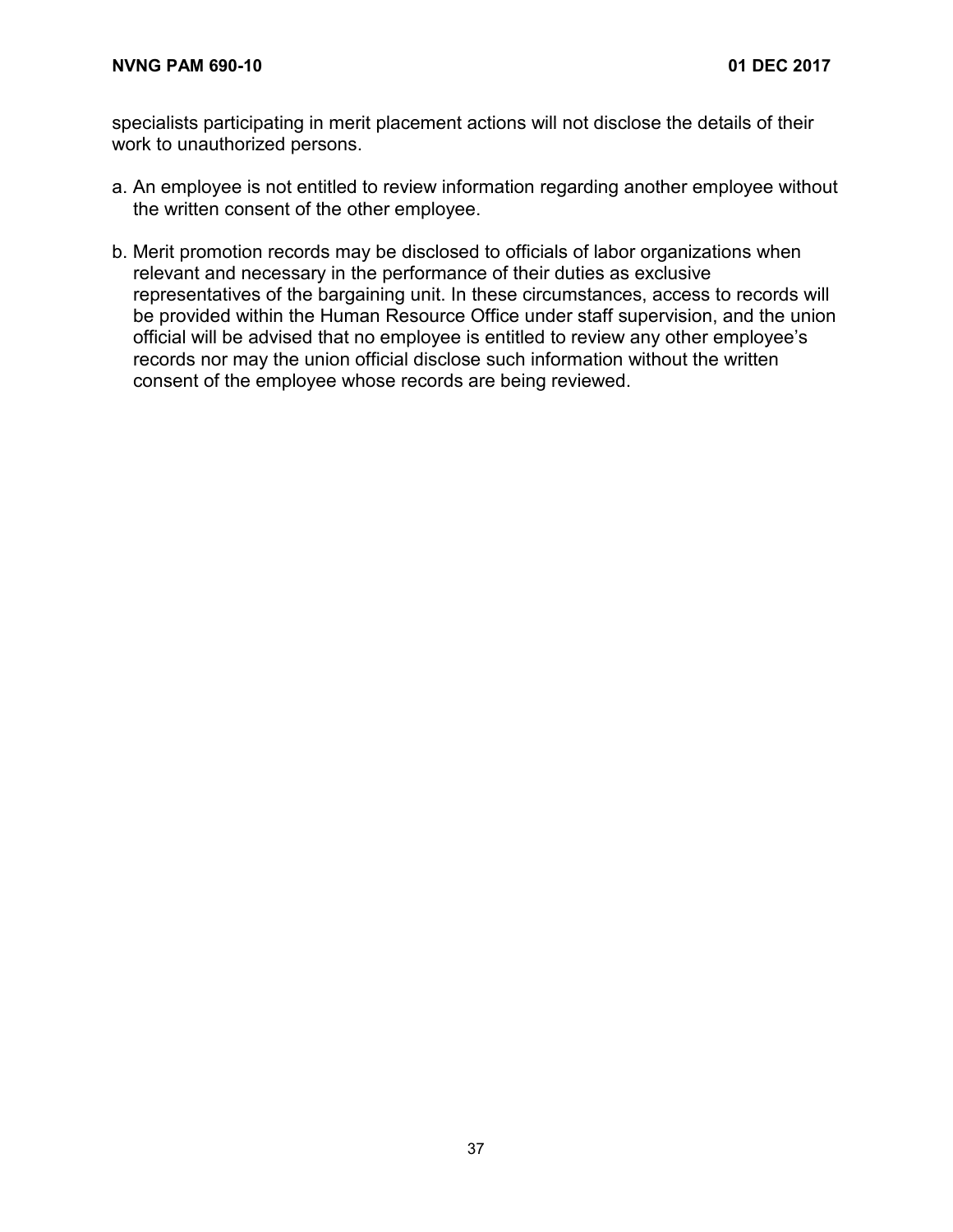specialists participating in merit placement actions will not disclose the details of their work to unauthorized persons.

a. An employee is not entitled to review information regarding another employee without the written consent of the other employee.

b. Merit promotion records may be disclosed to officials of labor organizations when relevant and necessary in the performance of their duties as exclusive representatives of the bargaining unit. In these circumstances, access to records will be provided within the Human Resource Office under staff supervision, and the union official will be advised that no employee is entitled to review any other employee's records nor may the union official disclose such information without the written consent of the employee whose records are being reviewed.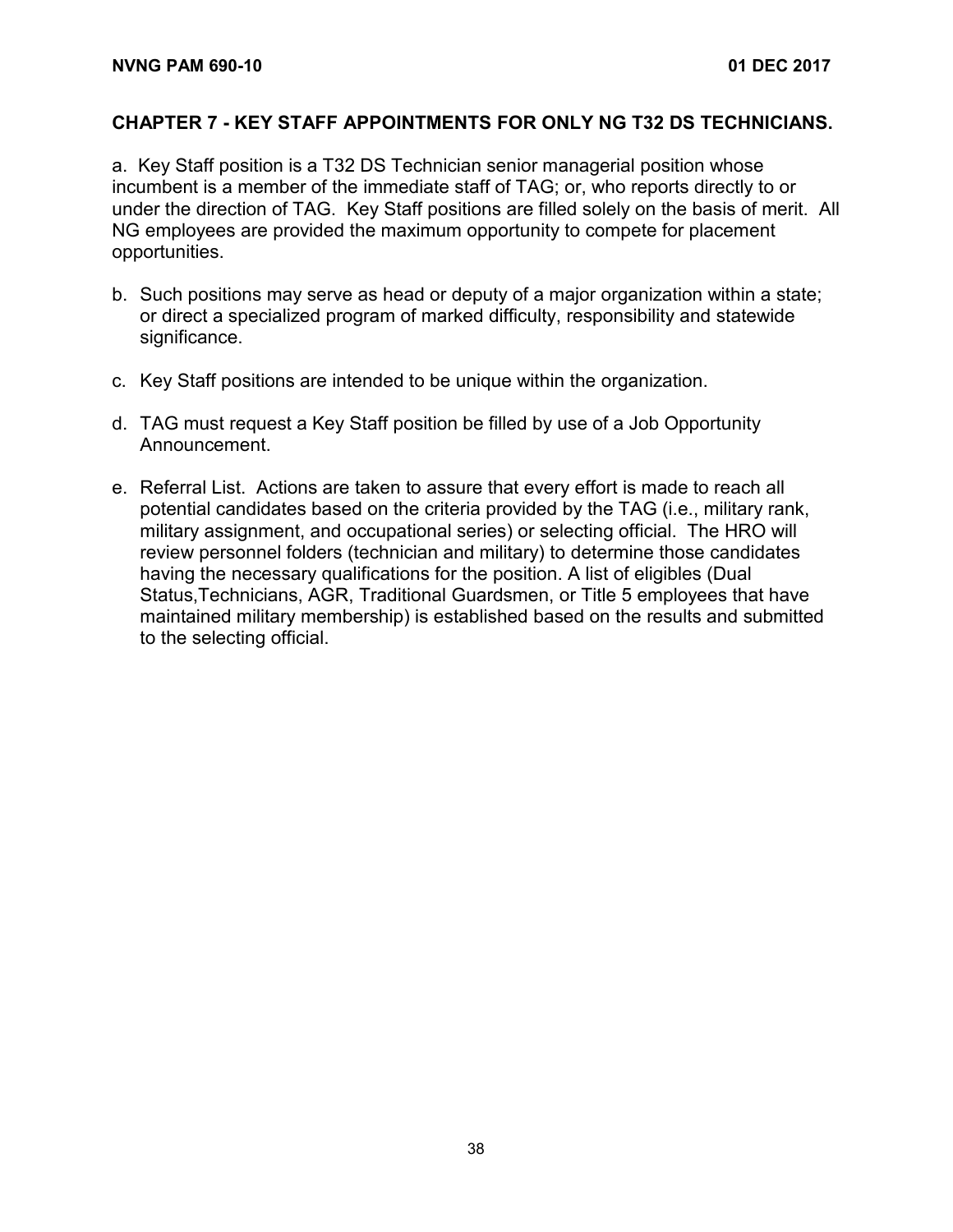## CHAPTER 7 - KEY STAFF APPOINTMENTS FOR ONLY NG T32 DS TECHNICIANS.

a. Key Staff position is a T32 DS Technician senior managerial position whose incumbent is a member of the immediate staff of TAG; or, who reports directly to or under the direction of TAG. Key Staff positions are filled solely on the basis of merit. All NG employees are provided the maximum opportunity to compete for placement opportunities.

b. Such positions may serve as head or deputy of a major organization within a state; or direct a specialized program of marked difficulty, responsibility and statewide significance.

c. Key Staff positions are intended to be unique within the organization.

d. TAG must request a Key Staff position be filled by use of a Job Opportunity Announcement.

e. Referral List. Actions are taken to assure that every effort is made to reach all potential candidates based on the criteria provided by the TAG (i.e., military rank, military assignment, and occupational series) or selecting official. The HRO will review personnel folders (technician and military) to determine those candidates having the necessary qualifications for the position. A list of eligibles (Dual Status,Technicians, AGR, Traditional Guardsmen, or Title 5 employees that have maintained military membership) is established based on the results and submitted to the selecting official.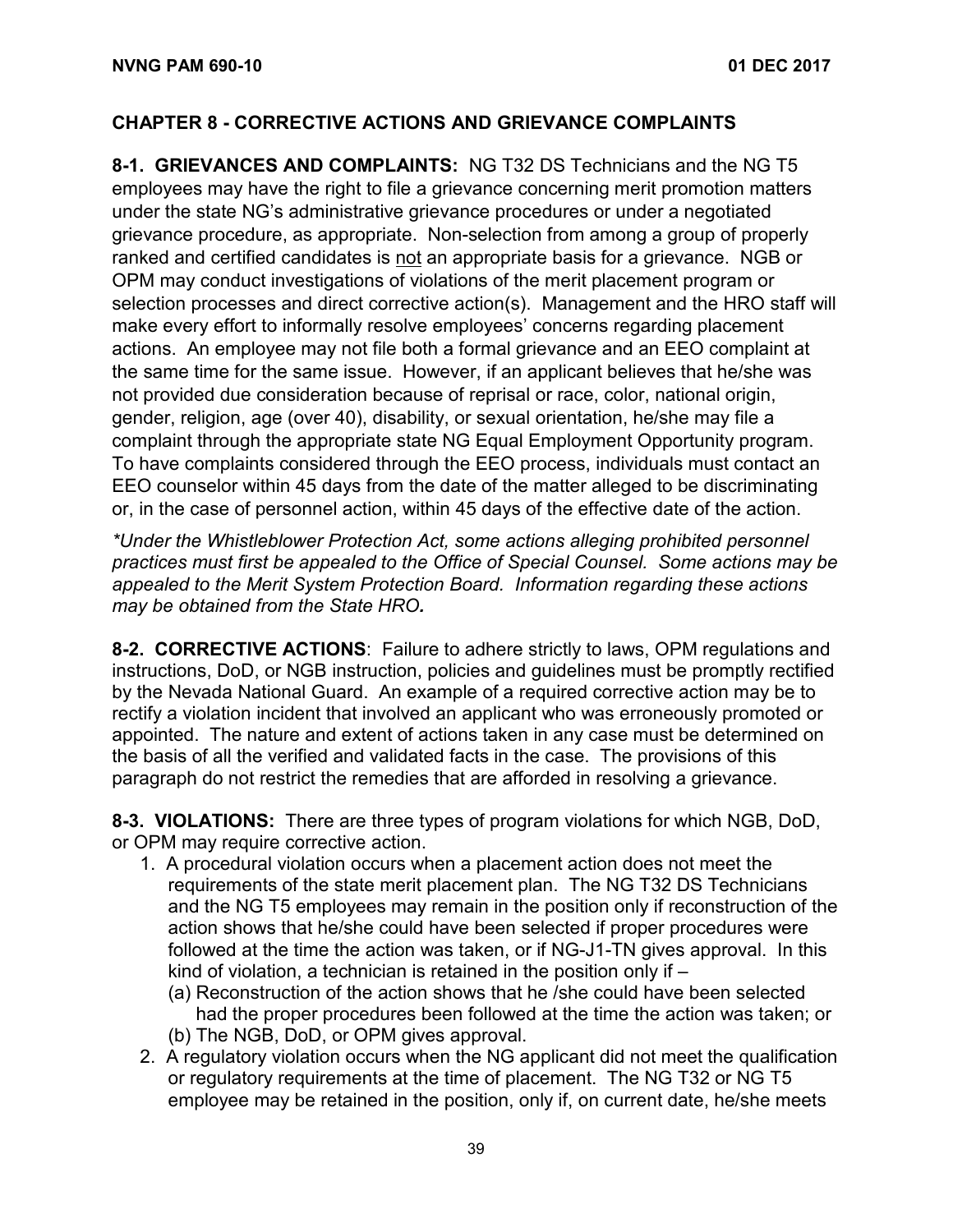## CHAPTER 8 - CORRECTIVE ACTIONS AND GRIEVANCE COMPLAINTS

**8-1. GRIEVANCES AND COMPLAINTS:** NG T32 DS Technicians and the NG T5 employees may have the right to file a grievance concerning merit promotion matters under the state NG's administrative grievance procedures or under a negotiated grievance procedure, as appropriate. Non-selection from among a group of properly ranked and certified candidates is <u>not</u> an appropriate basis for a grievance. NGB or OPM may conduct investigations of violations of the merit placement program or selection processes and direct corrective action(s). Management and the HRO staff will make every effort to informally resolve employees' concerns regarding placement actions. An employee may not file both a formal grievance and an EEO complaint at the same time for the same issue. However, if an applicant believes that he/she was not provided due consideration because of reprisal or race, color, national origin, gender, religion, age (over 40), disability, or sexual orientation, he/she may file a complaint through the appropriate state NG Equal Employment Opportunity program. To have complaints considered through the EEO process, individuals must contact an EEO counselor within 45 days from the date of the matter alleged to be discriminating or, in the case of personnel action, within 45 days of the effective date of the action.

*\*Under the Whistleblower Protection Act, some actions alleging prohibited personnel practices must first be appealed to the Office of Special Counsel. Some actions may be appealed to the Merit System Protection Board. Information regarding these actions may be obtained from the State HRO.*

**8-2. CORRECTIVE ACTIONS**: Failure to adhere strictly to laws, OPM regulations and instructions, DoD, or NGB instruction, policies and guidelines must be promptly rectified by the Nevada National Guard. An example of a required corrective action may be to rectify a violation incident that involved an applicant who was erroneously promoted or appointed. The nature and extent of actions taken in any case must be determined on the basis of all the verified and validated facts in the case. The provisions of this paragraph do not restrict the remedies that are afforded in resolving a grievance.

**8-3. VIOLATIONS:** There are three types of program violations for which NGB, DoD, or OPM may require corrective action.

1. A procedural violation occurs when a placement action does not meet the requirements of the state merit placement plan. The NG T32 DS Technicians and the NG T5 employees may remain in the position only if reconstruction of the action shows that he/she could have been selected if proper procedures were followed at the time the action was taken, or if NG-J1-TN gives approval. In this kind of violation, a technician is retained in the position only if –
   (a) Reconstruction of the action shows that he /she could have been selected had the proper procedures been followed at the time the action was taken; or
   (b) The NGB, DoD, or OPM gives approval.
2. A regulatory violation occurs when the NG applicant did not meet the qualification or regulatory requirements at the time of placement. The NG T32 or NG T5 employee may be retained in the position, only if, on current date, he/she meets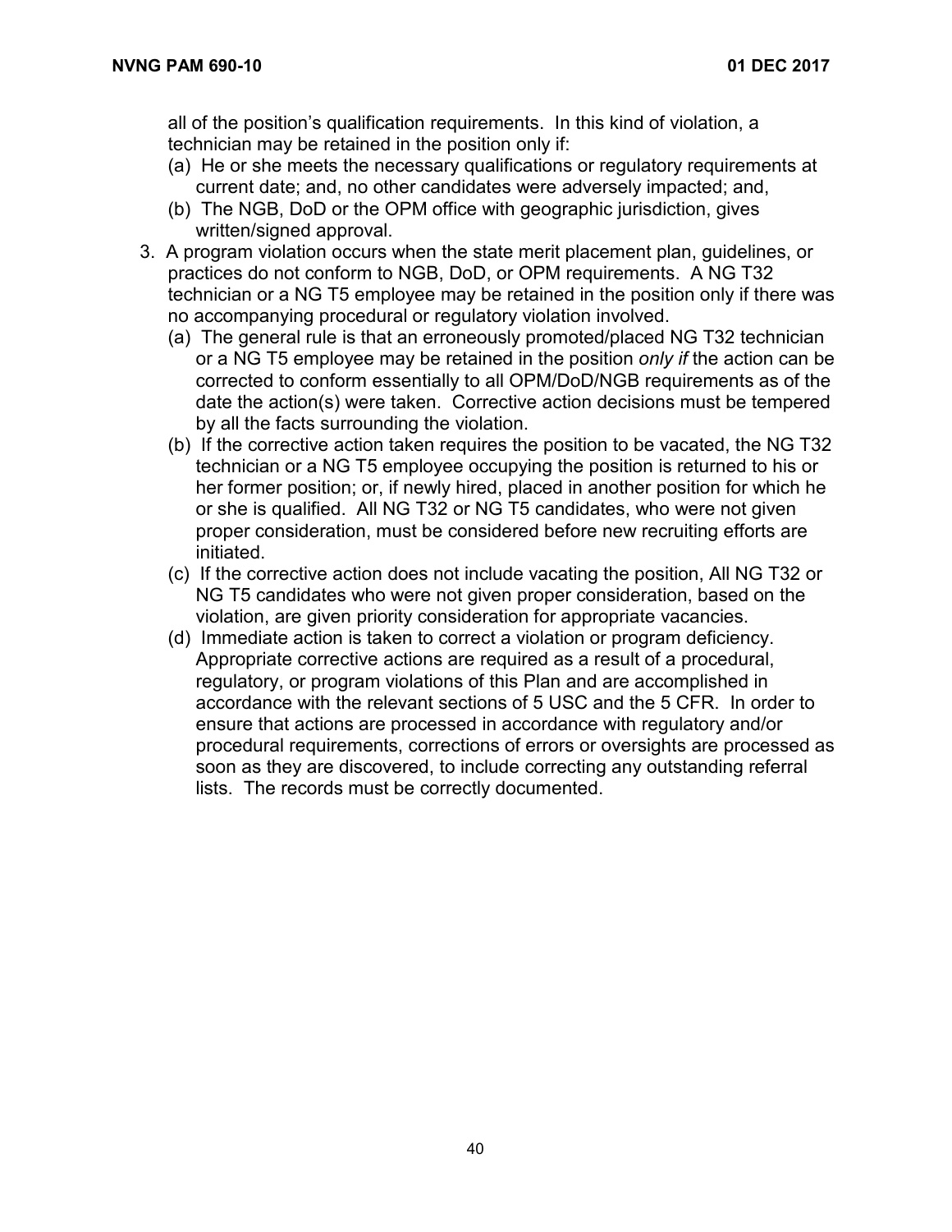all of the position's qualification requirements. In this kind of violation, a technician may be retained in the position only if:

(a) He or she meets the necessary qualifications or regulatory requirements at current date; and, no other candidates were adversely impacted; and,

(b) The NGB, DoD or the OPM office with geographic jurisdiction, gives written/signed approval.

3. A program violation occurs when the state merit placement plan, guidelines, or practices do not conform to NGB, DoD, or OPM requirements. A NG T32 technician or a NG T5 employee may be retained in the position only if there was no accompanying procedural or regulatory violation involved.

   (a) The general rule is that an erroneously promoted/placed NG T32 technician or a NG T5 employee may be retained in the position *only if* the action can be corrected to conform essentially to all OPM/DoD/NGB requirements as of the date the action(s) were taken. Corrective action decisions must be tempered by all the facts surrounding the violation.

   (b) If the corrective action taken requires the position to be vacated, the NG T32 technician or a NG T5 employee occupying the position is returned to his or her former position; or, if newly hired, placed in another position for which he or she is qualified. All NG T32 or NG T5 candidates, who were not given proper consideration, must be considered before new recruiting efforts are initiated.

   (c) If the corrective action does not include vacating the position, All NG T32 or NG T5 candidates who were not given proper consideration, based on the violation, are given priority consideration for appropriate vacancies.

   (d) Immediate action is taken to correct a violation or program deficiency. Appropriate corrective actions are required as a result of a procedural, regulatory, or program violations of this Plan and are accomplished in accordance with the relevant sections of 5 USC and the 5 CFR. In order to ensure that actions are processed in accordance with regulatory and/or procedural requirements, corrections of errors or oversights are processed as soon as they are discovered, to include correcting any outstanding referral lists. The records must be correctly documented.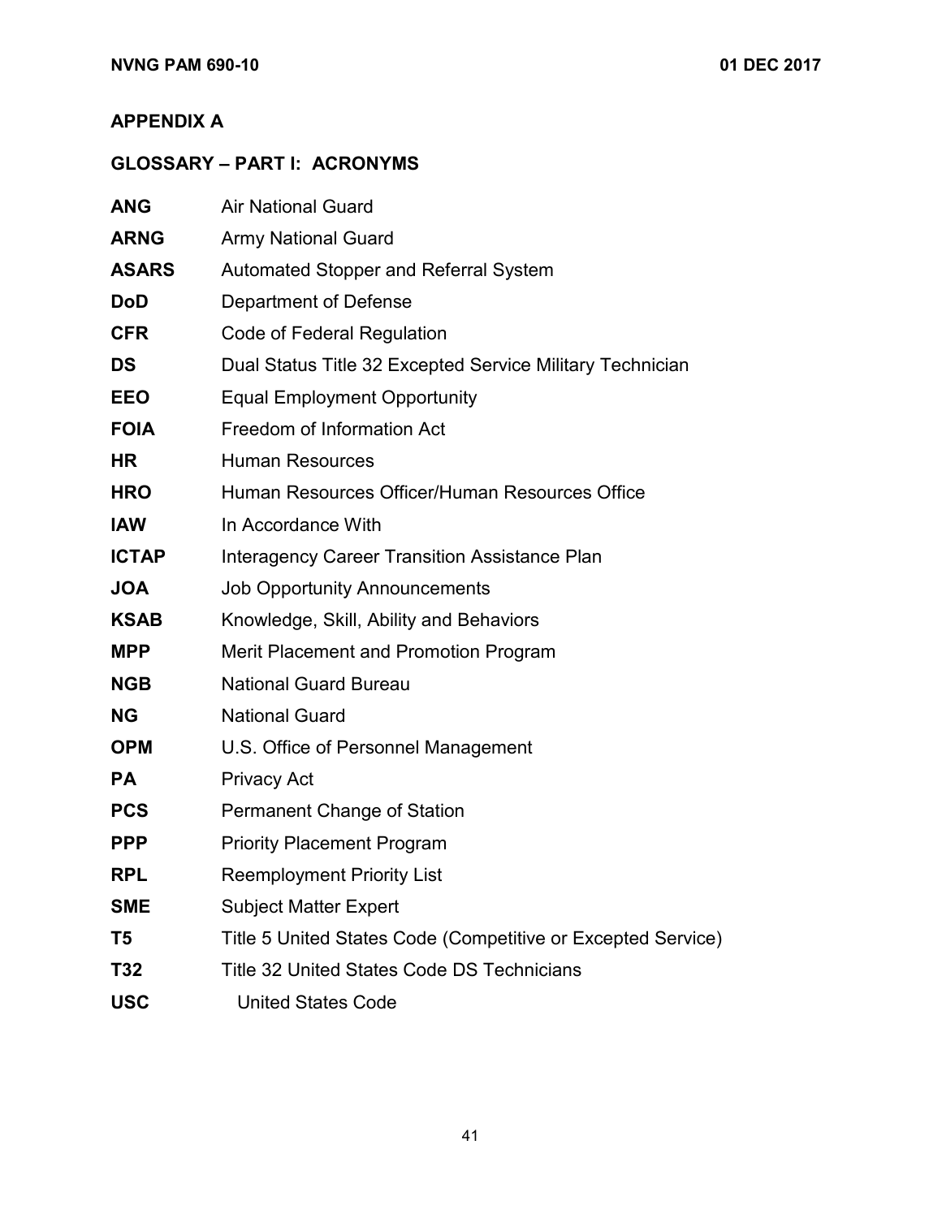## APPENDIX A

## GLOSSARY – PART I: ACRONYMS

| | |
|---|---|
| **ANG** | Air National Guard |
| **ARNG** | Army National Guard |
| **ASARS** | Automated Stopper and Referral System |
| **DoD** | Department of Defense |
| **CFR** | Code of Federal Regulation |
| **DS** | Dual Status Title 32 Excepted Service Military Technician |
| **EEO** | Equal Employment Opportunity |
| **FOIA** | Freedom of Information Act |
| **HR** | Human Resources |
| **HRO** | Human Resources Officer/Human Resources Office |
| **IAW** | In Accordance With |
| **ICTAP** | Interagency Career Transition Assistance Plan |
| **JOA** | Job Opportunity Announcements |
| **KSAB** | Knowledge, Skill, Ability and Behaviors |
| **MPP** | Merit Placement and Promotion Program |
| **NGB** | National Guard Bureau |
| **NG** | National Guard |
| **OPM** | U.S. Office of Personnel Management |
| **PA** | Privacy Act |
| **PCS** | Permanent Change of Station |
| **PPP** | Priority Placement Program |
| **RPL** | Reemployment Priority List |
| **SME** | Subject Matter Expert |
| **T5** | Title 5 United States Code (Competitive or Excepted Service) |
| **T32** | Title 32 United States Code DS Technicians |
| **USC** | United States Code |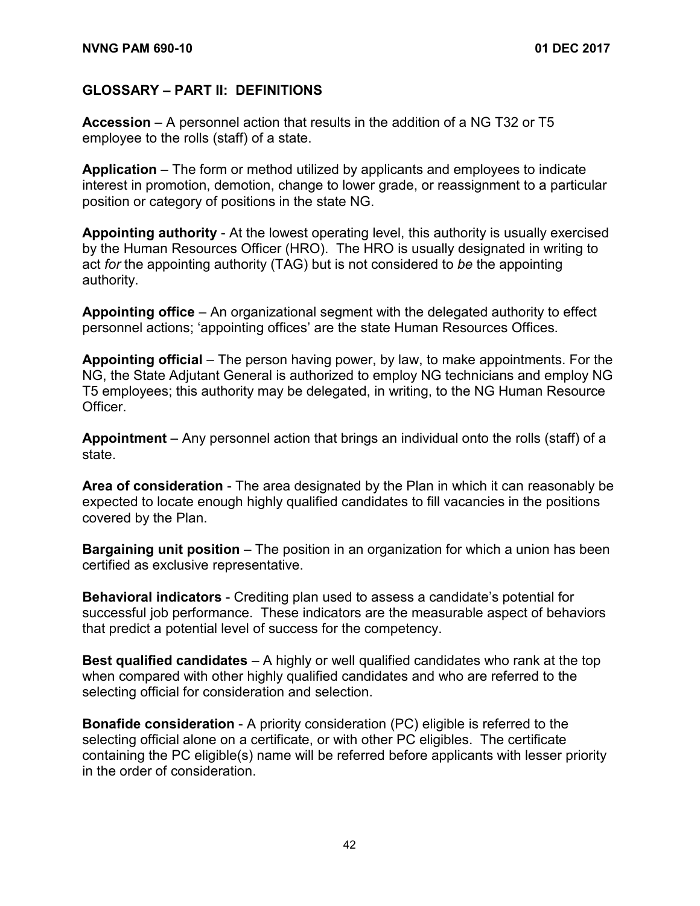## GLOSSARY – PART II: DEFINITIONS

**Accession** – A personnel action that results in the addition of a NG T32 or T5 employee to the rolls (staff) of a state.

**Application** – The form or method utilized by applicants and employees to indicate interest in promotion, demotion, change to lower grade, or reassignment to a particular position or category of positions in the state NG.

**Appointing authority** - At the lowest operating level, this authority is usually exercised by the Human Resources Officer (HRO). The HRO is usually designated in writing to act *for* the appointing authority (TAG) but is not considered to *be* the appointing authority.

**Appointing office** – An organizational segment with the delegated authority to effect personnel actions; 'appointing offices' are the state Human Resources Offices.

**Appointing official** – The person having power, by law, to make appointments. For the NG, the State Adjutant General is authorized to employ NG technicians and employ NG T5 employees; this authority may be delegated, in writing, to the NG Human Resource Officer.

**Appointment** – Any personnel action that brings an individual onto the rolls (staff) of a state.

**Area of consideration** - The area designated by the Plan in which it can reasonably be expected to locate enough highly qualified candidates to fill vacancies in the positions covered by the Plan.

**Bargaining unit position** – The position in an organization for which a union has been certified as exclusive representative.

**Behavioral indicators** - Crediting plan used to assess a candidate's potential for successful job performance. These indicators are the measurable aspect of behaviors that predict a potential level of success for the competency.

**Best qualified candidates** – A highly or well qualified candidates who rank at the top when compared with other highly qualified candidates and who are referred to the selecting official for consideration and selection.

**Bonafide consideration** - A priority consideration (PC) eligible is referred to the selecting official alone on a certificate, or with other PC eligibles. The certificate containing the PC eligible(s) name will be referred before applicants with lesser priority in the order of consideration.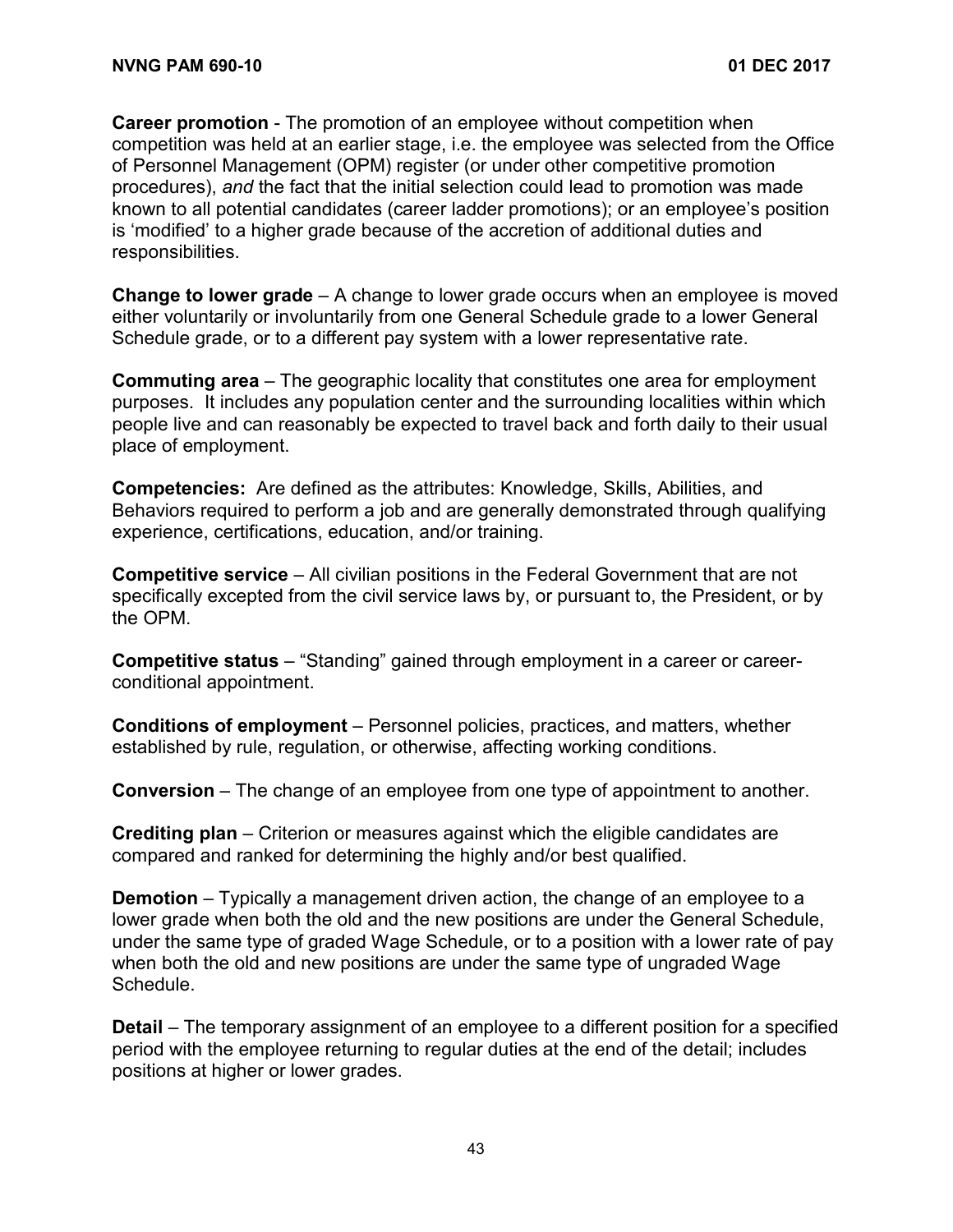**Career promotion** - The promotion of an employee without competition when competition was held at an earlier stage, i.e. the employee was selected from the Office of Personnel Management (OPM) register (or under other competitive promotion procedures), *and* the fact that the initial selection could lead to promotion was made known to all potential candidates (career ladder promotions); or an employee's position is 'modified' to a higher grade because of the accretion of additional duties and responsibilities.

**Change to lower grade** – A change to lower grade occurs when an employee is moved either voluntarily or involuntarily from one General Schedule grade to a lower General Schedule grade, or to a different pay system with a lower representative rate.

**Commuting area** – The geographic locality that constitutes one area for employment purposes. It includes any population center and the surrounding localities within which people live and can reasonably be expected to travel back and forth daily to their usual place of employment.

**Competencies:** Are defined as the attributes: Knowledge, Skills, Abilities, and Behaviors required to perform a job and are generally demonstrated through qualifying experience, certifications, education, and/or training.

**Competitive service** – All civilian positions in the Federal Government that are not specifically excepted from the civil service laws by, or pursuant to, the President, or by the OPM.

**Competitive status** – "Standing" gained through employment in a career or career-conditional appointment.

**Conditions of employment** – Personnel policies, practices, and matters, whether established by rule, regulation, or otherwise, affecting working conditions.

**Conversion** – The change of an employee from one type of appointment to another.

**Crediting plan** – Criterion or measures against which the eligible candidates are compared and ranked for determining the highly and/or best qualified.

**Demotion** – Typically a management driven action, the change of an employee to a lower grade when both the old and the new positions are under the General Schedule, under the same type of graded Wage Schedule, or to a position with a lower rate of pay when both the old and new positions are under the same type of ungraded Wage Schedule.

**Detail** – The temporary assignment of an employee to a different position for a specified period with the employee returning to regular duties at the end of the detail; includes positions at higher or lower grades.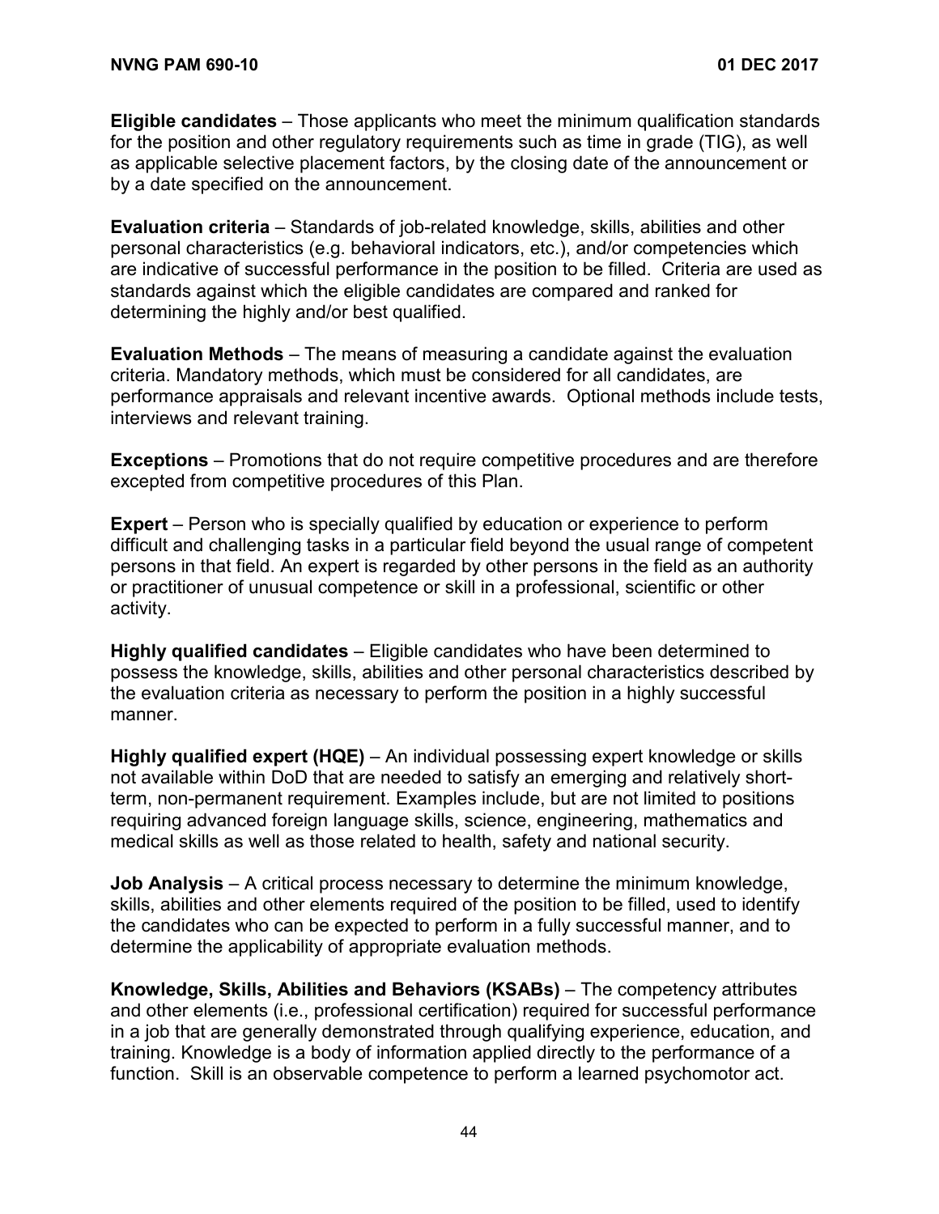**Eligible candidates** – Those applicants who meet the minimum qualification standards for the position and other regulatory requirements such as time in grade (TIG), as well as applicable selective placement factors, by the closing date of the announcement or by a date specified on the announcement.

**Evaluation criteria** – Standards of job-related knowledge, skills, abilities and other personal characteristics (e.g. behavioral indicators, etc.), and/or competencies which are indicative of successful performance in the position to be filled. Criteria are used as standards against which the eligible candidates are compared and ranked for determining the highly and/or best qualified.

**Evaluation Methods** – The means of measuring a candidate against the evaluation criteria. Mandatory methods, which must be considered for all candidates, are performance appraisals and relevant incentive awards. Optional methods include tests, interviews and relevant training.

**Exceptions** – Promotions that do not require competitive procedures and are therefore excepted from competitive procedures of this Plan.

**Expert** – Person who is specially qualified by education or experience to perform difficult and challenging tasks in a particular field beyond the usual range of competent persons in that field. An expert is regarded by other persons in the field as an authority or practitioner of unusual competence or skill in a professional, scientific or other activity.

**Highly qualified candidates** – Eligible candidates who have been determined to possess the knowledge, skills, abilities and other personal characteristics described by the evaluation criteria as necessary to perform the position in a highly successful manner.

**Highly qualified expert (HQE)** – An individual possessing expert knowledge or skills not available within DoD that are needed to satisfy an emerging and relatively short-term, non-permanent requirement. Examples include, but are not limited to positions requiring advanced foreign language skills, science, engineering, mathematics and medical skills as well as those related to health, safety and national security.

**Job Analysis** – A critical process necessary to determine the minimum knowledge, skills, abilities and other elements required of the position to be filled, used to identify the candidates who can be expected to perform in a fully successful manner, and to determine the applicability of appropriate evaluation methods.

**Knowledge, Skills, Abilities and Behaviors (KSABs)** – The competency attributes and other elements (i.e., professional certification) required for successful performance in a job that are generally demonstrated through qualifying experience, education, and training. Knowledge is a body of information applied directly to the performance of a function. Skill is an observable competence to perform a learned psychomotor act.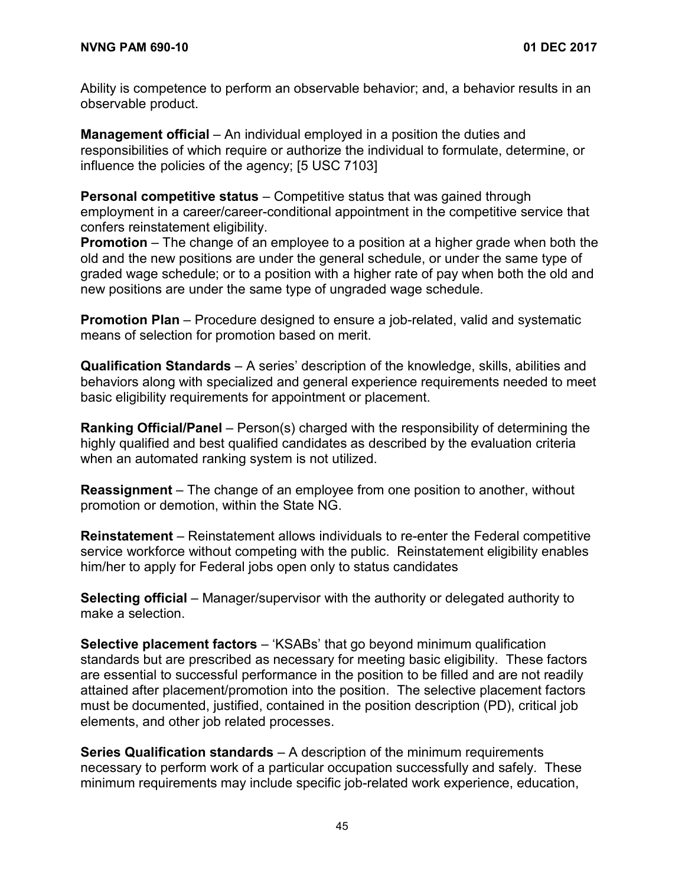Ability is competence to perform an observable behavior; and, a behavior results in an observable product.

**Management official** – An individual employed in a position the duties and responsibilities of which require or authorize the individual to formulate, determine, or influence the policies of the agency; [5 USC 7103]

**Personal competitive status** – Competitive status that was gained through employment in a career/career-conditional appointment in the competitive service that confers reinstatement eligibility.

**Promotion** – The change of an employee to a position at a higher grade when both the old and the new positions are under the general schedule, or under the same type of graded wage schedule; or to a position with a higher rate of pay when both the old and new positions are under the same type of ungraded wage schedule.

**Promotion Plan** – Procedure designed to ensure a job-related, valid and systematic means of selection for promotion based on merit.

**Qualification Standards** – A series' description of the knowledge, skills, abilities and behaviors along with specialized and general experience requirements needed to meet basic eligibility requirements for appointment or placement.

**Ranking Official/Panel** – Person(s) charged with the responsibility of determining the highly qualified and best qualified candidates as described by the evaluation criteria when an automated ranking system is not utilized.

**Reassignment** – The change of an employee from one position to another, without promotion or demotion, within the State NG.

**Reinstatement** – Reinstatement allows individuals to re-enter the Federal competitive service workforce without competing with the public. Reinstatement eligibility enables him/her to apply for Federal jobs open only to status candidates

**Selecting official** – Manager/supervisor with the authority or delegated authority to make a selection.

**Selective placement factors** – 'KSABs' that go beyond minimum qualification standards but are prescribed as necessary for meeting basic eligibility. These factors are essential to successful performance in the position to be filled and are not readily attained after placement/promotion into the position. The selective placement factors must be documented, justified, contained in the position description (PD), critical job elements, and other job related processes.

**Series Qualification standards** – A description of the minimum requirements necessary to perform work of a particular occupation successfully and safely. These minimum requirements may include specific job-related work experience, education,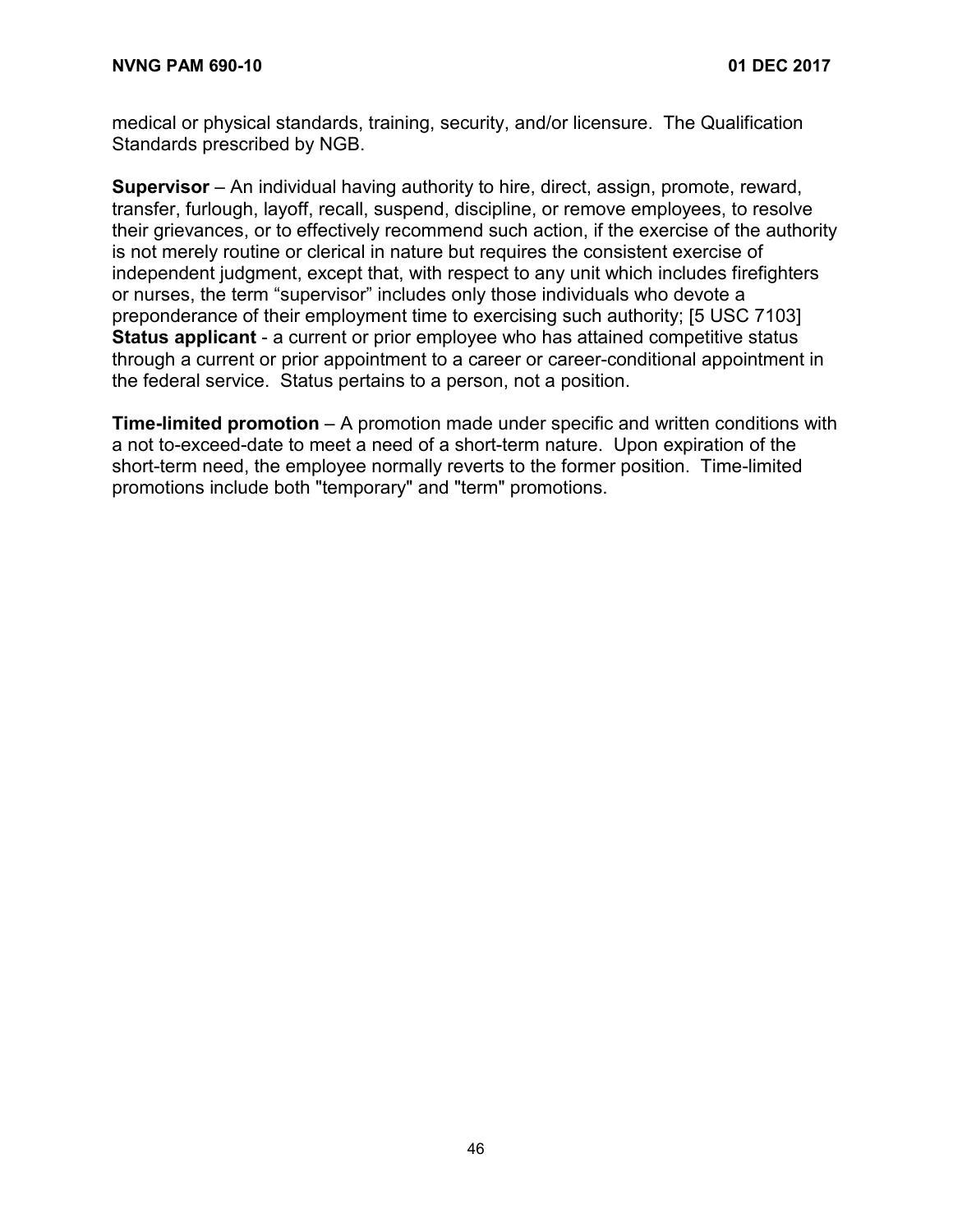medical or physical standards, training, security, and/or licensure. The Qualification Standards prescribed by NGB.

**Supervisor** – An individual having authority to hire, direct, assign, promote, reward, transfer, furlough, layoff, recall, suspend, discipline, or remove employees, to resolve their grievances, or to effectively recommend such action, if the exercise of the authority is not merely routine or clerical in nature but requires the consistent exercise of independent judgment, except that, with respect to any unit which includes firefighters or nurses, the term “supervisor” includes only those individuals who devote a preponderance of their employment time to exercising such authority; [5 USC 7103]
**Status applicant** - a current or prior employee who has attained competitive status through a current or prior appointment to a career or career-conditional appointment in the federal service. Status pertains to a person, not a position.

**Time-limited promotion** – A promotion made under specific and written conditions with a not to-exceed-date to meet a need of a short-term nature. Upon expiration of the short-term need, the employee normally reverts to the former position. Time-limited promotions include both "temporary" and "term" promotions.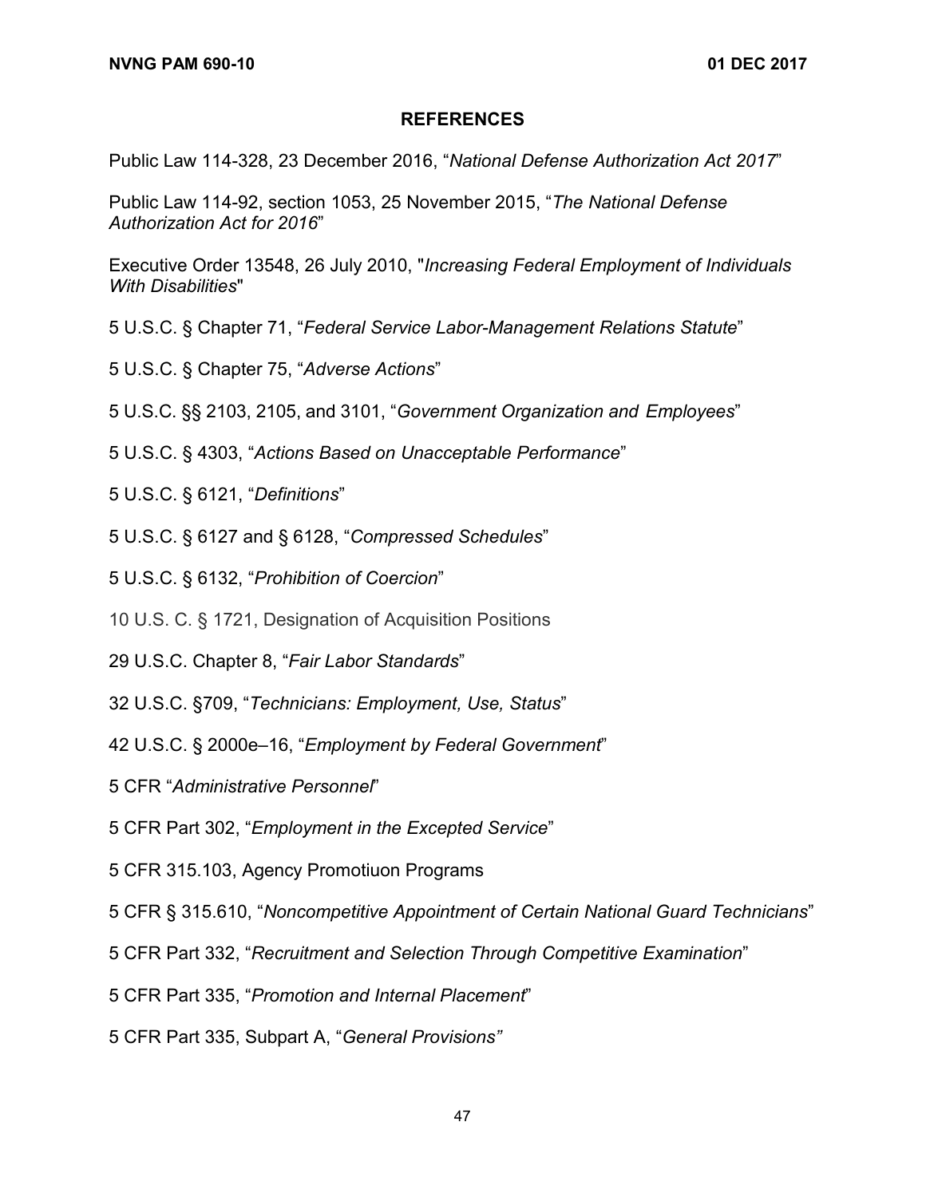## REFERENCES

Public Law 114-328, 23 December 2016, "*National Defense Authorization Act 2017*"

Public Law 114-92, section 1053, 25 November 2015, "*The National Defense Authorization Act for 2016*"

Executive Order 13548, 26 July 2010, "*Increasing Federal Employment of Individuals With Disabilities*"

5 U.S.C. § Chapter 71, "*Federal Service Labor-Management Relations Statute*"

5 U.S.C. § Chapter 75, "*Adverse Actions*"

5 U.S.C. §§ 2103, 2105, and 3101, "*Government Organization and Employees*"

5 U.S.C. § 4303, "*Actions Based on Unacceptable Performance*"

5 U.S.C. § 6121, "*Definitions*"

5 U.S.C. § 6127 and § 6128, "*Compressed Schedules*"

5 U.S.C. § 6132, "*Prohibition of Coercion*"

10 U.S. C. § 1721, Designation of Acquisition Positions

29 U.S.C. Chapter 8, "*Fair Labor Standards*"

32 U.S.C. §709, "*Technicians: Employment, Use, Status*"

42 U.S.C. § 2000e–16, "*Employment by Federal Government*"

5 CFR "*Administrative Personnel*"

5 CFR Part 302, "*Employment in the Excepted Service*"

5 CFR 315.103, Agency Promotiuon Programs

5 CFR § 315.610, "*Noncompetitive Appointment of Certain National Guard Technicians*"

5 CFR Part 332, "*Recruitment and Selection Through Competitive Examination*"

5 CFR Part 335, "*Promotion and Internal Placement*"

5 CFR Part 335, Subpart A, "*General Provisions"*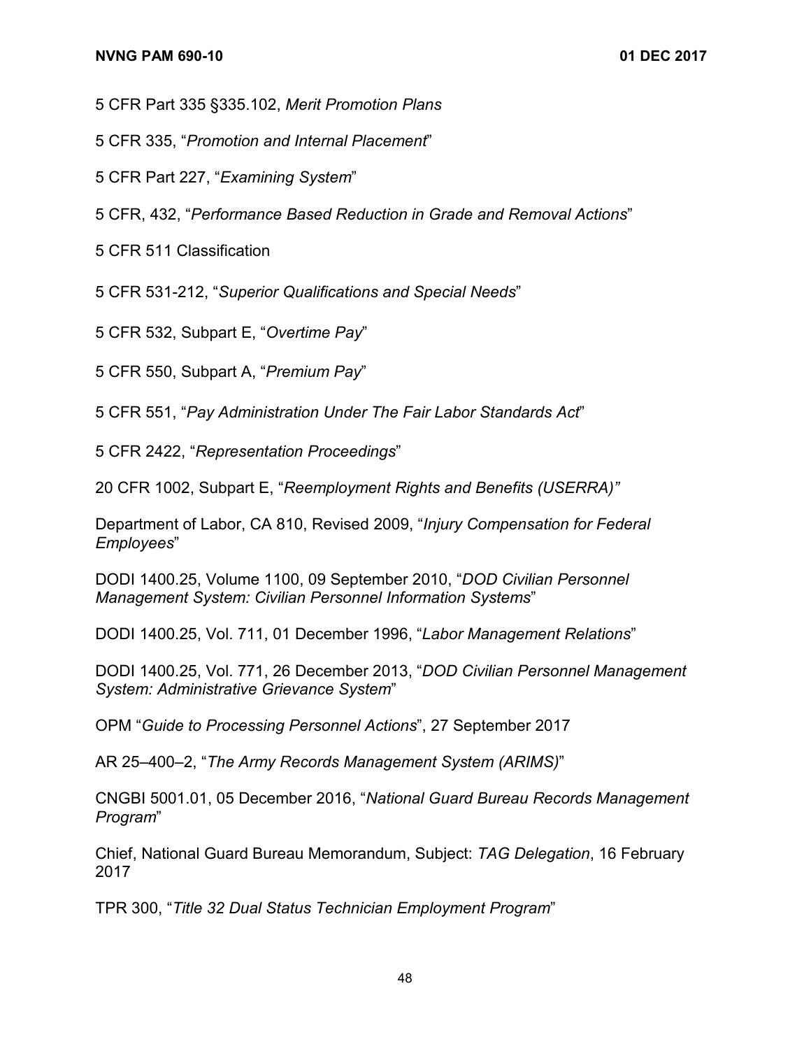5 CFR Part 335 §335.102, *Merit Promotion Plans*

5 CFR 335, "*Promotion and Internal Placement*"

5 CFR Part 227, "*Examining System*"

5 CFR, 432, "*Performance Based Reduction in Grade and Removal Actions*"

5 CFR 511 Classification

5 CFR 531-212, "*Superior Qualifications and Special Needs*"

5 CFR 532, Subpart E, "*Overtime Pay*"

5 CFR 550, Subpart A, "*Premium Pay*"

5 CFR 551, "*Pay Administration Under The Fair Labor Standards Act*"

5 CFR 2422, "*Representation Proceedings*"

20 CFR 1002, Subpart E, "*Reemployment Rights and Benefits (USERRA)*"

Department of Labor, CA 810, Revised 2009, "*Injury Compensation for Federal Employees*"

DODI 1400.25, Volume 1100, 09 September 2010, "*DOD Civilian Personnel Management System: Civilian Personnel Information Systems*"

DODI 1400.25, Vol. 711, 01 December 1996, "*Labor Management Relations*"

DODI 1400.25, Vol. 771, 26 December 2013, "*DOD Civilian Personnel Management System: Administrative Grievance System*"

OPM "*Guide to Processing Personnel Actions*", 27 September 2017

AR 25–400–2, "*The Army Records Management System (ARIMS)*"

CNGBI 5001.01, 05 December 2016, "*National Guard Bureau Records Management Program*"

Chief, National Guard Bureau Memorandum, Subject: *TAG Delegation*, 16 February 2017

TPR 300, "*Title 32 Dual Status Technician Employment Program*"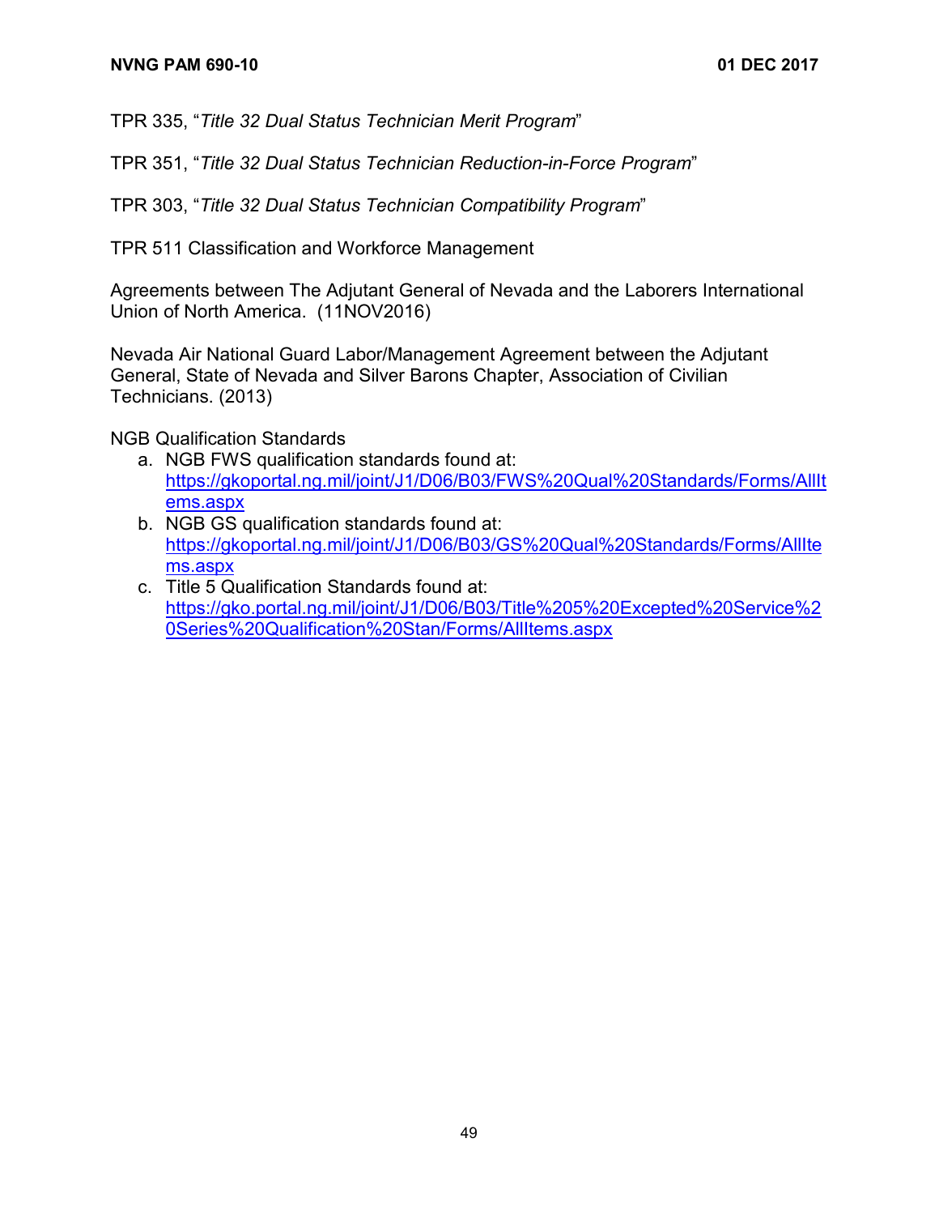TPR 335, "*Title 32 Dual Status Technician Merit Program*"

TPR 351, "*Title 32 Dual Status Technician Reduction-in-Force Program*"

TPR 303, "*Title 32 Dual Status Technician Compatibility Program*"

TPR 511 Classification and Workforce Management

Agreements between The Adjutant General of Nevada and the Laborers International Union of North America. (11NOV2016)

Nevada Air National Guard Labor/Management Agreement between the Adjutant General, State of Nevada and Silver Barons Chapter, Association of Civilian Technicians. (2013)

NGB Qualification Standards

a. NGB FWS qualification standards found at: https://gkoportal.ng.mil/joint/J1/D06/B03/FWS%20Qual%20Standards/Forms/AllItems.aspx
b. NGB GS qualification standards found at: https://gkoportal.ng.mil/joint/J1/D06/B03/GS%20Qual%20Standards/Forms/AllItems.aspx
c. Title 5 Qualification Standards found at: https://gko.portal.ng.mil/joint/J1/D06/B03/Title%205%20Excepted%20Service%20Series%20Qualification%20Stan/Forms/AllItems.aspx